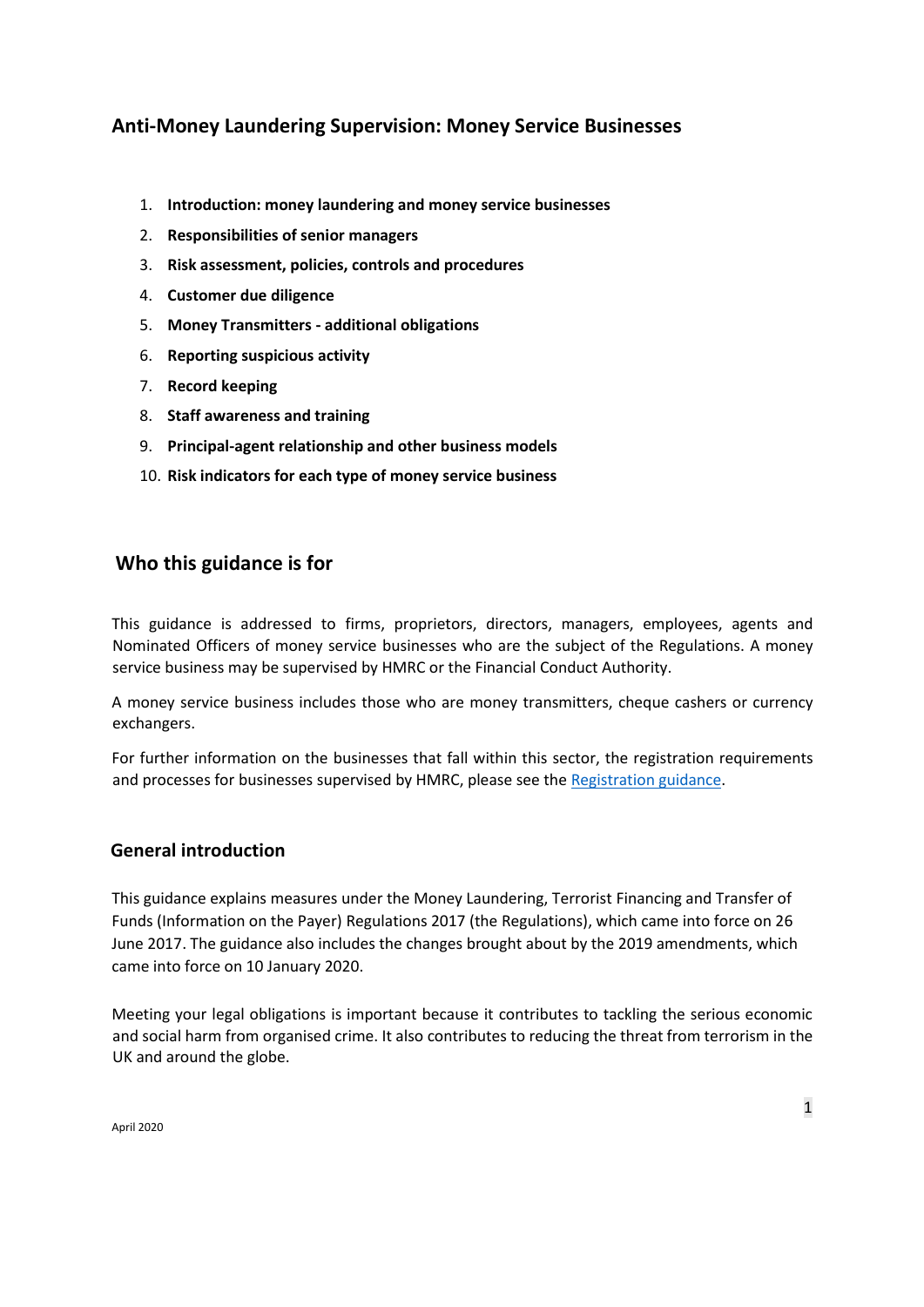# Anti-Money Laundering Supervision: Money Service Businesses

1. **Introduction: money laundering and money service businesses**
2. **Responsibilities of senior managers**
3. **Risk assessment, policies, controls and procedures**
4. **Customer due diligence**
5. **Money Transmitters - additional obligations**
6. **Reporting suspicious activity**
7. **Record keeping**
8. **Staff awareness and training**
9. **Principal-agent relationship and other business models**
10. **Risk indicators for each type of money service business**

## Who this guidance is for

This guidance is addressed to firms, proprietors, directors, managers, employees, agents and Nominated Officers of money service businesses who are the subject of the Regulations. A money service business may be supervised by HMRC or the Financial Conduct Authority.

A money service business includes those who are money transmitters, cheque cashers or currency exchangers.

For further information on the businesses that fall within this sector, the registration requirements and processes for businesses supervised by HMRC, please see the Registration guidance.

## General introduction

This guidance explains measures under the Money Laundering, Terrorist Financing and Transfer of Funds (Information on the Payer) Regulations 2017 (the Regulations), which came into force on 26 June 2017. The guidance also includes the changes brought about by the 2019 amendments, which came into force on 10 January 2020.

Meeting your legal obligations is important because it contributes to tackling the serious economic and social harm from organised crime. It also contributes to reducing the threat from terrorism in the UK and around the globe.

April 2020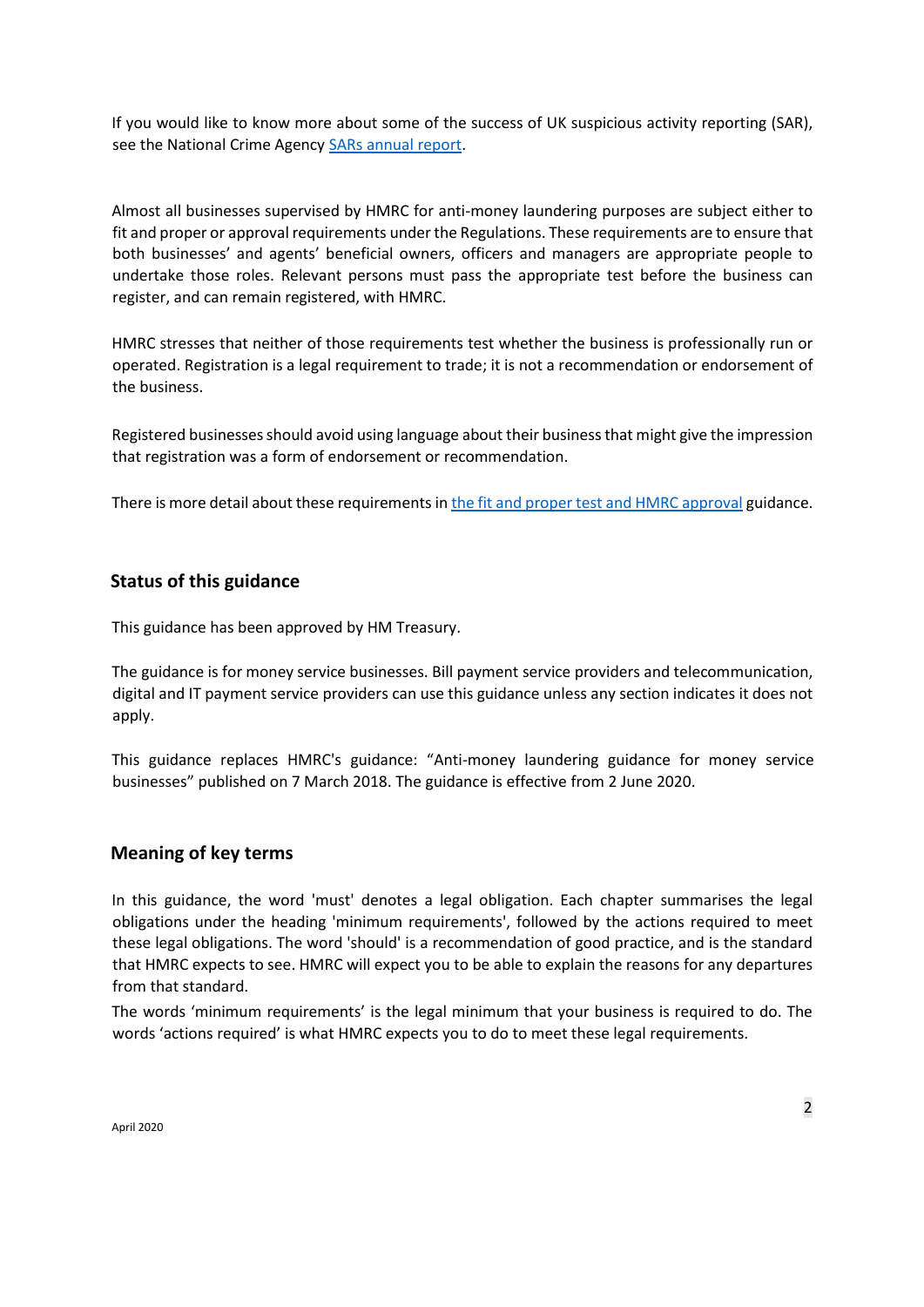If you would like to know more about some of the success of UK suspicious activity reporting (SAR), see the National Crime Agency [SARs annual report](#).

Almost all businesses supervised by HMRC for anti-money laundering purposes are subject either to fit and proper or approval requirements under the Regulations. These requirements are to ensure that both businesses' and agents' beneficial owners, officers and managers are appropriate people to undertake those roles. Relevant persons must pass the appropriate test before the business can register, and can remain registered, with HMRC.

HMRC stresses that neither of those requirements test whether the business is professionally run or operated. Registration is a legal requirement to trade; it is not a recommendation or endorsement of the business.

Registered businesses should avoid using language about their business that might give the impression that registration was a form of endorsement or recommendation.

There is more detail about these requirements in [the fit and proper test and HMRC approval](#) guidance.

## Status of this guidance

This guidance has been approved by HM Treasury.

The guidance is for money service businesses. Bill payment service providers and telecommunication, digital and IT payment service providers can use this guidance unless any section indicates it does not apply.

This guidance replaces HMRC's guidance: "Anti-money laundering guidance for money service businesses" published on 7 March 2018. The guidance is effective from 2 June 2020.

## Meaning of key terms

In this guidance, the word 'must' denotes a legal obligation. Each chapter summarises the legal obligations under the heading 'minimum requirements', followed by the actions required to meet these legal obligations. The word 'should' is a recommendation of good practice, and is the standard that HMRC expects to see. HMRC will expect you to be able to explain the reasons for any departures from that standard.

The words 'minimum requirements' is the legal minimum that your business is required to do. The words 'actions required' is what HMRC expects you to do to meet these legal requirements.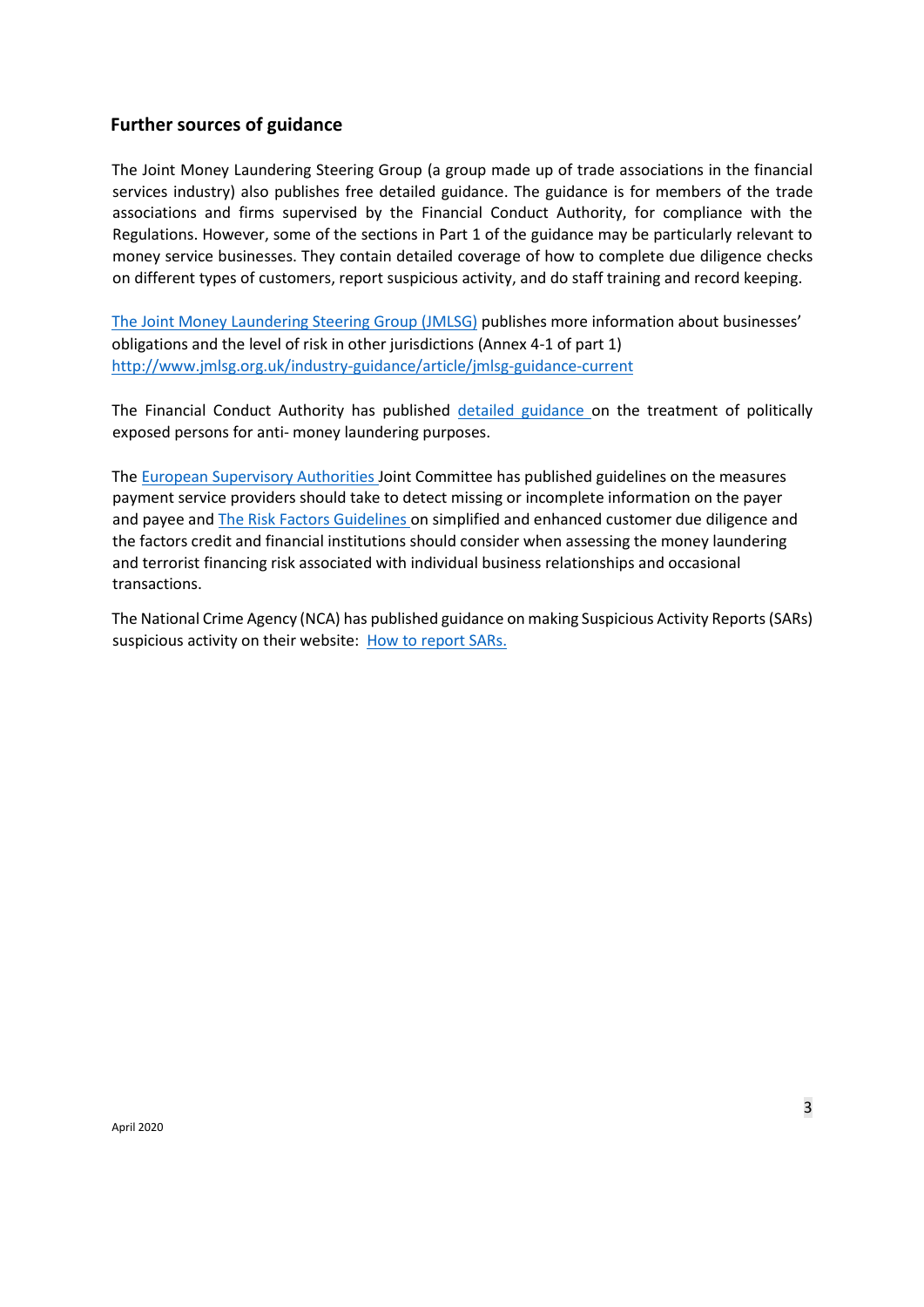## Further sources of guidance

The Joint Money Laundering Steering Group (a group made up of trade associations in the financial services industry) also publishes free detailed guidance. The guidance is for members of the trade associations and firms supervised by the Financial Conduct Authority, for compliance with the Regulations. However, some of the sections in Part 1 of the guidance may be particularly relevant to money service businesses. They contain detailed coverage of how to complete due diligence checks on different types of customers, report suspicious activity, and do staff training and record keeping.

The Joint Money Laundering Steering Group (JMLSG) publishes more information about businesses' obligations and the level of risk in other jurisdictions (Annex 4-1 of part 1) http://www.jmlsg.org.uk/industry-guidance/article/jmlsg-guidance-current

The Financial Conduct Authority has published detailed guidance on the treatment of politically exposed persons for anti- money laundering purposes.

The European Supervisory Authorities Joint Committee has published guidelines on the measures payment service providers should take to detect missing or incomplete information on the payer and payee and The Risk Factors Guidelines on simplified and enhanced customer due diligence and the factors credit and financial institutions should consider when assessing the money laundering and terrorist financing risk associated with individual business relationships and occasional transactions.

The National Crime Agency (NCA) has published guidance on making Suspicious Activity Reports (SARs) suspicious activity on their website: How to report SARs.

April 2020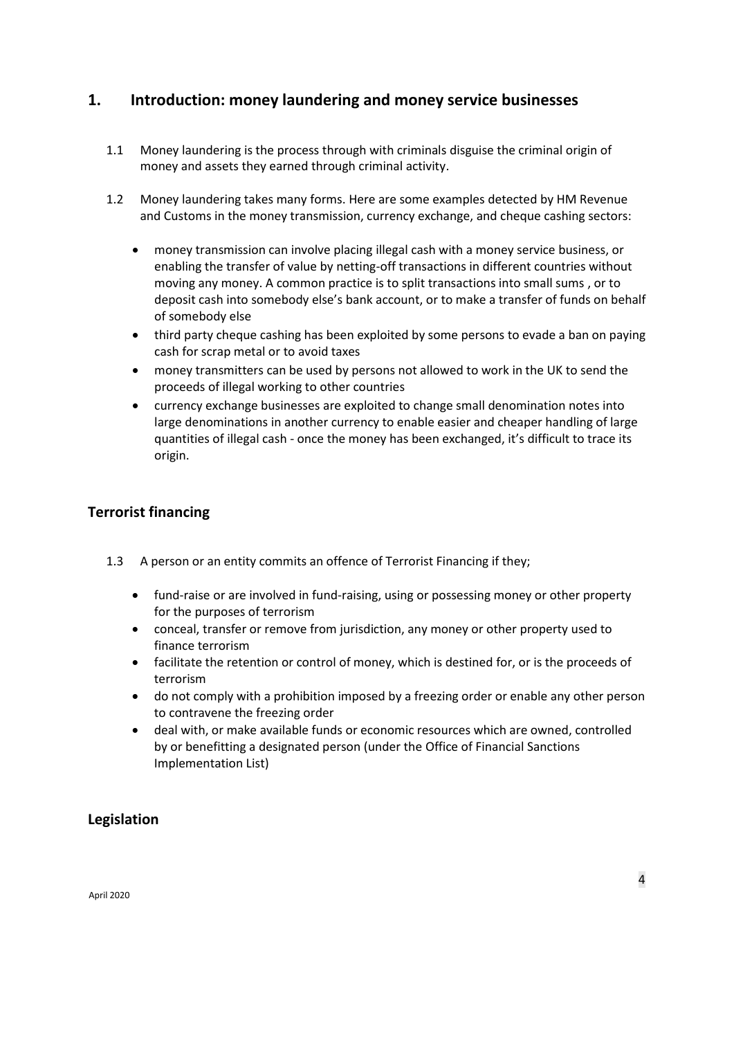## 1. Introduction: money laundering and money service businesses

1.1 Money laundering is the process through with criminals disguise the criminal origin of money and assets they earned through criminal activity.

1.2 Money laundering takes many forms. Here are some examples detected by HM Revenue and Customs in the money transmission, currency exchange, and cheque cashing sectors:

- money transmission can involve placing illegal cash with a money service business, or enabling the transfer of value by netting-off transactions in different countries without moving any money. A common practice is to split transactions into small sums , or to deposit cash into somebody else's bank account, or to make a transfer of funds on behalf of somebody else
- third party cheque cashing has been exploited by some persons to evade a ban on paying cash for scrap metal or to avoid taxes
- money transmitters can be used by persons not allowed to work in the UK to send the proceeds of illegal working to other countries
- currency exchange businesses are exploited to change small denomination notes into large denominations in another currency to enable easier and cheaper handling of large quantities of illegal cash - once the money has been exchanged, it's difficult to trace its origin.

### Terrorist financing

1.3 A person or an entity commits an offence of Terrorist Financing if they;

- fund-raise or are involved in fund-raising, using or possessing money or other property for the purposes of terrorism
- conceal, transfer or remove from jurisdiction, any money or other property used to finance terrorism
- facilitate the retention or control of money, which is destined for, or is the proceeds of terrorism
- do not comply with a prohibition imposed by a freezing order or enable any other person to contravene the freezing order
- deal with, or make available funds or economic resources which are owned, controlled by or benefitting a designated person (under the Office of Financial Sanctions Implementation List)

### Legislation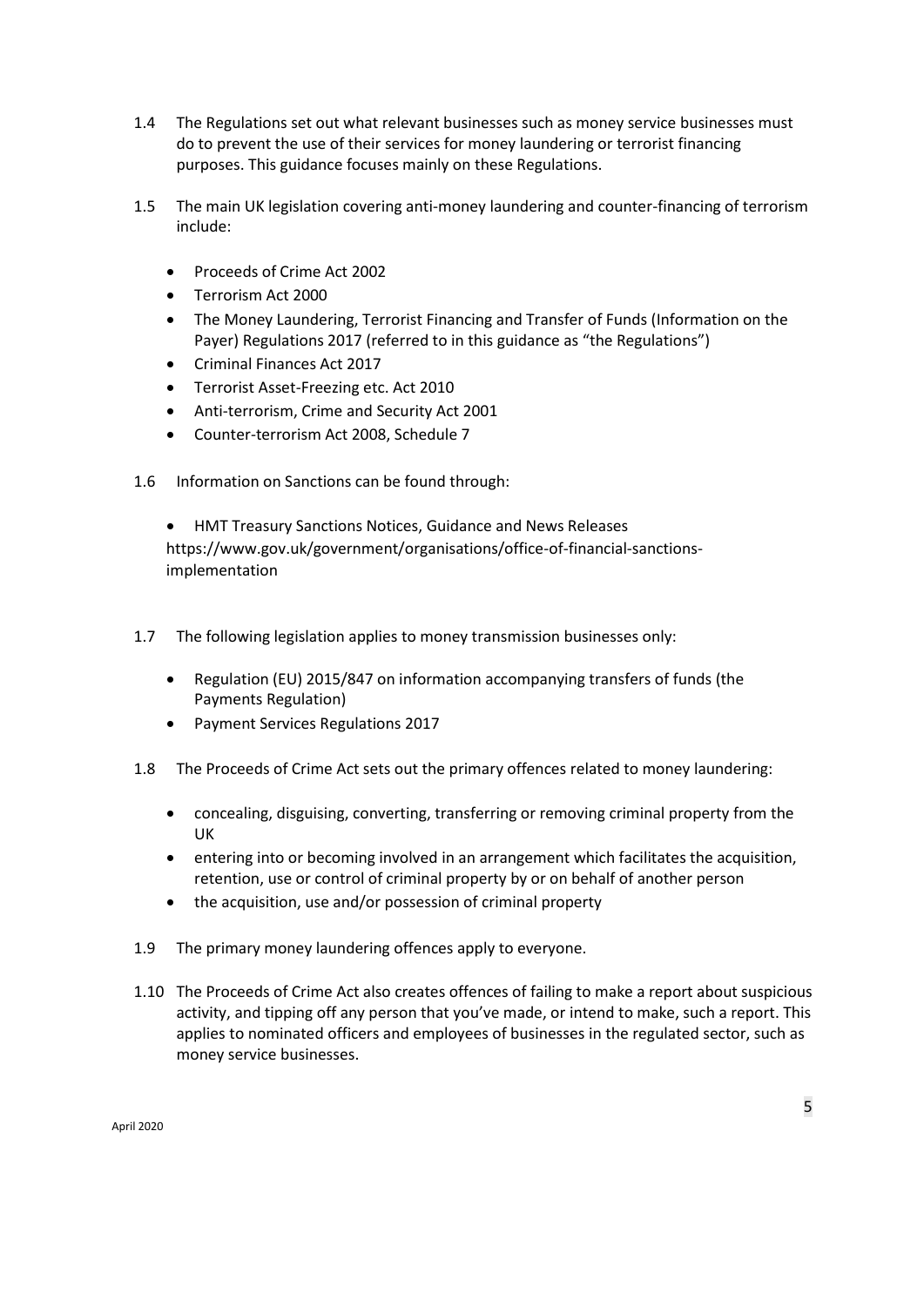1.4 The Regulations set out what relevant businesses such as money service businesses must do to prevent the use of their services for money laundering or terrorist financing purposes. This guidance focuses mainly on these Regulations.

1.5 The main UK legislation covering anti-money laundering and counter-financing of terrorism include:

- Proceeds of Crime Act 2002
- Terrorism Act 2000
- The Money Laundering, Terrorist Financing and Transfer of Funds (Information on the Payer) Regulations 2017 (referred to in this guidance as "the Regulations")
- Criminal Finances Act 2017
- Terrorist Asset-Freezing etc. Act 2010
- Anti-terrorism, Crime and Security Act 2001
- Counter-terrorism Act 2008, Schedule 7

1.6 Information on Sanctions can be found through:

- HMT Treasury Sanctions Notices, Guidance and News Releases https://www.gov.uk/government/organisations/office-of-financial-sanctions-implementation

1.7 The following legislation applies to money transmission businesses only:

- Regulation (EU) 2015/847 on information accompanying transfers of funds (the Payments Regulation)
- Payment Services Regulations 2017

1.8 The Proceeds of Crime Act sets out the primary offences related to money laundering:

- concealing, disguising, converting, transferring or removing criminal property from the UK
- entering into or becoming involved in an arrangement which facilitates the acquisition, retention, use or control of criminal property by or on behalf of another person
- the acquisition, use and/or possession of criminal property

1.9 The primary money laundering offences apply to everyone.

1.10 The Proceeds of Crime Act also creates offences of failing to make a report about suspicious activity, and tipping off any person that you've made, or intend to make, such a report. This applies to nominated officers and employees of businesses in the regulated sector, such as money service businesses.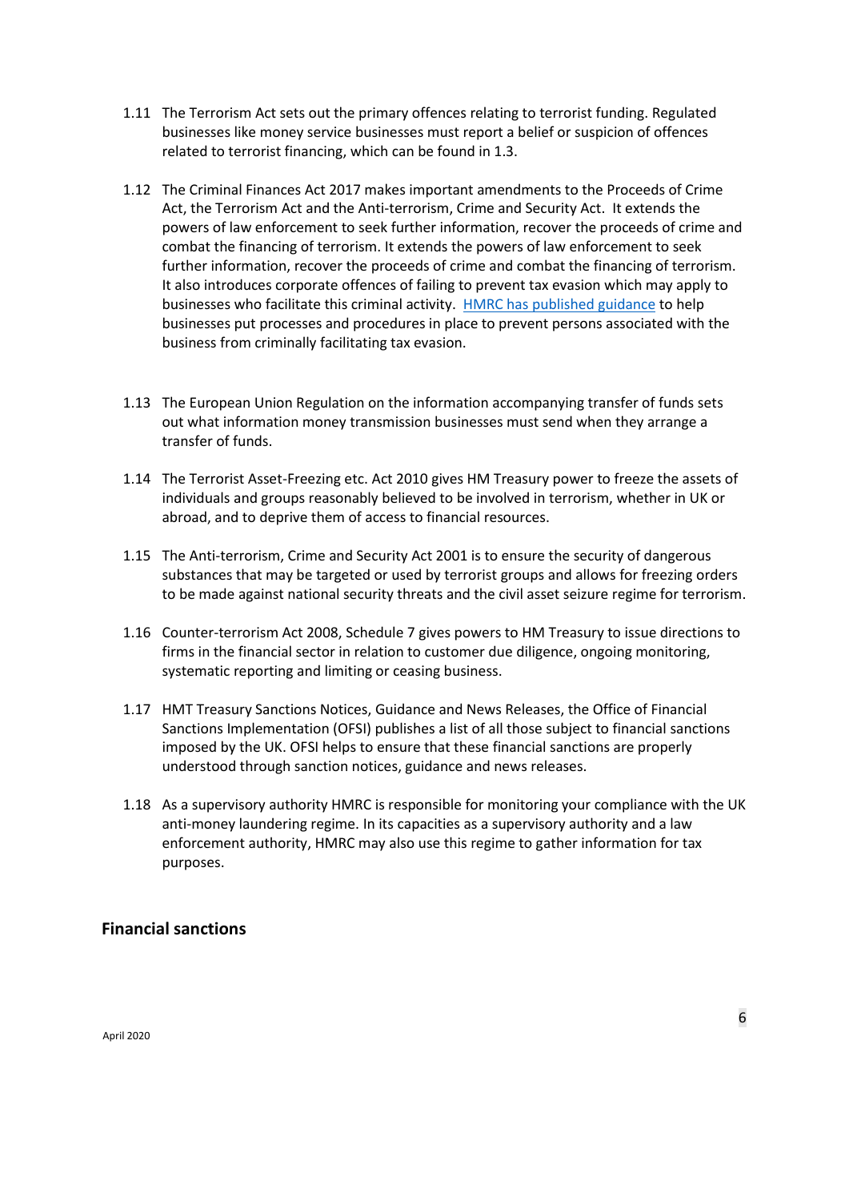1.11 The Terrorism Act sets out the primary offences relating to terrorist funding. Regulated businesses like money service businesses must report a belief or suspicion of offences related to terrorist financing, which can be found in 1.3.

1.12 The Criminal Finances Act 2017 makes important amendments to the Proceeds of Crime Act, the Terrorism Act and the Anti-terrorism, Crime and Security Act. It extends the powers of law enforcement to seek further information, recover the proceeds of crime and combat the financing of terrorism. It extends the powers of law enforcement to seek further information, recover the proceeds of crime and combat the financing of terrorism. It also introduces corporate offences of failing to prevent tax evasion which may apply to businesses who facilitate this criminal activity. [HMRC has published guidance] to help businesses put processes and procedures in place to prevent persons associated with the business from criminally facilitating tax evasion.

1.13 The European Union Regulation on the information accompanying transfer of funds sets out what information money transmission businesses must send when they arrange a transfer of funds.

1.14 The Terrorist Asset-Freezing etc. Act 2010 gives HM Treasury power to freeze the assets of individuals and groups reasonably believed to be involved in terrorism, whether in UK or abroad, and to deprive them of access to financial resources.

1.15 The Anti-terrorism, Crime and Security Act 2001 is to ensure the security of dangerous substances that may be targeted or used by terrorist groups and allows for freezing orders to be made against national security threats and the civil asset seizure regime for terrorism.

1.16 Counter-terrorism Act 2008, Schedule 7 gives powers to HM Treasury to issue directions to firms in the financial sector in relation to customer due diligence, ongoing monitoring, systematic reporting and limiting or ceasing business.

1.17 HMT Treasury Sanctions Notices, Guidance and News Releases, the Office of Financial Sanctions Implementation (OFSI) publishes a list of all those subject to financial sanctions imposed by the UK. OFSI helps to ensure that these financial sanctions are properly understood through sanction notices, guidance and news releases.

1.18 As a supervisory authority HMRC is responsible for monitoring your compliance with the UK anti-money laundering regime. In its capacities as a supervisory authority and a law enforcement authority, HMRC may also use this regime to gather information for tax purposes.

## Financial sanctions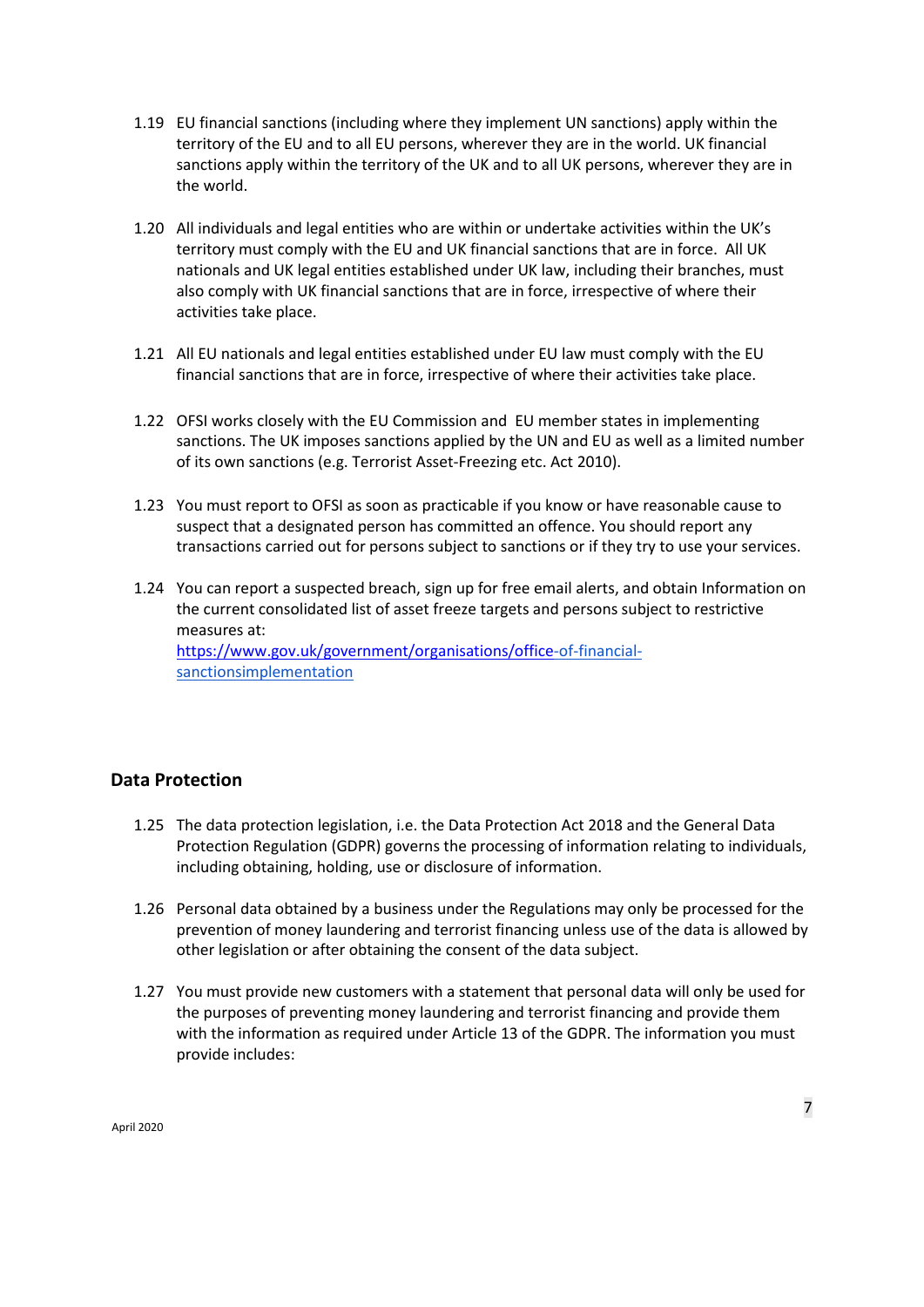1.19 EU financial sanctions (including where they implement UN sanctions) apply within the territory of the EU and to all EU persons, wherever they are in the world. UK financial sanctions apply within the territory of the UK and to all UK persons, wherever they are in the world.

1.20 All individuals and legal entities who are within or undertake activities within the UK's territory must comply with the EU and UK financial sanctions that are in force. All UK nationals and UK legal entities established under UK law, including their branches, must also comply with UK financial sanctions that are in force, irrespective of where their activities take place.

1.21 All EU nationals and legal entities established under EU law must comply with the EU financial sanctions that are in force, irrespective of where their activities take place.

1.22 OFSI works closely with the EU Commission and EU member states in implementing sanctions. The UK imposes sanctions applied by the UN and EU as well as a limited number of its own sanctions (e.g. Terrorist Asset-Freezing etc. Act 2010).

1.23 You must report to OFSI as soon as practicable if you know or have reasonable cause to suspect that a designated person has committed an offence. You should report any transactions carried out for persons subject to sanctions or if they try to use your services.

1.24 You can report a suspected breach, sign up for free email alerts, and obtain Information on the current consolidated list of asset freeze targets and persons subject to restrictive measures at:
[https://www.gov.uk/government/organisations/office-of-financial-sanctionsimplementation](https://www.gov.uk/government/organisations/office-of-financial-sanctionsimplementation)

## Data Protection

1.25 The data protection legislation, i.e. the Data Protection Act 2018 and the General Data Protection Regulation (GDPR) governs the processing of information relating to individuals, including obtaining, holding, use or disclosure of information.

1.26 Personal data obtained by a business under the Regulations may only be processed for the prevention of money laundering and terrorist financing unless use of the data is allowed by other legislation or after obtaining the consent of the data subject.

1.27 You must provide new customers with a statement that personal data will only be used for the purposes of preventing money laundering and terrorist financing and provide them with the information as required under Article 13 of the GDPR. The information you must provide includes: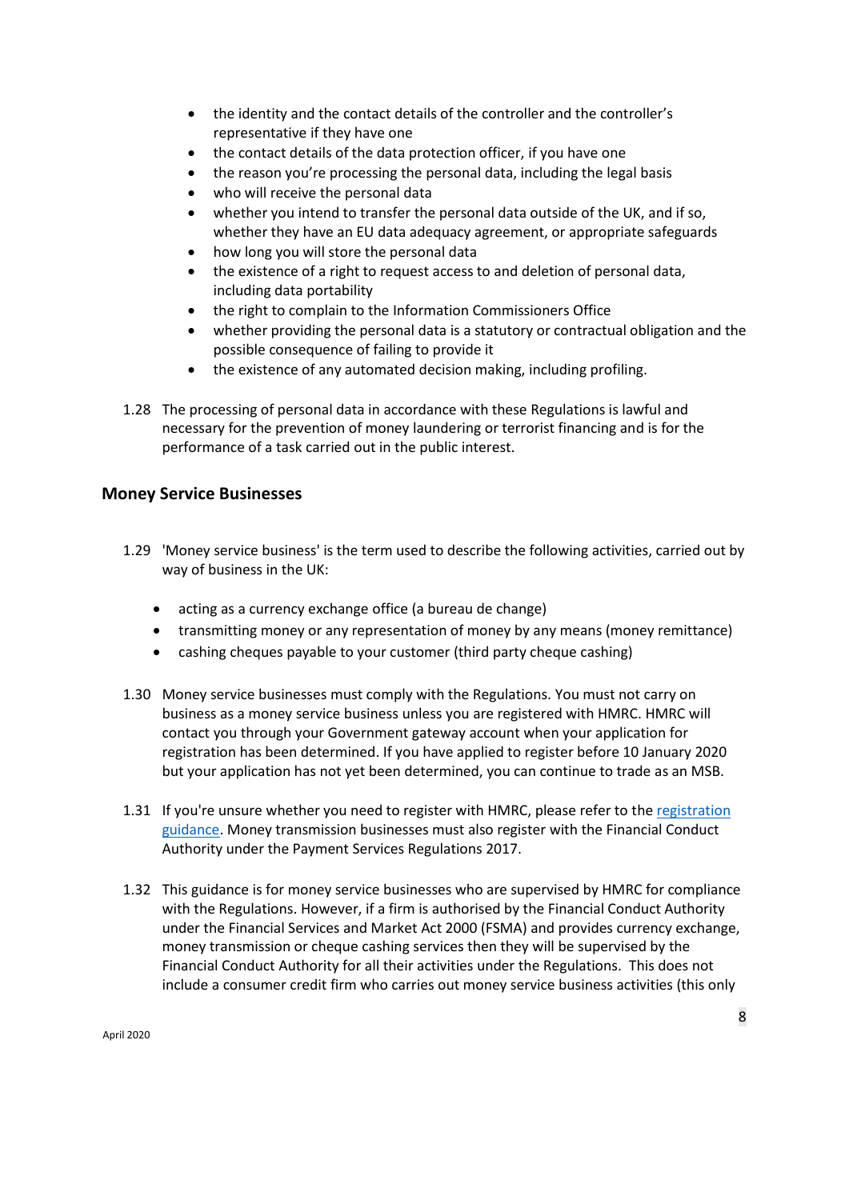- the identity and the contact details of the controller and the controller's representative if they have one
- the contact details of the data protection officer, if you have one
- the reason you're processing the personal data, including the legal basis
- who will receive the personal data
- whether you intend to transfer the personal data outside of the UK, and if so, whether they have an EU data adequacy agreement, or appropriate safeguards
- how long you will store the personal data
- the existence of a right to request access to and deletion of personal data, including data portability
- the right to complain to the Information Commissioners Office
- whether providing the personal data is a statutory or contractual obligation and the possible consequence of failing to provide it
- the existence of any automated decision making, including profiling.

1.28 The processing of personal data in accordance with these Regulations is lawful and necessary for the prevention of money laundering or terrorist financing and is for the performance of a task carried out in the public interest.

## Money Service Businesses

1.29 'Money service business' is the term used to describe the following activities, carried out by way of business in the UK:

- acting as a currency exchange office (a bureau de change)
- transmitting money or any representation of money by any means (money remittance)
- cashing cheques payable to your customer (third party cheque cashing)

1.30 Money service businesses must comply with the Regulations. You must not carry on business as a money service business unless you are registered with HMRC. HMRC will contact you through your Government gateway account when your application for registration has been determined. If you have applied to register before 10 January 2020 but your application has not yet been determined, you can continue to trade as an MSB.

1.31 If you're unsure whether you need to register with HMRC, please refer to the [registration guidance](). Money transmission businesses must also register with the Financial Conduct Authority under the Payment Services Regulations 2017.

1.32 This guidance is for money service businesses who are supervised by HMRC for compliance with the Regulations. However, if a firm is authorised by the Financial Conduct Authority under the Financial Services and Market Act 2000 (FSMA) and provides currency exchange, money transmission or cheque cashing services then they will be supervised by the Financial Conduct Authority for all their activities under the Regulations. This does not include a consumer credit firm who carries out money service business activities (this only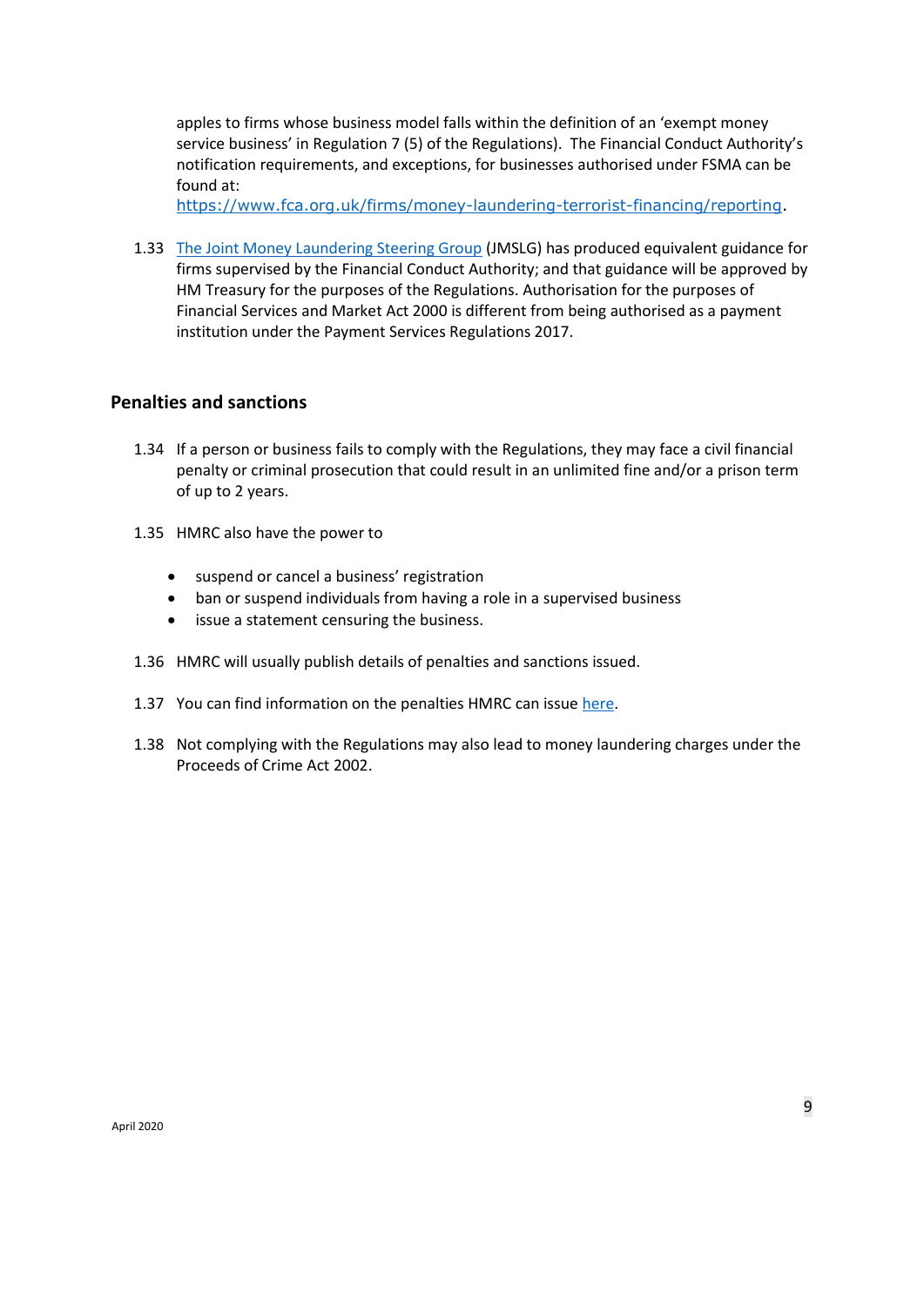apples to firms whose business model falls within the definition of an 'exempt money service business' in Regulation 7 (5) of the Regulations). The Financial Conduct Authority's notification requirements, and exceptions, for businesses authorised under FSMA can be found at: https://www.fca.org.uk/firms/money-laundering-terrorist-financing/reporting.

1.33 The Joint Money Laundering Steering Group (JMSLG) has produced equivalent guidance for firms supervised by the Financial Conduct Authority; and that guidance will be approved by HM Treasury for the purposes of the Regulations. Authorisation for the purposes of Financial Services and Market Act 2000 is different from being authorised as a payment institution under the Payment Services Regulations 2017.

## Penalties and sanctions

1.34 If a person or business fails to comply with the Regulations, they may face a civil financial penalty or criminal prosecution that could result in an unlimited fine and/or a prison term of up to 2 years.

1.35 HMRC also have the power to

- suspend or cancel a business' registration
- ban or suspend individuals from having a role in a supervised business
- issue a statement censuring the business.

1.36 HMRC will usually publish details of penalties and sanctions issued.

1.37 You can find information on the penalties HMRC can issue here.

1.38 Not complying with the Regulations may also lead to money laundering charges under the Proceeds of Crime Act 2002.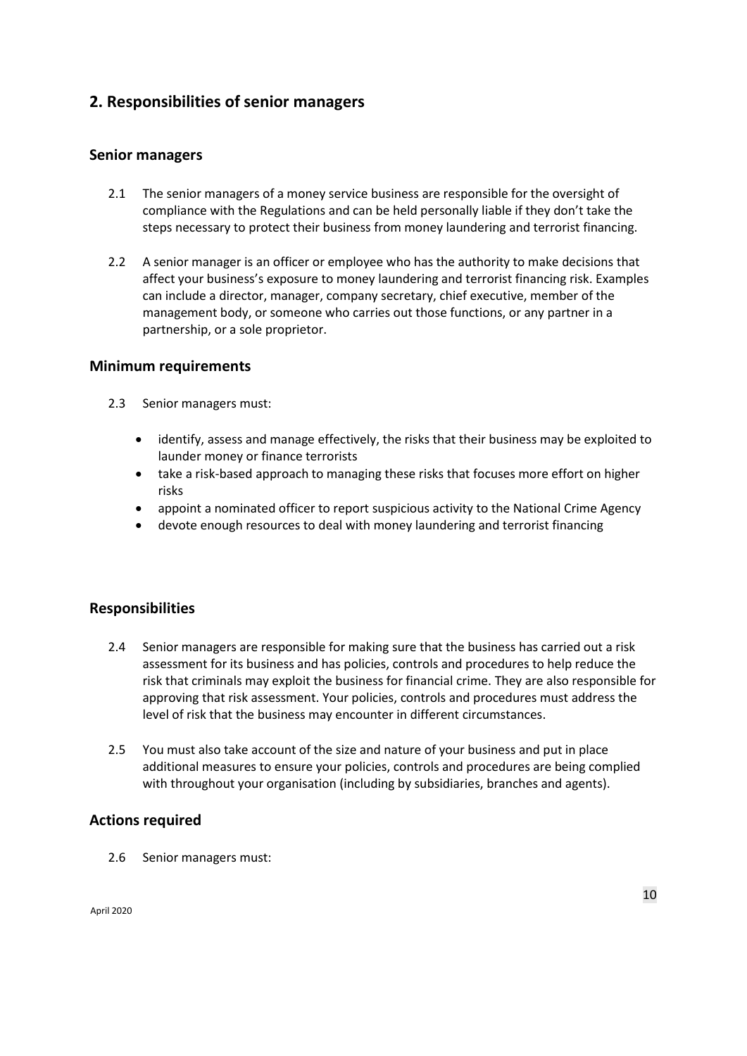## 2. Responsibilities of senior managers

### Senior managers

2.1 The senior managers of a money service business are responsible for the oversight of compliance with the Regulations and can be held personally liable if they don't take the steps necessary to protect their business from money laundering and terrorist financing.

2.2 A senior manager is an officer or employee who has the authority to make decisions that affect your business's exposure to money laundering and terrorist financing risk. Examples can include a director, manager, company secretary, chief executive, member of the management body, or someone who carries out those functions, or any partner in a partnership, or a sole proprietor.

### Minimum requirements

2.3 Senior managers must:

- identify, assess and manage effectively, the risks that their business may be exploited to launder money or finance terrorists
- take a risk-based approach to managing these risks that focuses more effort on higher risks
- appoint a nominated officer to report suspicious activity to the National Crime Agency
- devote enough resources to deal with money laundering and terrorist financing

### Responsibilities

2.4 Senior managers are responsible for making sure that the business has carried out a risk assessment for its business and has policies, controls and procedures to help reduce the risk that criminals may exploit the business for financial crime. They are also responsible for approving that risk assessment. Your policies, controls and procedures must address the level of risk that the business may encounter in different circumstances.

2.5 You must also take account of the size and nature of your business and put in place additional measures to ensure your policies, controls and procedures are being complied with throughout your organisation (including by subsidiaries, branches and agents).

### Actions required

2.6 Senior managers must: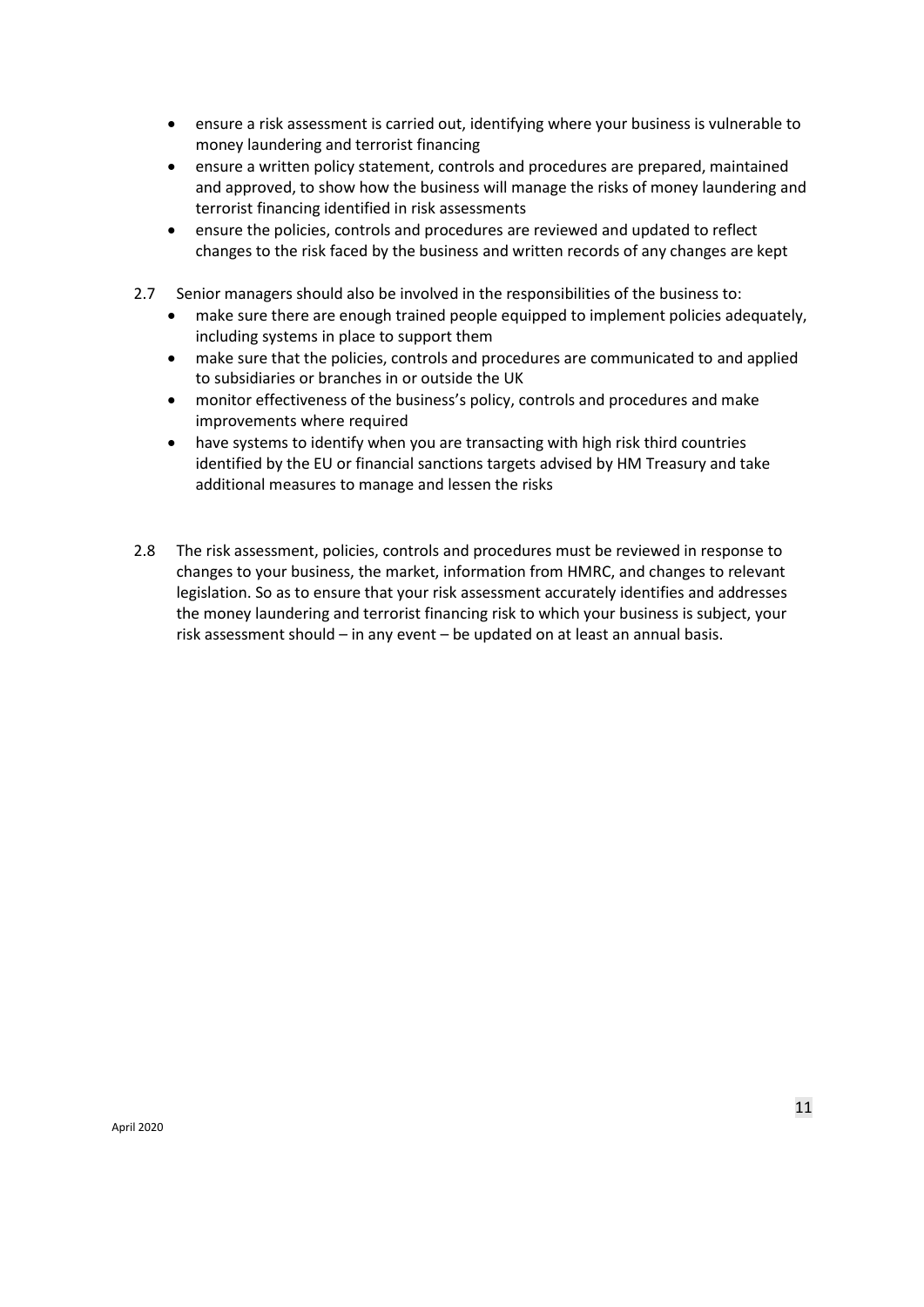- ensure a risk assessment is carried out, identifying where your business is vulnerable to money laundering and terrorist financing
- ensure a written policy statement, controls and procedures are prepared, maintained and approved, to show how the business will manage the risks of money laundering and terrorist financing identified in risk assessments
- ensure the policies, controls and procedures are reviewed and updated to reflect changes to the risk faced by the business and written records of any changes are kept

2.7 Senior managers should also be involved in the responsibilities of the business to:

- make sure there are enough trained people equipped to implement policies adequately, including systems in place to support them
- make sure that the policies, controls and procedures are communicated to and applied to subsidiaries or branches in or outside the UK
- monitor effectiveness of the business's policy, controls and procedures and make improvements where required
- have systems to identify when you are transacting with high risk third countries identified by the EU or financial sanctions targets advised by HM Treasury and take additional measures to manage and lessen the risks

2.8 The risk assessment, policies, controls and procedures must be reviewed in response to changes to your business, the market, information from HMRC, and changes to relevant legislation. So as to ensure that your risk assessment accurately identifies and addresses the money laundering and terrorist financing risk to which your business is subject, your risk assessment should – in any event – be updated on at least an annual basis.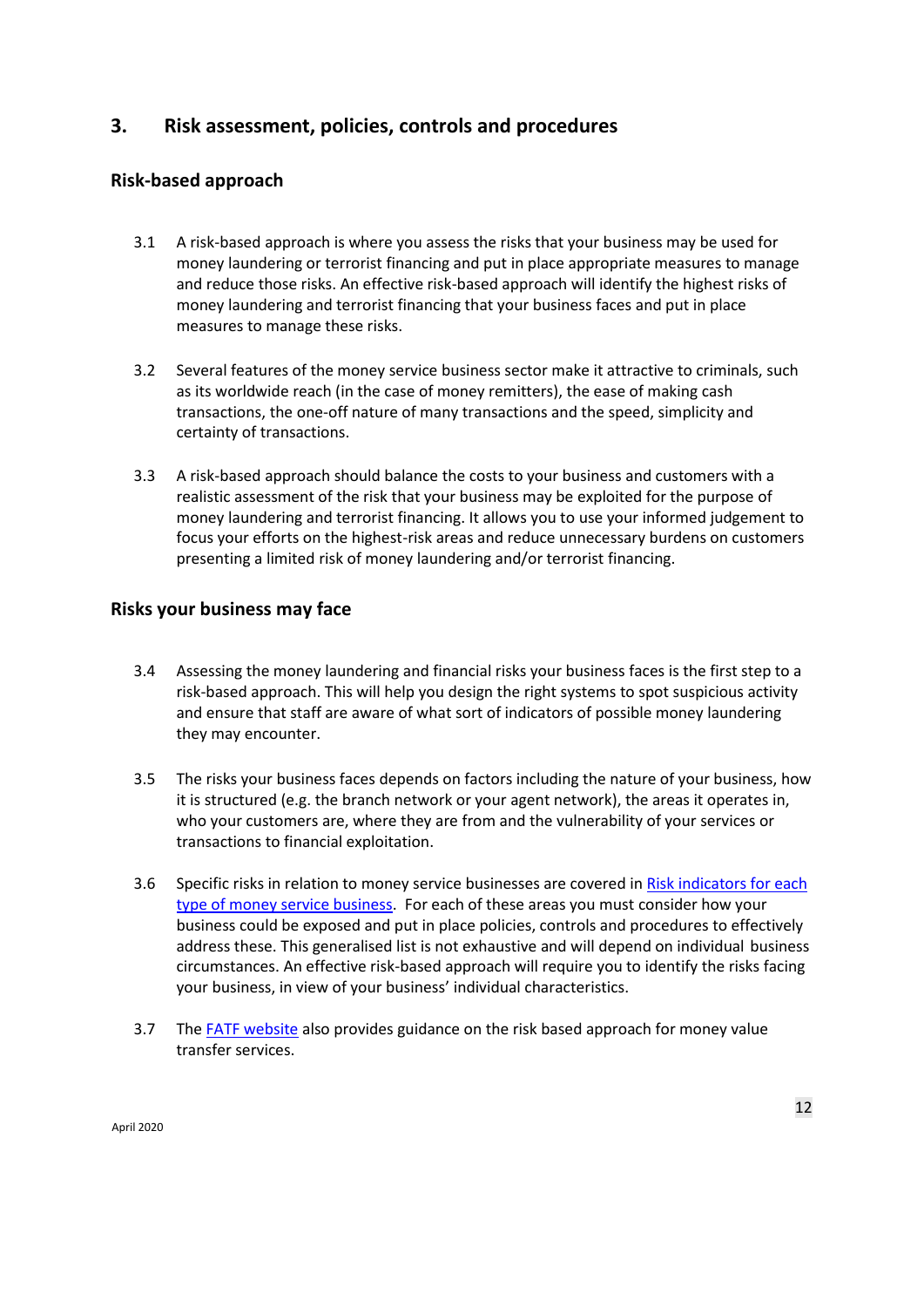## 3. Risk assessment, policies, controls and procedures

### Risk-based approach

3.1 A risk-based approach is where you assess the risks that your business may be used for money laundering or terrorist financing and put in place appropriate measures to manage and reduce those risks. An effective risk-based approach will identify the highest risks of money laundering and terrorist financing that your business faces and put in place measures to manage these risks.

3.2 Several features of the money service business sector make it attractive to criminals, such as its worldwide reach (in the case of money remitters), the ease of making cash transactions, the one-off nature of many transactions and the speed, simplicity and certainty of transactions.

3.3 A risk-based approach should balance the costs to your business and customers with a realistic assessment of the risk that your business may be exploited for the purpose of money laundering and terrorist financing. It allows you to use your informed judgement to focus your efforts on the highest-risk areas and reduce unnecessary burdens on customers presenting a limited risk of money laundering and/or terrorist financing.

### Risks your business may face

3.4 Assessing the money laundering and financial risks your business faces is the first step to a risk-based approach. This will help you design the right systems to spot suspicious activity and ensure that staff are aware of what sort of indicators of possible money laundering they may encounter.

3.5 The risks your business faces depends on factors including the nature of your business, how it is structured (e.g. the branch network or your agent network), the areas it operates in, who your customers are, where they are from and the vulnerability of your services or transactions to financial exploitation.

3.6 Specific risks in relation to money service businesses are covered in Risk indicators for each type of money service business. For each of these areas you must consider how your business could be exposed and put in place policies, controls and procedures to effectively address these. This generalised list is not exhaustive and will depend on individual business circumstances. An effective risk-based approach will require you to identify the risks facing your business, in view of your business' individual characteristics.

3.7 The FATF website also provides guidance on the risk based approach for money value transfer services.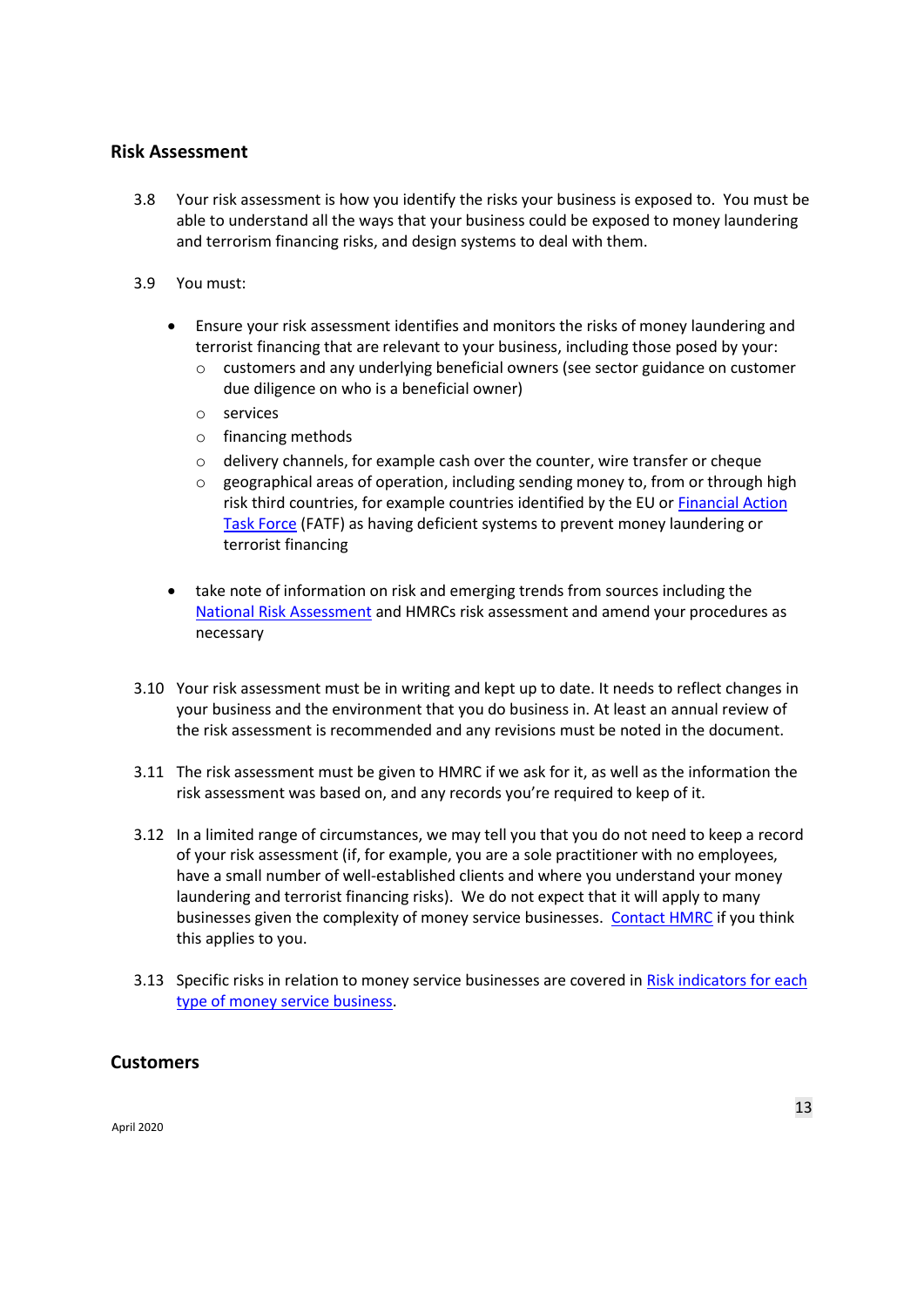## Risk Assessment

3.8 Your risk assessment is how you identify the risks your business is exposed to. You must be able to understand all the ways that your business could be exposed to money laundering and terrorism financing risks, and design systems to deal with them.

3.9 You must:

- Ensure your risk assessment identifies and monitors the risks of money laundering and terrorist financing that are relevant to your business, including those posed by your:
  - customers and any underlying beneficial owners (see sector guidance on customer due diligence on who is a beneficial owner)
  - services
  - financing methods
  - delivery channels, for example cash over the counter, wire transfer or cheque
  - geographical areas of operation, including sending money to, from or through high risk third countries, for example countries identified by the EU or [Financial Action Task Force](#) (FATF) as having deficient systems to prevent money laundering or terrorist financing

- take note of information on risk and emerging trends from sources including the [National Risk Assessment](#) and HMRCs risk assessment and amend your procedures as necessary

3.10 Your risk assessment must be in writing and kept up to date. It needs to reflect changes in your business and the environment that you do business in. At least an annual review of the risk assessment is recommended and any revisions must be noted in the document.

3.11 The risk assessment must be given to HMRC if we ask for it, as well as the information the risk assessment was based on, and any records you're required to keep of it.

3.12 In a limited range of circumstances, we may tell you that you do not need to keep a record of your risk assessment (if, for example, you are a sole practitioner with no employees, have a small number of well-established clients and where you understand your money laundering and terrorist financing risks). We do not expect that it will apply to many businesses given the complexity of money service businesses. [Contact HMRC](#) if you think this applies to you.

3.13 Specific risks in relation to money service businesses are covered in [Risk indicators for each type of money service business](#).

## Customers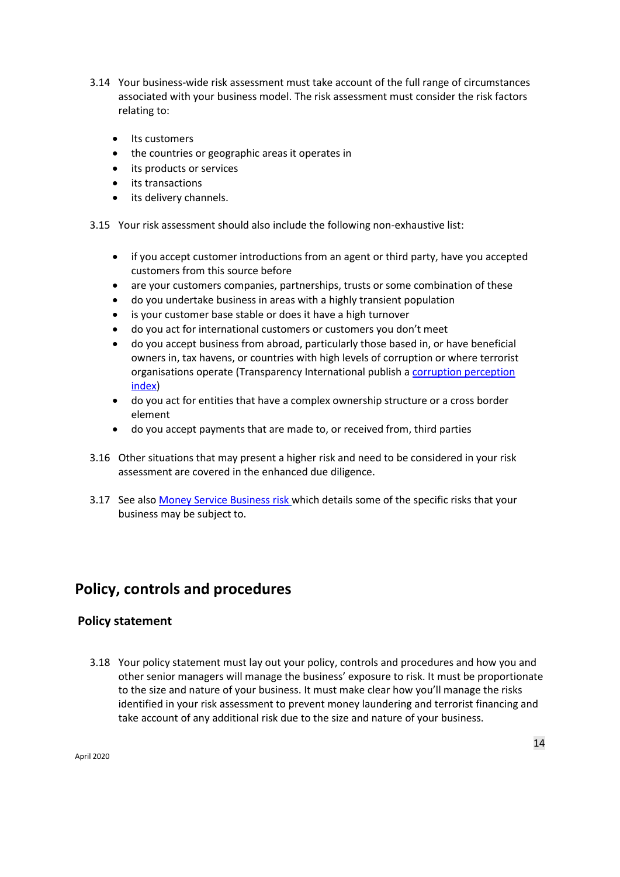3.14 Your business-wide risk assessment must take account of the full range of circumstances associated with your business model. The risk assessment must consider the risk factors relating to:

- Its customers
- the countries or geographic areas it operates in
- its products or services
- its transactions
- its delivery channels.

3.15 Your risk assessment should also include the following non-exhaustive list:

- if you accept customer introductions from an agent or third party, have you accepted customers from this source before
- are your customers companies, partnerships, trusts or some combination of these
- do you undertake business in areas with a highly transient population
- is your customer base stable or does it have a high turnover
- do you act for international customers or customers you don't meet
- do you accept business from abroad, particularly those based in, or have beneficial owners in, tax havens, or countries with high levels of corruption or where terrorist organisations operate (Transparency International publish a corruption perception index)
- do you act for entities that have a complex ownership structure or a cross border element
- do you accept payments that are made to, or received from, third parties

3.16 Other situations that may present a higher risk and need to be considered in your risk assessment are covered in the enhanced due diligence.

3.17 See also Money Service Business risk which details some of the specific risks that your business may be subject to.

## Policy, controls and procedures

### Policy statement

3.18 Your policy statement must lay out your policy, controls and procedures and how you and other senior managers will manage the business' exposure to risk. It must be proportionate to the size and nature of your business. It must make clear how you'll manage the risks identified in your risk assessment to prevent money laundering and terrorist financing and take account of any additional risk due to the size and nature of your business.

April 2020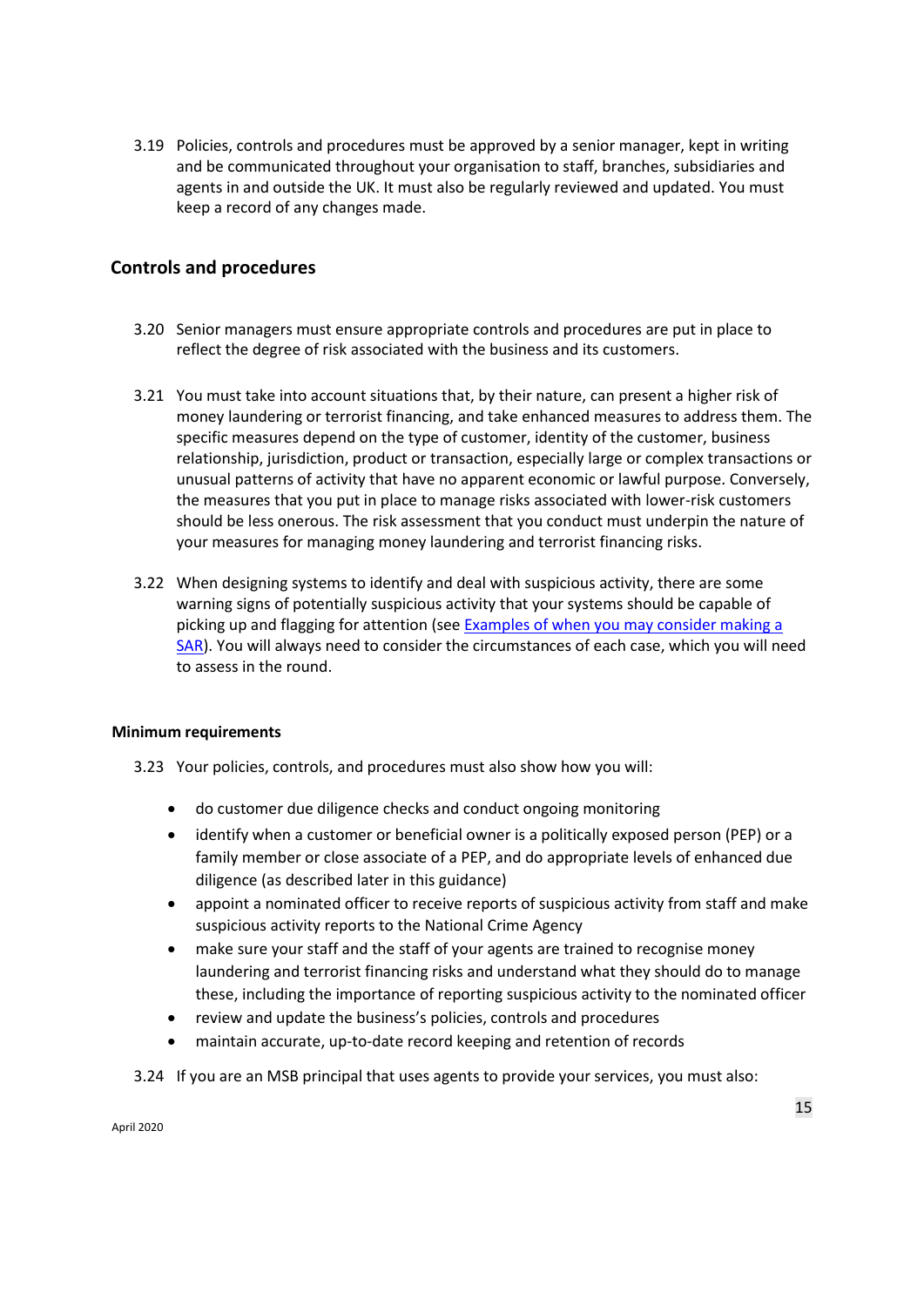3.19 Policies, controls and procedures must be approved by a senior manager, kept in writing and be communicated throughout your organisation to staff, branches, subsidiaries and agents in and outside the UK. It must also be regularly reviewed and updated. You must keep a record of any changes made.

## Controls and procedures

3.20 Senior managers must ensure appropriate controls and procedures are put in place to reflect the degree of risk associated with the business and its customers.

3.21 You must take into account situations that, by their nature, can present a higher risk of money laundering or terrorist financing, and take enhanced measures to address them. The specific measures depend on the type of customer, identity of the customer, business relationship, jurisdiction, product or transaction, especially large or complex transactions or unusual patterns of activity that have no apparent economic or lawful purpose. Conversely, the measures that you put in place to manage risks associated with lower-risk customers should be less onerous. The risk assessment that you conduct must underpin the nature of your measures for managing money laundering and terrorist financing risks.

3.22 When designing systems to identify and deal with suspicious activity, there are some warning signs of potentially suspicious activity that your systems should be capable of picking up and flagging for attention (see [Examples of when you may consider making a SAR]). You will always need to consider the circumstances of each case, which you will need to assess in the round.

### Minimum requirements

3.23 Your policies, controls, and procedures must also show how you will:

- do customer due diligence checks and conduct ongoing monitoring
- identify when a customer or beneficial owner is a politically exposed person (PEP) or a family member or close associate of a PEP, and do appropriate levels of enhanced due diligence (as described later in this guidance)
- appoint a nominated officer to receive reports of suspicious activity from staff and make suspicious activity reports to the National Crime Agency
- make sure your staff and the staff of your agents are trained to recognise money laundering and terrorist financing risks and understand what they should do to manage these, including the importance of reporting suspicious activity to the nominated officer
- review and update the business's policies, controls and procedures
- maintain accurate, up-to-date record keeping and retention of records

3.24 If you are an MSB principal that uses agents to provide your services, you must also: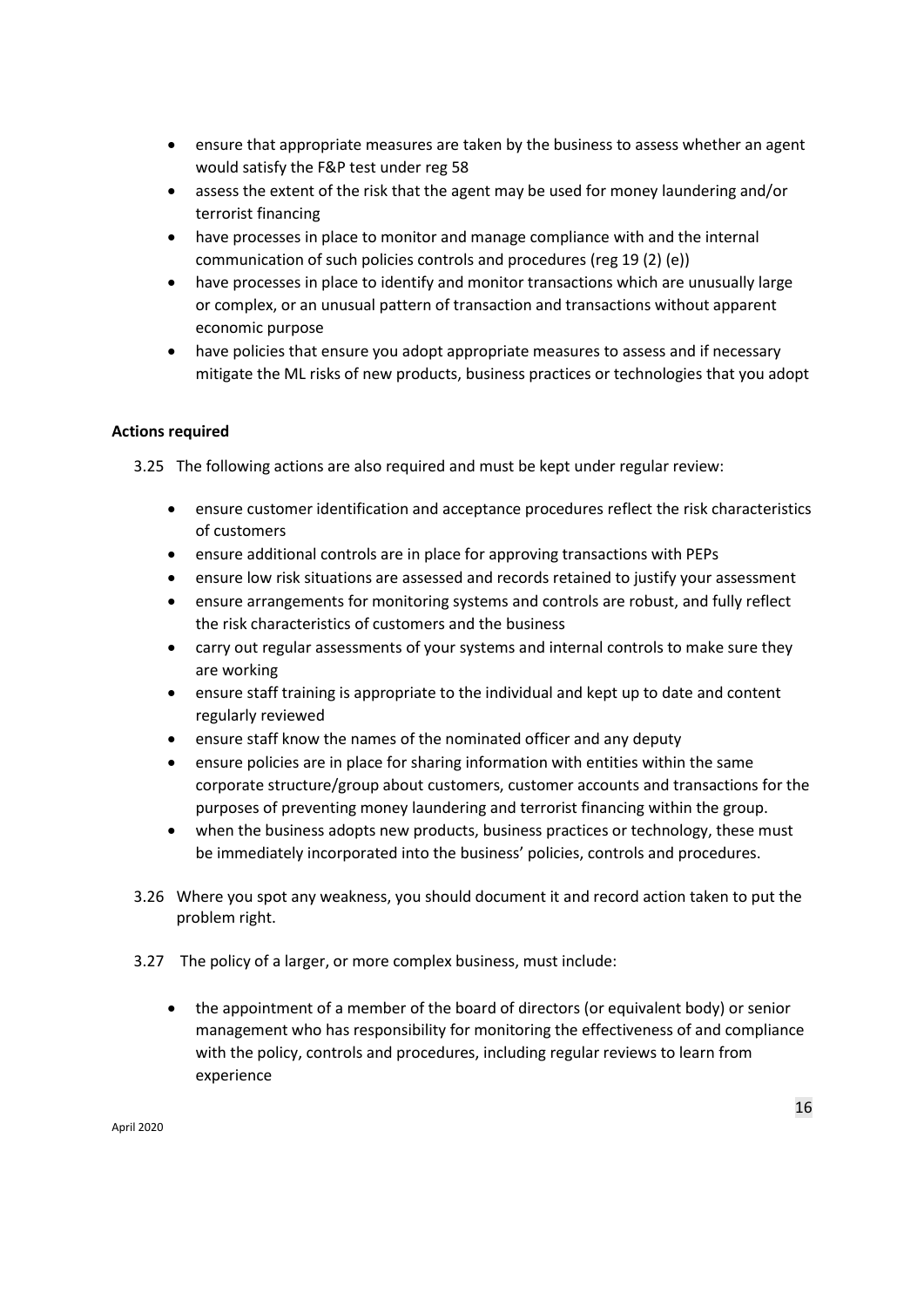- ensure that appropriate measures are taken by the business to assess whether an agent would satisfy the F&P test under reg 58
- assess the extent of the risk that the agent may be used for money laundering and/or terrorist financing
- have processes in place to monitor and manage compliance with and the internal communication of such policies controls and procedures (reg 19 (2) (e))
- have processes in place to identify and monitor transactions which are unusually large or complex, or an unusual pattern of transaction and transactions without apparent economic purpose
- have policies that ensure you adopt appropriate measures to assess and if necessary mitigate the ML risks of new products, business practices or technologies that you adopt

**Actions required**

3.25 The following actions are also required and must be kept under regular review:

- ensure customer identification and acceptance procedures reflect the risk characteristics of customers
- ensure additional controls are in place for approving transactions with PEPs
- ensure low risk situations are assessed and records retained to justify your assessment
- ensure arrangements for monitoring systems and controls are robust, and fully reflect the risk characteristics of customers and the business
- carry out regular assessments of your systems and internal controls to make sure they are working
- ensure staff training is appropriate to the individual and kept up to date and content regularly reviewed
- ensure staff know the names of the nominated officer and any deputy
- ensure policies are in place for sharing information with entities within the same corporate structure/group about customers, customer accounts and transactions for the purposes of preventing money laundering and terrorist financing within the group.
- when the business adopts new products, business practices or technology, these must be immediately incorporated into the business' policies, controls and procedures.

3.26 Where you spot any weakness, you should document it and record action taken to put the problem right.

3.27 The policy of a larger, or more complex business, must include:

- the appointment of a member of the board of directors (or equivalent body) or senior management who has responsibility for monitoring the effectiveness of and compliance with the policy, controls and procedures, including regular reviews to learn from experience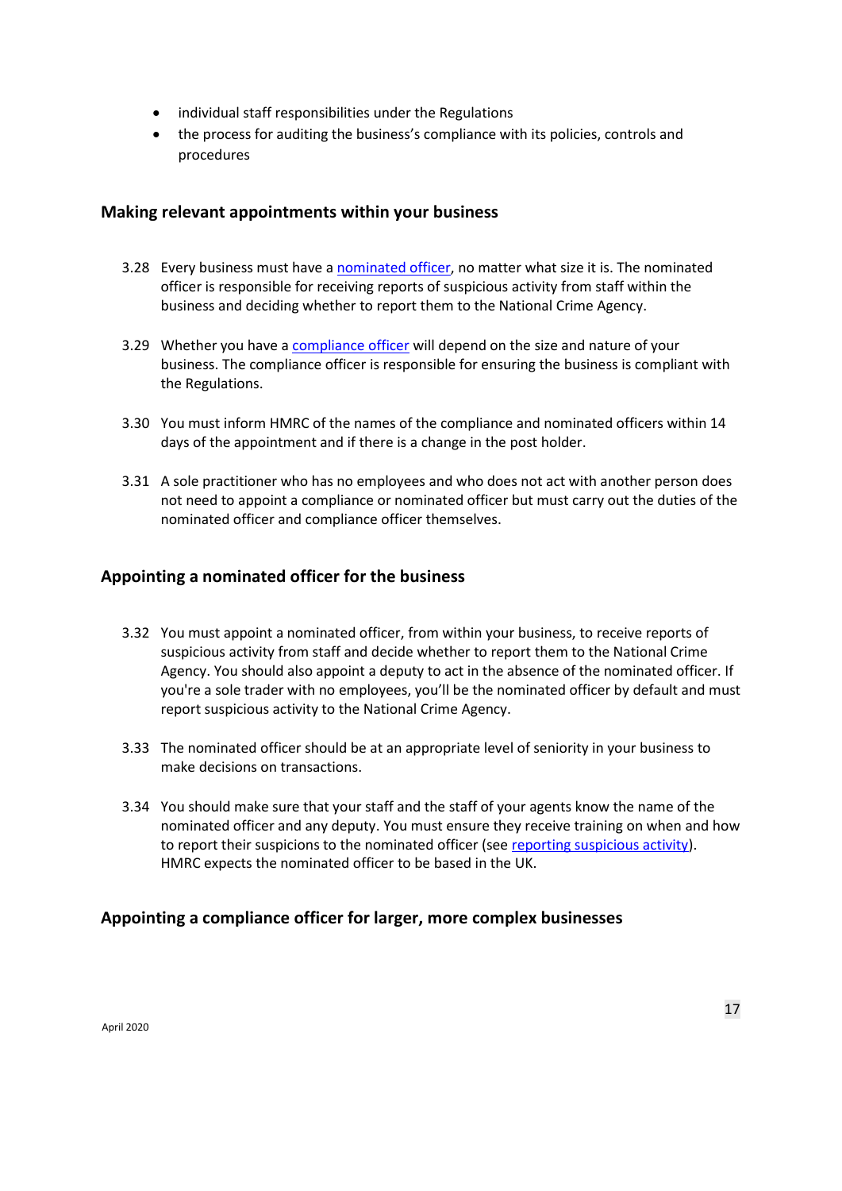- individual staff responsibilities under the Regulations
- the process for auditing the business's compliance with its policies, controls and procedures

## Making relevant appointments within your business

3.28 Every business must have a [nominated officer](), no matter what size it is. The nominated officer is responsible for receiving reports of suspicious activity from staff within the business and deciding whether to report them to the National Crime Agency.

3.29 Whether you have a [compliance officer]() will depend on the size and nature of your business. The compliance officer is responsible for ensuring the business is compliant with the Regulations.

3.30 You must inform HMRC of the names of the compliance and nominated officers within 14 days of the appointment and if there is a change in the post holder.

3.31 A sole practitioner who has no employees and who does not act with another person does not need to appoint a compliance or nominated officer but must carry out the duties of the nominated officer and compliance officer themselves.

## Appointing a nominated officer for the business

3.32 You must appoint a nominated officer, from within your business, to receive reports of suspicious activity from staff and decide whether to report them to the National Crime Agency. You should also appoint a deputy to act in the absence of the nominated officer. If you're a sole trader with no employees, you'll be the nominated officer by default and must report suspicious activity to the National Crime Agency.

3.33 The nominated officer should be at an appropriate level of seniority in your business to make decisions on transactions.

3.34 You should make sure that your staff and the staff of your agents know the name of the nominated officer and any deputy. You must ensure they receive training on when and how to report their suspicions to the nominated officer (see [reporting suspicious activity]()). HMRC expects the nominated officer to be based in the UK.

## Appointing a compliance officer for larger, more complex businesses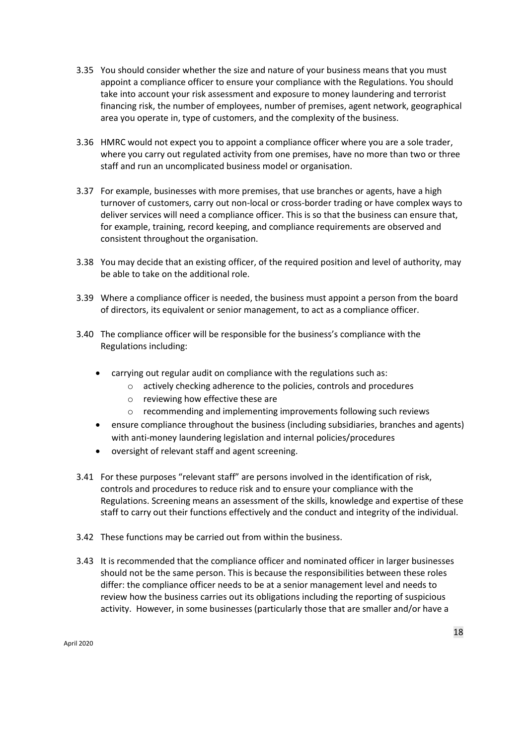3.35 You should consider whether the size and nature of your business means that you must appoint a compliance officer to ensure your compliance with the Regulations. You should take into account your risk assessment and exposure to money laundering and terrorist financing risk, the number of employees, number of premises, agent network, geographical area you operate in, type of customers, and the complexity of the business.

3.36 HMRC would not expect you to appoint a compliance officer where you are a sole trader, where you carry out regulated activity from one premises, have no more than two or three staff and run an uncomplicated business model or organisation.

3.37 For example, businesses with more premises, that use branches or agents, have a high turnover of customers, carry out non-local or cross-border trading or have complex ways to deliver services will need a compliance officer. This is so that the business can ensure that, for example, training, record keeping, and compliance requirements are observed and consistent throughout the organisation.

3.38 You may decide that an existing officer, of the required position and level of authority, may be able to take on the additional role.

3.39 Where a compliance officer is needed, the business must appoint a person from the board of directors, its equivalent or senior management, to act as a compliance officer.

3.40 The compliance officer will be responsible for the business's compliance with the Regulations including:

- carrying out regular audit on compliance with the regulations such as:
  - actively checking adherence to the policies, controls and procedures
  - reviewing how effective these are
  - recommending and implementing improvements following such reviews
- ensure compliance throughout the business (including subsidiaries, branches and agents) with anti-money laundering legislation and internal policies/procedures
- oversight of relevant staff and agent screening.

3.41 For these purposes "relevant staff" are persons involved in the identification of risk, controls and procedures to reduce risk and to ensure your compliance with the Regulations. Screening means an assessment of the skills, knowledge and expertise of these staff to carry out their functions effectively and the conduct and integrity of the individual.

3.42 These functions may be carried out from within the business.

3.43 It is recommended that the compliance officer and nominated officer in larger businesses should not be the same person. This is because the responsibilities between these roles differ: the compliance officer needs to be at a senior management level and needs to review how the business carries out its obligations including the reporting of suspicious activity. However, in some businesses (particularly those that are smaller and/or have a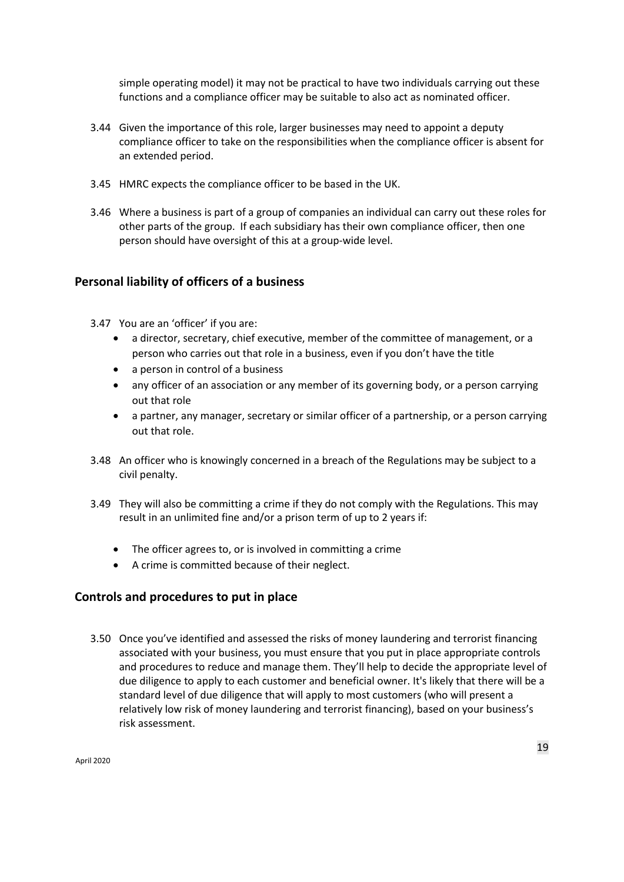simple operating model) it may not be practical to have two individuals carrying out these functions and a compliance officer may be suitable to also act as nominated officer.

3.44 Given the importance of this role, larger businesses may need to appoint a deputy compliance officer to take on the responsibilities when the compliance officer is absent for an extended period.

3.45 HMRC expects the compliance officer to be based in the UK.

3.46 Where a business is part of a group of companies an individual can carry out these roles for other parts of the group. If each subsidiary has their own compliance officer, then one person should have oversight of this at a group-wide level.

## Personal liability of officers of a business

3.47 You are an 'officer' if you are:

- a director, secretary, chief executive, member of the committee of management, or a person who carries out that role in a business, even if you don't have the title
- a person in control of a business
- any officer of an association or any member of its governing body, or a person carrying out that role
- a partner, any manager, secretary or similar officer of a partnership, or a person carrying out that role.

3.48 An officer who is knowingly concerned in a breach of the Regulations may be subject to a civil penalty.

3.49 They will also be committing a crime if they do not comply with the Regulations. This may result in an unlimited fine and/or a prison term of up to 2 years if:

- The officer agrees to, or is involved in committing a crime
- A crime is committed because of their neglect.

## Controls and procedures to put in place

3.50 Once you've identified and assessed the risks of money laundering and terrorist financing associated with your business, you must ensure that you put in place appropriate controls and procedures to reduce and manage them. They'll help to decide the appropriate level of due diligence to apply to each customer and beneficial owner. It's likely that there will be a standard level of due diligence that will apply to most customers (who will present a relatively low risk of money laundering and terrorist financing), based on your business's risk assessment.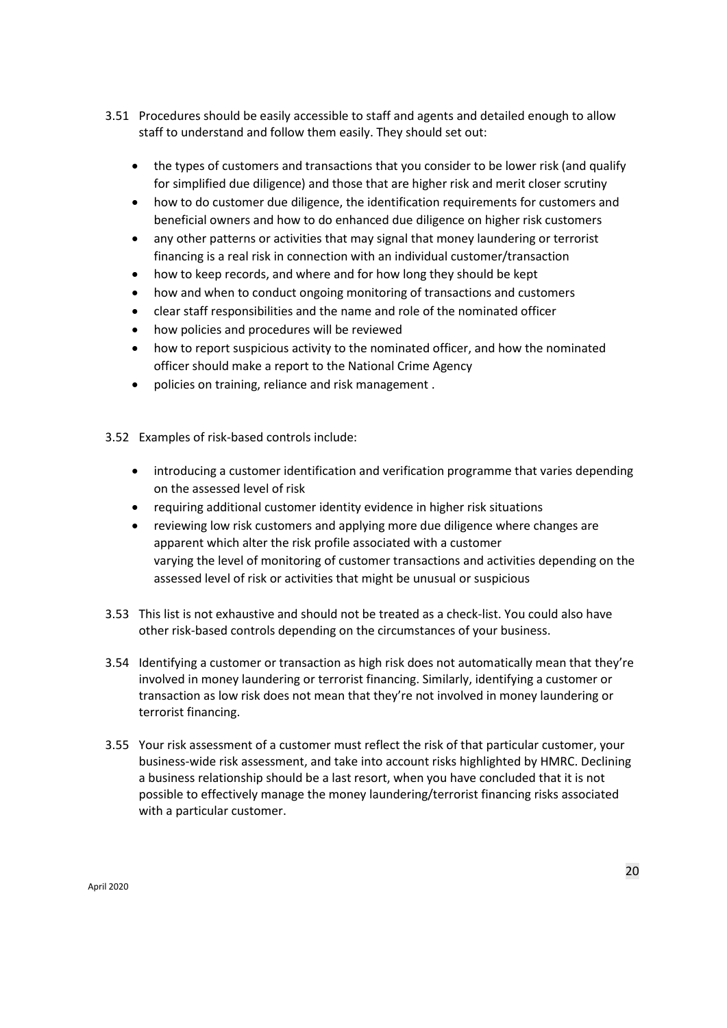3.51 Procedures should be easily accessible to staff and agents and detailed enough to allow staff to understand and follow them easily. They should set out:

- the types of customers and transactions that you consider to be lower risk (and qualify for simplified due diligence) and those that are higher risk and merit closer scrutiny
- how to do customer due diligence, the identification requirements for customers and beneficial owners and how to do enhanced due diligence on higher risk customers
- any other patterns or activities that may signal that money laundering or terrorist financing is a real risk in connection with an individual customer/transaction
- how to keep records, and where and for how long they should be kept
- how and when to conduct ongoing monitoring of transactions and customers
- clear staff responsibilities and the name and role of the nominated officer
- how policies and procedures will be reviewed
- how to report suspicious activity to the nominated officer, and how the nominated officer should make a report to the National Crime Agency
- policies on training, reliance and risk management .

3.52 Examples of risk-based controls include:

- introducing a customer identification and verification programme that varies depending on the assessed level of risk
- requiring additional customer identity evidence in higher risk situations
- reviewing low risk customers and applying more due diligence where changes are apparent which alter the risk profile associated with a customer
  varying the level of monitoring of customer transactions and activities depending on the assessed level of risk or activities that might be unusual or suspicious

3.53 This list is not exhaustive and should not be treated as a check-list. You could also have other risk-based controls depending on the circumstances of your business.

3.54 Identifying a customer or transaction as high risk does not automatically mean that they're involved in money laundering or terrorist financing. Similarly, identifying a customer or transaction as low risk does not mean that they're not involved in money laundering or terrorist financing.

3.55 Your risk assessment of a customer must reflect the risk of that particular customer, your business-wide risk assessment, and take into account risks highlighted by HMRC. Declining a business relationship should be a last resort, when you have concluded that it is not possible to effectively manage the money laundering/terrorist financing risks associated with a particular customer.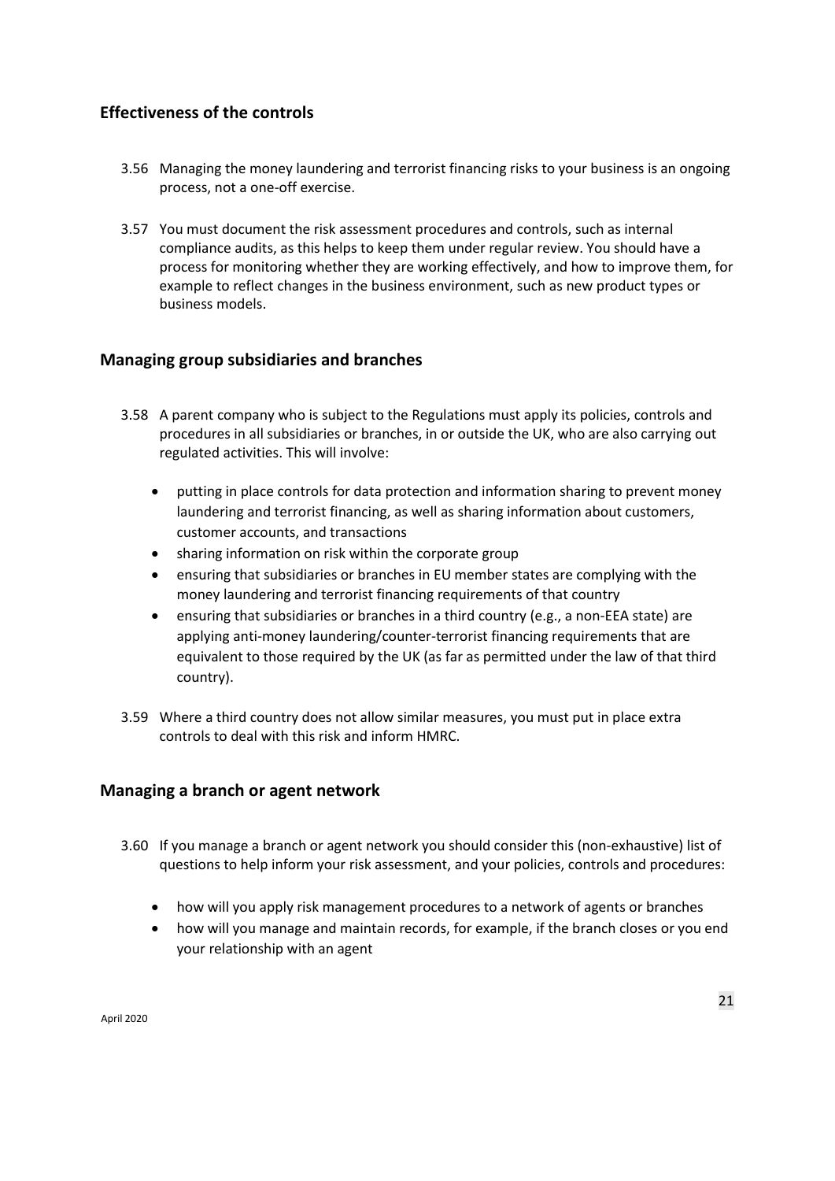## Effectiveness of the controls

3.56 Managing the money laundering and terrorist financing risks to your business is an ongoing process, not a one-off exercise.

3.57 You must document the risk assessment procedures and controls, such as internal compliance audits, as this helps to keep them under regular review. You should have a process for monitoring whether they are working effectively, and how to improve them, for example to reflect changes in the business environment, such as new product types or business models.

## Managing group subsidiaries and branches

3.58 A parent company who is subject to the Regulations must apply its policies, controls and procedures in all subsidiaries or branches, in or outside the UK, who are also carrying out regulated activities. This will involve:

- putting in place controls for data protection and information sharing to prevent money laundering and terrorist financing, as well as sharing information about customers, customer accounts, and transactions
- sharing information on risk within the corporate group
- ensuring that subsidiaries or branches in EU member states are complying with the money laundering and terrorist financing requirements of that country
- ensuring that subsidiaries or branches in a third country (e.g., a non-EEA state) are applying anti-money laundering/counter-terrorist financing requirements that are equivalent to those required by the UK (as far as permitted under the law of that third country).

3.59 Where a third country does not allow similar measures, you must put in place extra controls to deal with this risk and inform HMRC.

## Managing a branch or agent network

3.60 If you manage a branch or agent network you should consider this (non-exhaustive) list of questions to help inform your risk assessment, and your policies, controls and procedures:

- how will you apply risk management procedures to a network of agents or branches
- how will you manage and maintain records, for example, if the branch closes or you end your relationship with an agent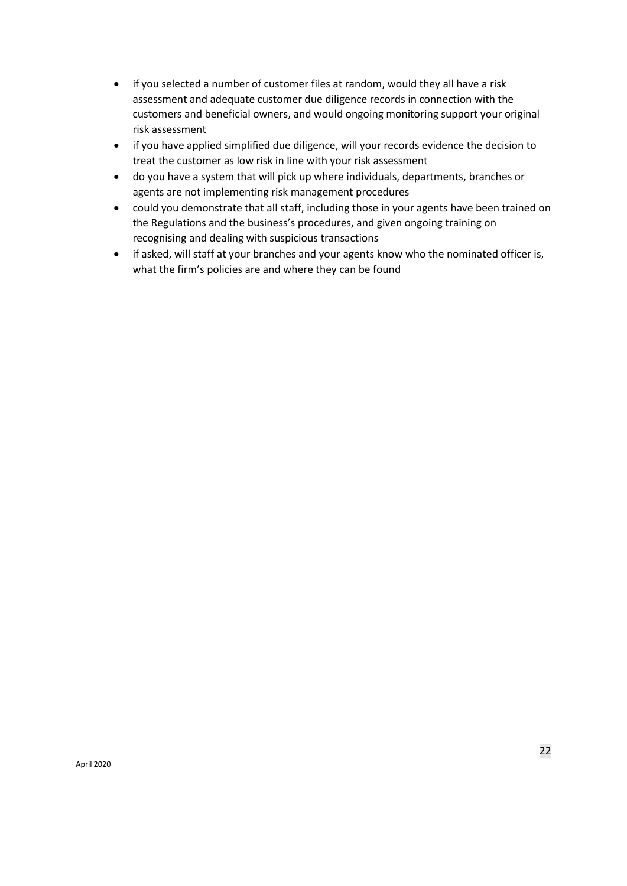- if you selected a number of customer files at random, would they all have a risk assessment and adequate customer due diligence records in connection with the customers and beneficial owners, and would ongoing monitoring support your original risk assessment
- if you have applied simplified due diligence, will your records evidence the decision to treat the customer as low risk in line with your risk assessment
- do you have a system that will pick up where individuals, departments, branches or agents are not implementing risk management procedures
- could you demonstrate that all staff, including those in your agents have been trained on the Regulations and the business's procedures, and given ongoing training on recognising and dealing with suspicious transactions
- if asked, will staff at your branches and your agents know who the nominated officer is, what the firm's policies are and where they can be found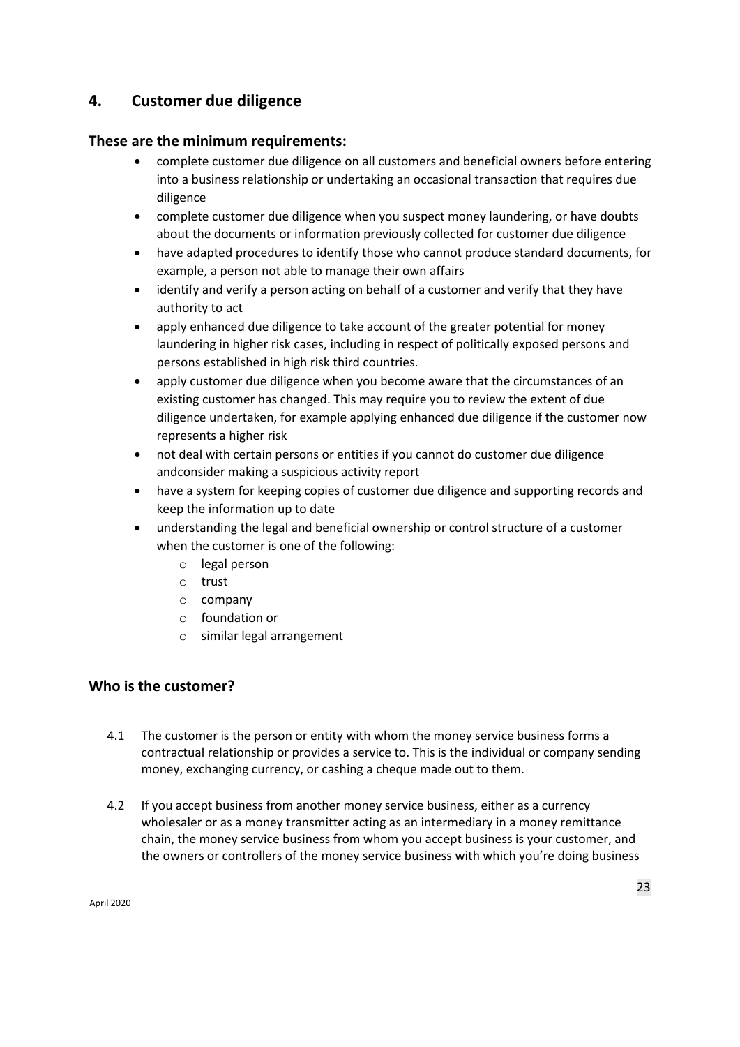## 4. Customer due diligence

### These are the minimum requirements:

- complete customer due diligence on all customers and beneficial owners before entering into a business relationship or undertaking an occasional transaction that requires due diligence
- complete customer due diligence when you suspect money laundering, or have doubts about the documents or information previously collected for customer due diligence
- have adapted procedures to identify those who cannot produce standard documents, for example, a person not able to manage their own affairs
- identify and verify a person acting on behalf of a customer and verify that they have authority to act
- apply enhanced due diligence to take account of the greater potential for money laundering in higher risk cases, including in respect of politically exposed persons and persons established in high risk third countries.
- apply customer due diligence when you become aware that the circumstances of an existing customer has changed. This may require you to review the extent of due diligence undertaken, for example applying enhanced due diligence if the customer now represents a higher risk
- not deal with certain persons or entities if you cannot do customer due diligence andconsider making a suspicious activity report
- have a system for keeping copies of customer due diligence and supporting records and keep the information up to date
- understanding the legal and beneficial ownership or control structure of a customer when the customer is one of the following:
  - legal person
  - trust
  - company
  - foundation or
  - similar legal arrangement

### Who is the customer?

4.1 The customer is the person or entity with whom the money service business forms a contractual relationship or provides a service to. This is the individual or company sending money, exchanging currency, or cashing a cheque made out to them.

4.2 If you accept business from another money service business, either as a currency wholesaler or as a money transmitter acting as an intermediary in a money remittance chain, the money service business from whom you accept business is your customer, and the owners or controllers of the money service business with which you're doing business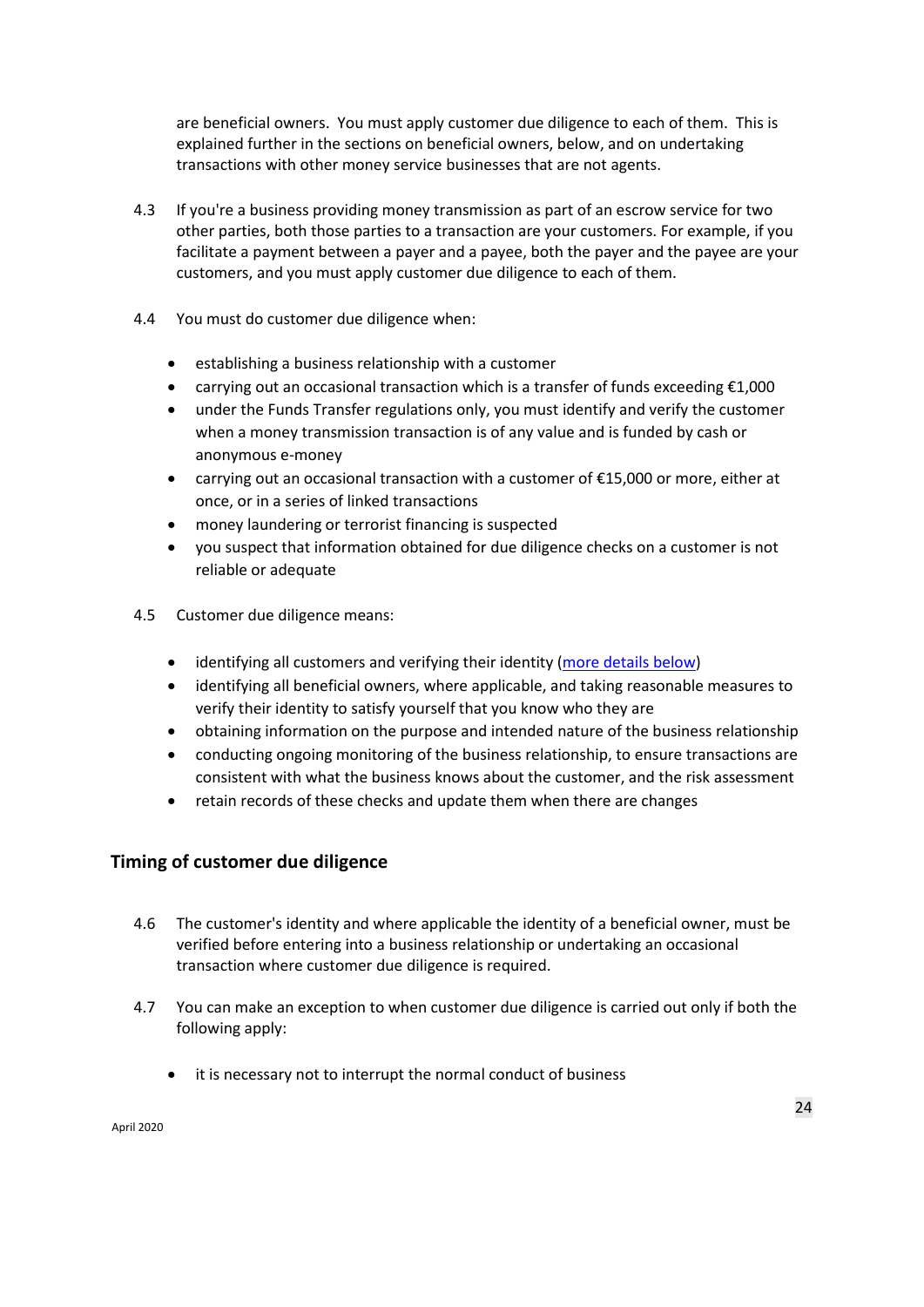are beneficial owners. You must apply customer due diligence to each of them. This is explained further in the sections on beneficial owners, below, and on undertaking transactions with other money service businesses that are not agents.

4.3 If you're a business providing money transmission as part of an escrow service for two other parties, both those parties to a transaction are your customers. For example, if you facilitate a payment between a payer and a payee, both the payer and the payee are your customers, and you must apply customer due diligence to each of them.

4.4 You must do customer due diligence when:

- establishing a business relationship with a customer
- carrying out an occasional transaction which is a transfer of funds exceeding €1,000
- under the Funds Transfer regulations only, you must identify and verify the customer when a money transmission transaction is of any value and is funded by cash or anonymous e-money
- carrying out an occasional transaction with a customer of €15,000 or more, either at once, or in a series of linked transactions
- money laundering or terrorist financing is suspected
- you suspect that information obtained for due diligence checks on a customer is not reliable or adequate

4.5 Customer due diligence means:

- identifying all customers and verifying their identity ([more details below](#))
- identifying all beneficial owners, where applicable, and taking reasonable measures to verify their identity to satisfy yourself that you know who they are
- obtaining information on the purpose and intended nature of the business relationship
- conducting ongoing monitoring of the business relationship, to ensure transactions are consistent with what the business knows about the customer, and the risk assessment
- retain records of these checks and update them when there are changes

## Timing of customer due diligence

4.6 The customer's identity and where applicable the identity of a beneficial owner, must be verified before entering into a business relationship or undertaking an occasional transaction where customer due diligence is required.

4.7 You can make an exception to when customer due diligence is carried out only if both the following apply:

- it is necessary not to interrupt the normal conduct of business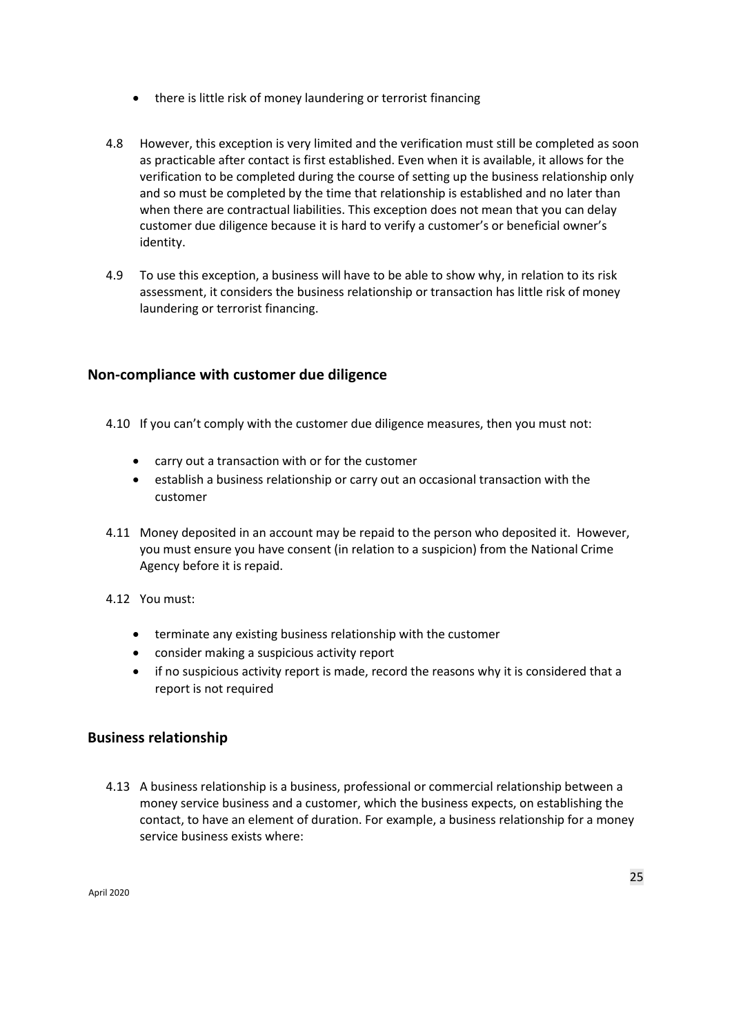- there is little risk of money laundering or terrorist financing

4.8 However, this exception is very limited and the verification must still be completed as soon as practicable after contact is first established. Even when it is available, it allows for the verification to be completed during the course of setting up the business relationship only and so must be completed by the time that relationship is established and no later than when there are contractual liabilities. This exception does not mean that you can delay customer due diligence because it is hard to verify a customer's or beneficial owner's identity.

4.9 To use this exception, a business will have to be able to show why, in relation to its risk assessment, it considers the business relationship or transaction has little risk of money laundering or terrorist financing.

## Non-compliance with customer due diligence

4.10 If you can't comply with the customer due diligence measures, then you must not:

- carry out a transaction with or for the customer
- establish a business relationship or carry out an occasional transaction with the customer

4.11 Money deposited in an account may be repaid to the person who deposited it. However, you must ensure you have consent (in relation to a suspicion) from the National Crime Agency before it is repaid.

4.12 You must:

- terminate any existing business relationship with the customer
- consider making a suspicious activity report
- if no suspicious activity report is made, record the reasons why it is considered that a report is not required

## Business relationship

4.13 A business relationship is a business, professional or commercial relationship between a money service business and a customer, which the business expects, on establishing the contact, to have an element of duration. For example, a business relationship for a money service business exists where: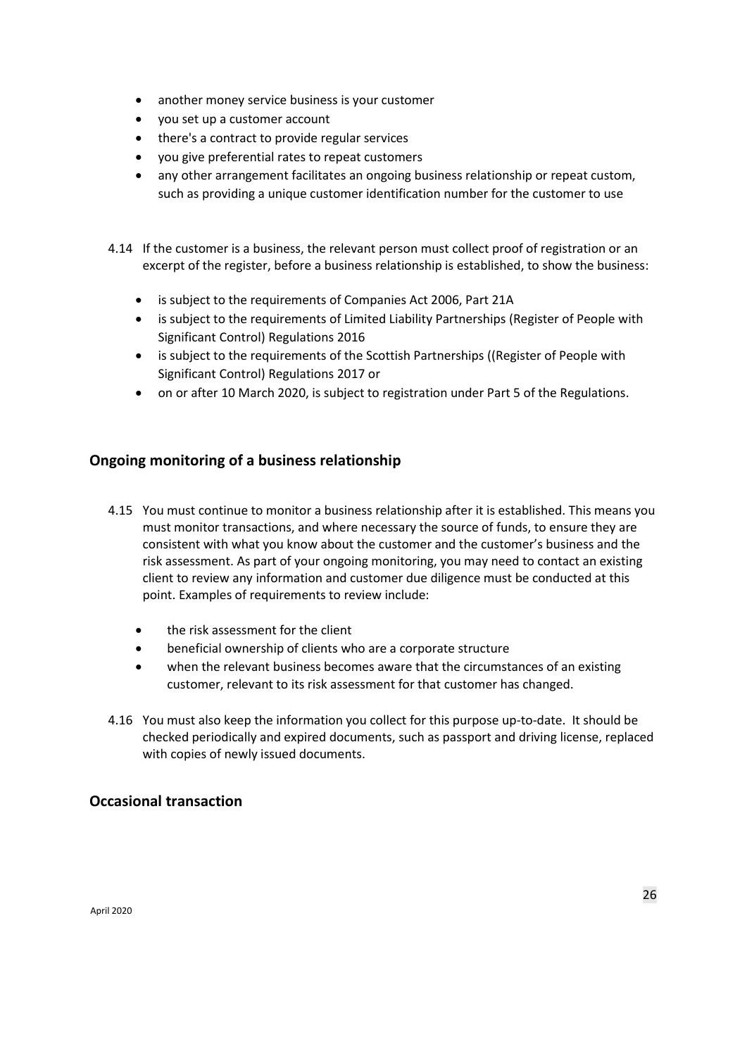- another money service business is your customer
- you set up a customer account
- there's a contract to provide regular services
- you give preferential rates to repeat customers
- any other arrangement facilitates an ongoing business relationship or repeat custom, such as providing a unique customer identification number for the customer to use

4.14 If the customer is a business, the relevant person must collect proof of registration or an excerpt of the register, before a business relationship is established, to show the business:

- is subject to the requirements of Companies Act 2006, Part 21A
- is subject to the requirements of Limited Liability Partnerships (Register of People with Significant Control) Regulations 2016
- is subject to the requirements of the Scottish Partnerships ((Register of People with Significant Control) Regulations 2017 or
- on or after 10 March 2020, is subject to registration under Part 5 of the Regulations.

## Ongoing monitoring of a business relationship

4.15 You must continue to monitor a business relationship after it is established. This means you must monitor transactions, and where necessary the source of funds, to ensure they are consistent with what you know about the customer and the customer's business and the risk assessment. As part of your ongoing monitoring, you may need to contact an existing client to review any information and customer due diligence must be conducted at this point. Examples of requirements to review include:

- the risk assessment for the client
- beneficial ownership of clients who are a corporate structure
- when the relevant business becomes aware that the circumstances of an existing customer, relevant to its risk assessment for that customer has changed.

4.16 You must also keep the information you collect for this purpose up-to-date. It should be checked periodically and expired documents, such as passport and driving license, replaced with copies of newly issued documents.

## Occasional transaction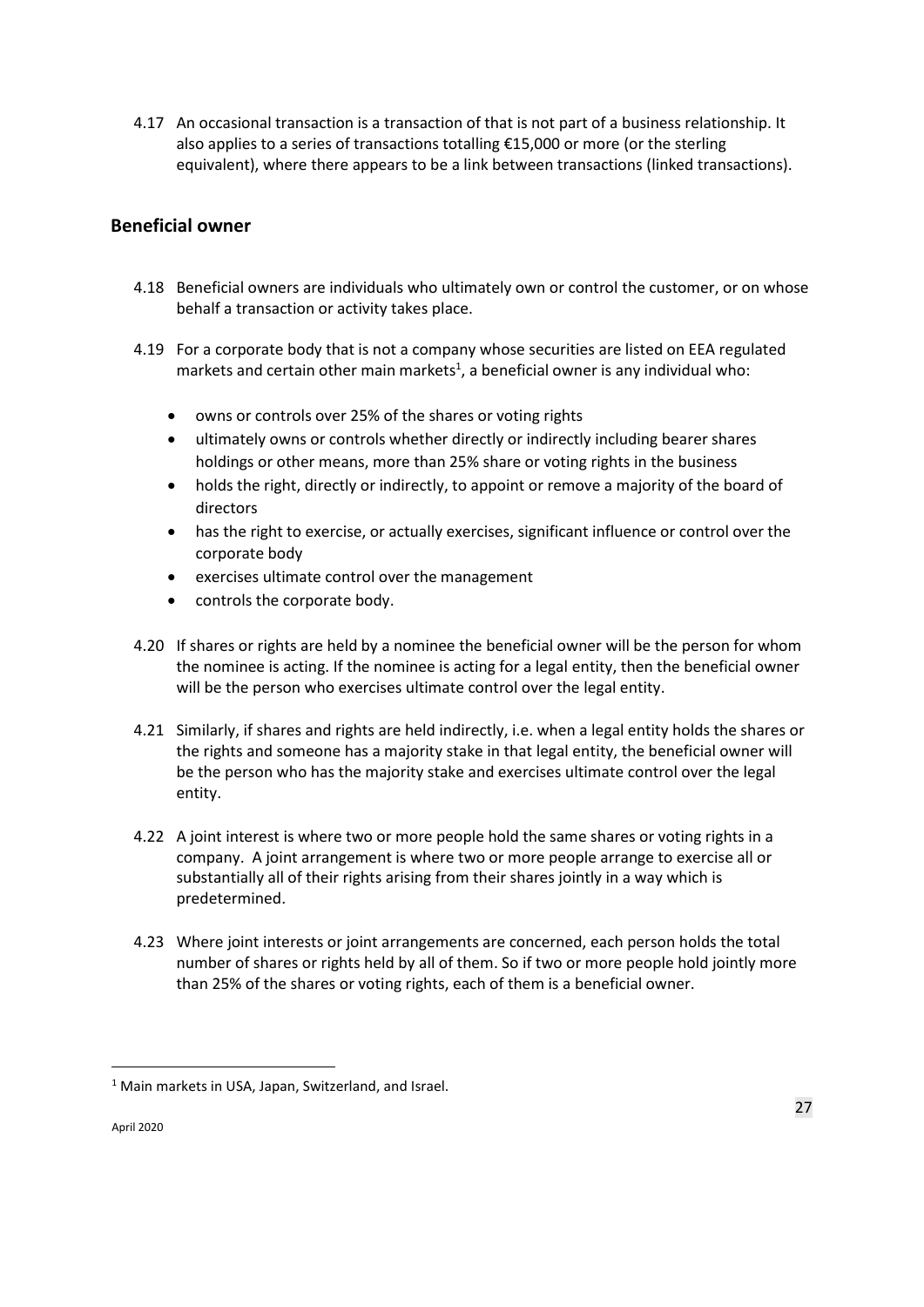4.17 An occasional transaction is a transaction of that is not part of a business relationship. It also applies to a series of transactions totalling €15,000 or more (or the sterling equivalent), where there appears to be a link between transactions (linked transactions).

## Beneficial owner

4.18 Beneficial owners are individuals who ultimately own or control the customer, or on whose behalf a transaction or activity takes place.

4.19 For a corporate body that is not a company whose securities are listed on EEA regulated markets and certain other main markets[1], a beneficial owner is any individual who:

- owns or controls over 25% of the shares or voting rights
- ultimately owns or controls whether directly or indirectly including bearer shares holdings or other means, more than 25% share or voting rights in the business
- holds the right, directly or indirectly, to appoint or remove a majority of the board of directors
- has the right to exercise, or actually exercises, significant influence or control over the corporate body
- exercises ultimate control over the management
- controls the corporate body.

4.20 If shares or rights are held by a nominee the beneficial owner will be the person for whom the nominee is acting. If the nominee is acting for a legal entity, then the beneficial owner will be the person who exercises ultimate control over the legal entity.

4.21 Similarly, if shares and rights are held indirectly, i.e. when a legal entity holds the shares or the rights and someone has a majority stake in that legal entity, the beneficial owner will be the person who has the majority stake and exercises ultimate control over the legal entity.

4.22 A joint interest is where two or more people hold the same shares or voting rights in a company. A joint arrangement is where two or more people arrange to exercise all or substantially all of their rights arising from their shares jointly in a way which is predetermined.

4.23 Where joint interests or joint arrangements are concerned, each person holds the total number of shares or rights held by all of them. So if two or more people hold jointly more than 25% of the shares or voting rights, each of them is a beneficial owner.

[1] Main markets in USA, Japan, Switzerland, and Israel.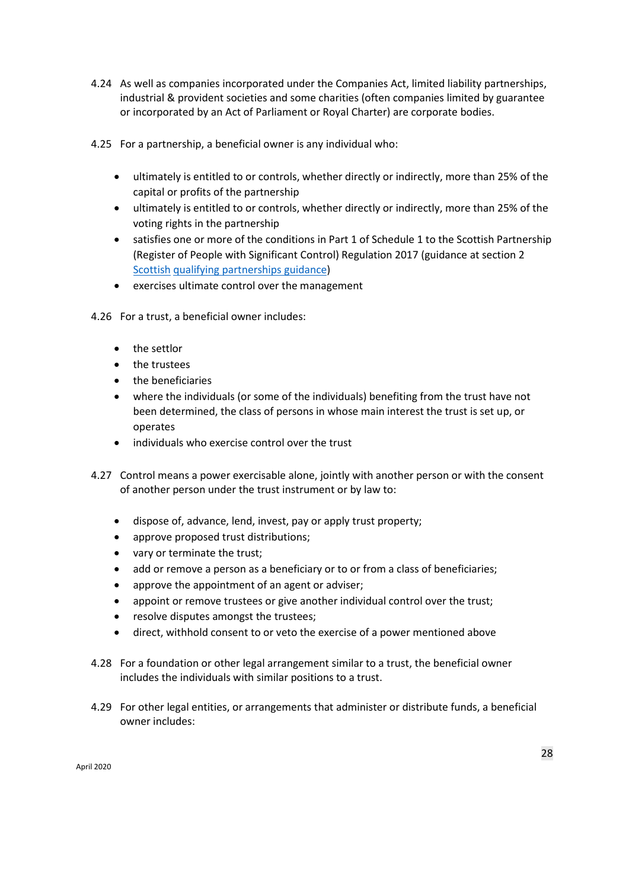4.24 As well as companies incorporated under the Companies Act, limited liability partnerships, industrial & provident societies and some charities (often companies limited by guarantee or incorporated by an Act of Parliament or Royal Charter) are corporate bodies.

4.25 For a partnership, a beneficial owner is any individual who:

- ultimately is entitled to or controls, whether directly or indirectly, more than 25% of the capital or profits of the partnership
- ultimately is entitled to or controls, whether directly or indirectly, more than 25% of the voting rights in the partnership
- satisfies one or more of the conditions in Part 1 of Schedule 1 to the Scottish Partnership (Register of People with Significant Control) Regulation 2017 (guidance at section 2 Scottish qualifying partnerships guidance)
- exercises ultimate control over the management

4.26 For a trust, a beneficial owner includes:

- the settlor
- the trustees
- the beneficiaries
- where the individuals (or some of the individuals) benefiting from the trust have not been determined, the class of persons in whose main interest the trust is set up, or operates
- individuals who exercise control over the trust

4.27 Control means a power exercisable alone, jointly with another person or with the consent of another person under the trust instrument or by law to:

- dispose of, advance, lend, invest, pay or apply trust property;
- approve proposed trust distributions;
- vary or terminate the trust;
- add or remove a person as a beneficiary or to or from a class of beneficiaries;
- approve the appointment of an agent or adviser;
- appoint or remove trustees or give another individual control over the trust;
- resolve disputes amongst the trustees;
- direct, withhold consent to or veto the exercise of a power mentioned above

4.28 For a foundation or other legal arrangement similar to a trust, the beneficial owner includes the individuals with similar positions to a trust.

4.29 For other legal entities, or arrangements that administer or distribute funds, a beneficial owner includes: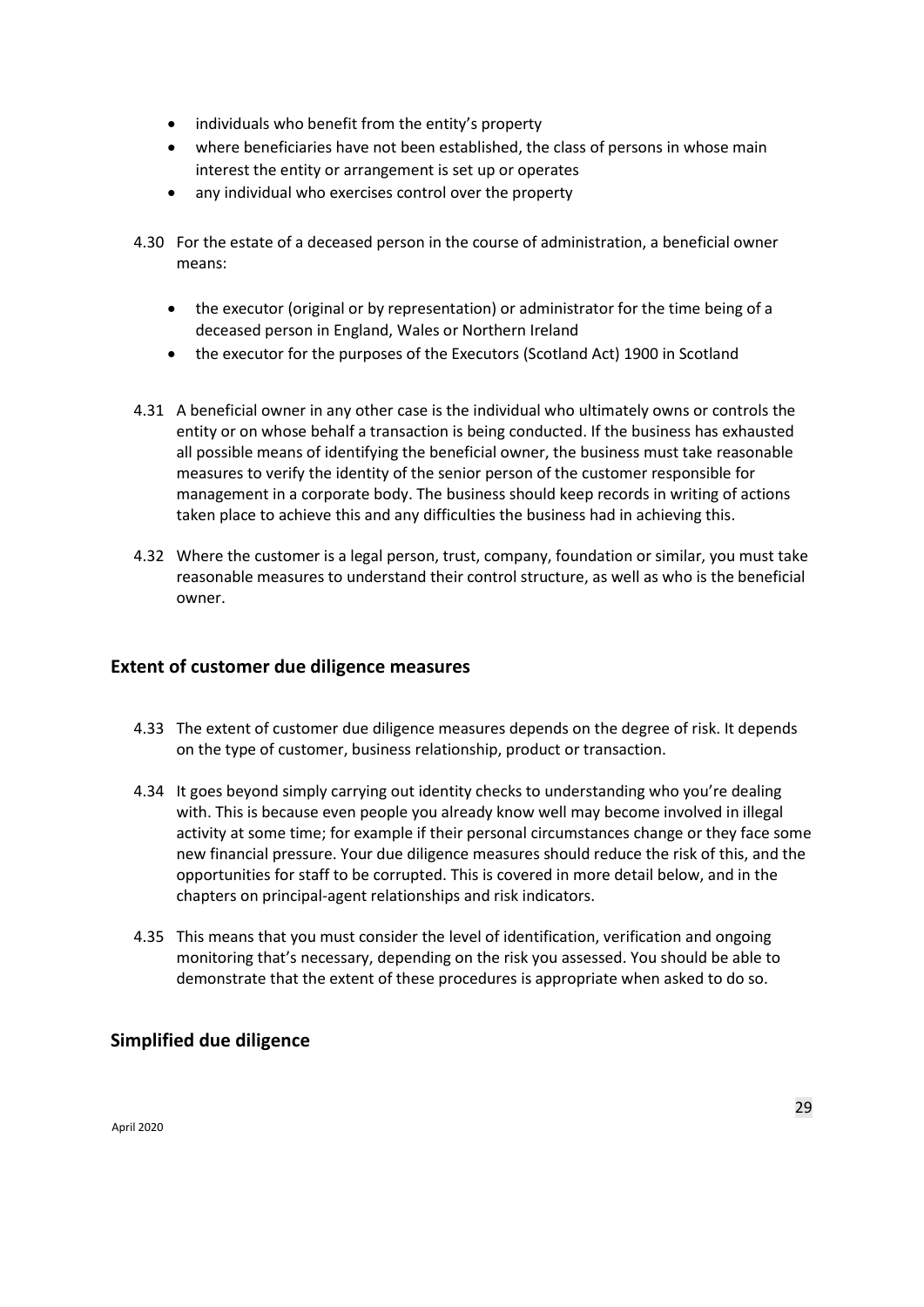- individuals who benefit from the entity's property
- where beneficiaries have not been established, the class of persons in whose main interest the entity or arrangement is set up or operates
- any individual who exercises control over the property

4.30 For the estate of a deceased person in the course of administration, a beneficial owner means:

- the executor (original or by representation) or administrator for the time being of a deceased person in England, Wales or Northern Ireland
- the executor for the purposes of the Executors (Scotland Act) 1900 in Scotland

4.31 A beneficial owner in any other case is the individual who ultimately owns or controls the entity or on whose behalf a transaction is being conducted. If the business has exhausted all possible means of identifying the beneficial owner, the business must take reasonable measures to verify the identity of the senior person of the customer responsible for management in a corporate body. The business should keep records in writing of actions taken place to achieve this and any difficulties the business had in achieving this.

4.32 Where the customer is a legal person, trust, company, foundation or similar, you must take reasonable measures to understand their control structure, as well as who is the beneficial owner.

## Extent of customer due diligence measures

4.33 The extent of customer due diligence measures depends on the degree of risk. It depends on the type of customer, business relationship, product or transaction.

4.34 It goes beyond simply carrying out identity checks to understanding who you're dealing with. This is because even people you already know well may become involved in illegal activity at some time; for example if their personal circumstances change or they face some new financial pressure. Your due diligence measures should reduce the risk of this, and the opportunities for staff to be corrupted. This is covered in more detail below, and in the chapters on principal-agent relationships and risk indicators.

4.35 This means that you must consider the level of identification, verification and ongoing monitoring that's necessary, depending on the risk you assessed. You should be able to demonstrate that the extent of these procedures is appropriate when asked to do so.

## Simplified due diligence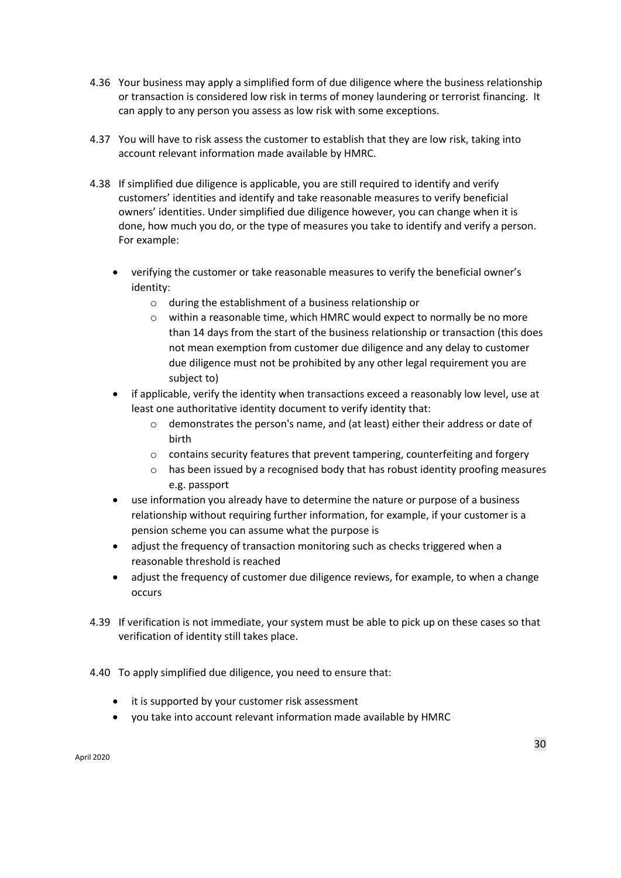4.36 Your business may apply a simplified form of due diligence where the business relationship or transaction is considered low risk in terms of money laundering or terrorist financing. It can apply to any person you assess as low risk with some exceptions.

4.37 You will have to risk assess the customer to establish that they are low risk, taking into account relevant information made available by HMRC.

4.38 If simplified due diligence is applicable, you are still required to identify and verify customers' identities and identify and take reasonable measures to verify beneficial owners' identities. Under simplified due diligence however, you can change when it is done, how much you do, or the type of measures you take to identify and verify a person. For example:

- verifying the customer or take reasonable measures to verify the beneficial owner's identity:
  - during the establishment of a business relationship or
  - within a reasonable time, which HMRC would expect to normally be no more than 14 days from the start of the business relationship or transaction (this does not mean exemption from customer due diligence and any delay to customer due diligence must not be prohibited by any other legal requirement you are subject to)
- if applicable, verify the identity when transactions exceed a reasonably low level, use at least one authoritative identity document to verify identity that:
  - demonstrates the person's name, and (at least) either their address or date of birth
  - contains security features that prevent tampering, counterfeiting and forgery
  - has been issued by a recognised body that has robust identity proofing measures e.g. passport
- use information you already have to determine the nature or purpose of a business relationship without requiring further information, for example, if your customer is a pension scheme you can assume what the purpose is
- adjust the frequency of transaction monitoring such as checks triggered when a reasonable threshold is reached
- adjust the frequency of customer due diligence reviews, for example, to when a change occurs

4.39 If verification is not immediate, your system must be able to pick up on these cases so that verification of identity still takes place.

4.40 To apply simplified due diligence, you need to ensure that:

- it is supported by your customer risk assessment
- you take into account relevant information made available by HMRC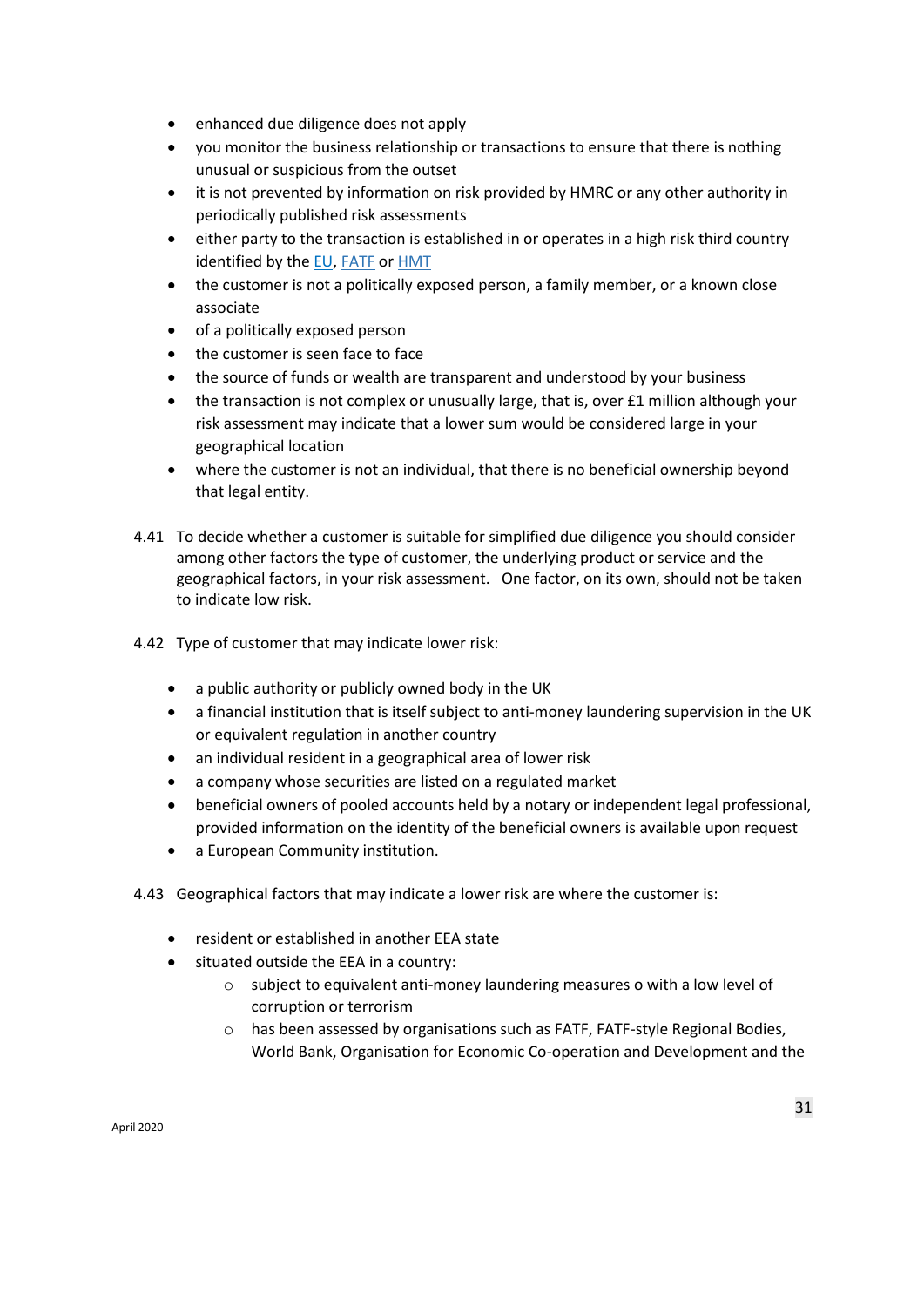- enhanced due diligence does not apply
- you monitor the business relationship or transactions to ensure that there is nothing unusual or suspicious from the outset
- it is not prevented by information on risk provided by HMRC or any other authority in periodically published risk assessments
- either party to the transaction is established in or operates in a high risk third country identified by the EU, FATF or HMT
- the customer is not a politically exposed person, a family member, or a known close associate
- of a politically exposed person
- the customer is seen face to face
- the source of funds or wealth are transparent and understood by your business
- the transaction is not complex or unusually large, that is, over £1 million although your risk assessment may indicate that a lower sum would be considered large in your geographical location
- where the customer is not an individual, that there is no beneficial ownership beyond that legal entity.

4.41 To decide whether a customer is suitable for simplified due diligence you should consider among other factors the type of customer, the underlying product or service and the geographical factors, in your risk assessment. One factor, on its own, should not be taken to indicate low risk.

4.42 Type of customer that may indicate lower risk:

- a public authority or publicly owned body in the UK
- a financial institution that is itself subject to anti-money laundering supervision in the UK or equivalent regulation in another country
- an individual resident in a geographical area of lower risk
- a company whose securities are listed on a regulated market
- beneficial owners of pooled accounts held by a notary or independent legal professional, provided information on the identity of the beneficial owners is available upon request
- a European Community institution.

4.43 Geographical factors that may indicate a lower risk are where the customer is:

- resident or established in another EEA state
- situated outside the EEA in a country:
    - subject to equivalent anti-money laundering measures o with a low level of corruption or terrorism
    - has been assessed by organisations such as FATF, FATF-style Regional Bodies, World Bank, Organisation for Economic Co-operation and Development and the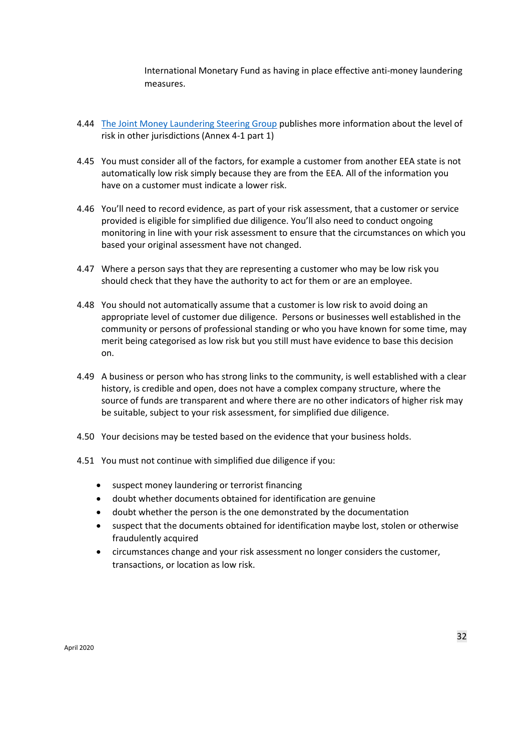International Monetary Fund as having in place effective anti-money laundering measures.

4.44 [The Joint Money Laundering Steering Group](#) publishes more information about the level of risk in other jurisdictions (Annex 4-1 part 1)

4.45 You must consider all of the factors, for example a customer from another EEA state is not automatically low risk simply because they are from the EEA. All of the information you have on a customer must indicate a lower risk.

4.46 You'll need to record evidence, as part of your risk assessment, that a customer or service provided is eligible for simplified due diligence. You'll also need to conduct ongoing monitoring in line with your risk assessment to ensure that the circumstances on which you based your original assessment have not changed.

4.47 Where a person says that they are representing a customer who may be low risk you should check that they have the authority to act for them or are an employee.

4.48 You should not automatically assume that a customer is low risk to avoid doing an appropriate level of customer due diligence. Persons or businesses well established in the community or persons of professional standing or who you have known for some time, may merit being categorised as low risk but you still must have evidence to base this decision on.

4.49 A business or person who has strong links to the community, is well established with a clear history, is credible and open, does not have a complex company structure, where the source of funds are transparent and where there are no other indicators of higher risk may be suitable, subject to your risk assessment, for simplified due diligence.

4.50 Your decisions may be tested based on the evidence that your business holds.

4.51 You must not continue with simplified due diligence if you:

- suspect money laundering or terrorist financing
- doubt whether documents obtained for identification are genuine
- doubt whether the person is the one demonstrated by the documentation
- suspect that the documents obtained for identification maybe lost, stolen or otherwise fraudulently acquired
- circumstances change and your risk assessment no longer considers the customer, transactions, or location as low risk.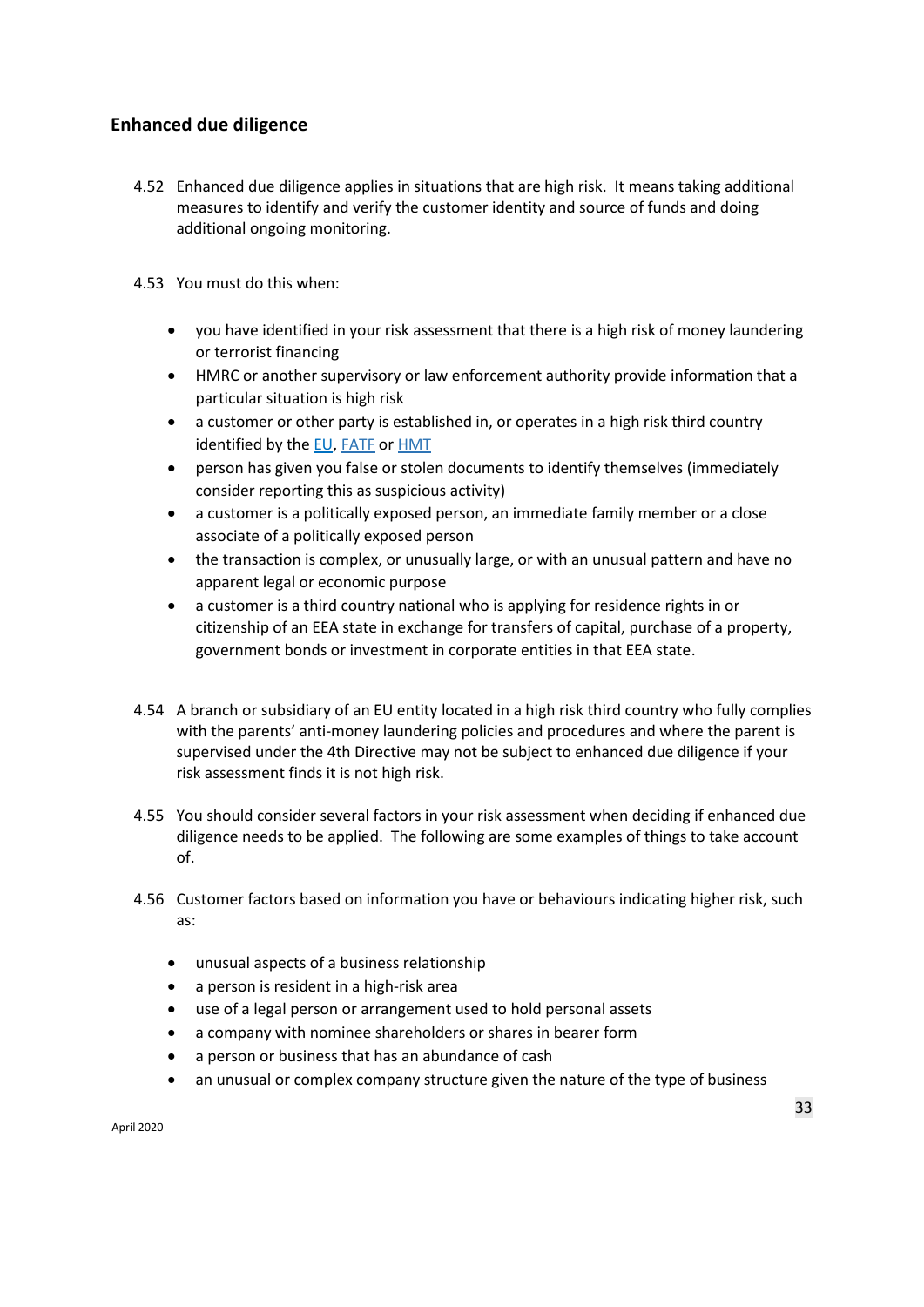## Enhanced due diligence

4.52 Enhanced due diligence applies in situations that are high risk. It means taking additional measures to identify and verify the customer identity and source of funds and doing additional ongoing monitoring.

4.53 You must do this when:

- you have identified in your risk assessment that there is a high risk of money laundering or terrorist financing
- HMRC or another supervisory or law enforcement authority provide information that a particular situation is high risk
- a customer or other party is established in, or operates in a high risk third country identified by the EU, FATF or HMT
- person has given you false or stolen documents to identify themselves (immediately consider reporting this as suspicious activity)
- a customer is a politically exposed person, an immediate family member or a close associate of a politically exposed person
- the transaction is complex, or unusually large, or with an unusual pattern and have no apparent legal or economic purpose
- a customer is a third country national who is applying for residence rights in or citizenship of an EEA state in exchange for transfers of capital, purchase of a property, government bonds or investment in corporate entities in that EEA state.

4.54 A branch or subsidiary of an EU entity located in a high risk third country who fully complies with the parents' anti-money laundering policies and procedures and where the parent is supervised under the 4th Directive may not be subject to enhanced due diligence if your risk assessment finds it is not high risk.

4.55 You should consider several factors in your risk assessment when deciding if enhanced due diligence needs to be applied. The following are some examples of things to take account of.

4.56 Customer factors based on information you have or behaviours indicating higher risk, such as:

- unusual aspects of a business relationship
- a person is resident in a high-risk area
- use of a legal person or arrangement used to hold personal assets
- a company with nominee shareholders or shares in bearer form
- a person or business that has an abundance of cash
- an unusual or complex company structure given the nature of the type of business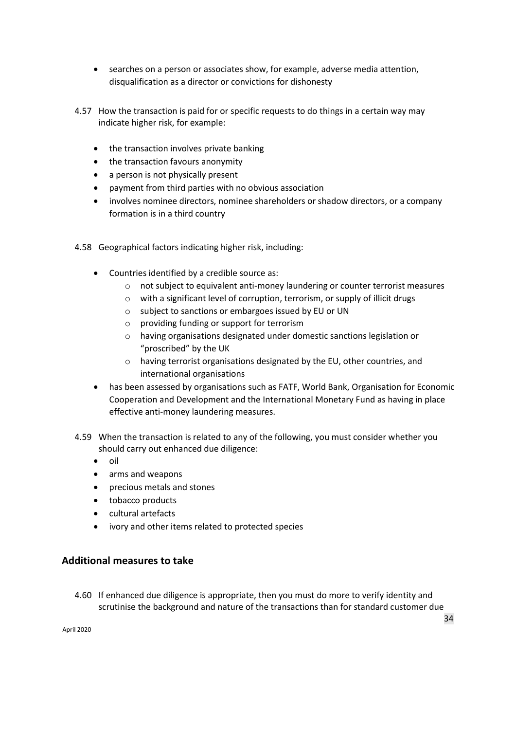- searches on a person or associates show, for example, adverse media attention, disqualification as a director or convictions for dishonesty

4.57 How the transaction is paid for or specific requests to do things in a certain way may indicate higher risk, for example:

- the transaction involves private banking
- the transaction favours anonymity
- a person is not physically present
- payment from third parties with no obvious association
- involves nominee directors, nominee shareholders or shadow directors, or a company formation is in a third country

4.58 Geographical factors indicating higher risk, including:

- Countries identified by a credible source as:
    - not subject to equivalent anti-money laundering or counter terrorist measures
    - with a significant level of corruption, terrorism, or supply of illicit drugs
    - subject to sanctions or embargoes issued by EU or UN
    - providing funding or support for terrorism
    - having organisations designated under domestic sanctions legislation or "proscribed" by the UK
    - having terrorist organisations designated by the EU, other countries, and international organisations
- has been assessed by organisations such as FATF, World Bank, Organisation for Economic Cooperation and Development and the International Monetary Fund as having in place effective anti-money laundering measures.

4.59 When the transaction is related to any of the following, you must consider whether you should carry out enhanced due diligence:

- oil
- arms and weapons
- precious metals and stones
- tobacco products
- cultural artefacts
- ivory and other items related to protected species

## Additional measures to take

4.60 If enhanced due diligence is appropriate, then you must do more to verify identity and scrutinise the background and nature of the transactions than for standard customer due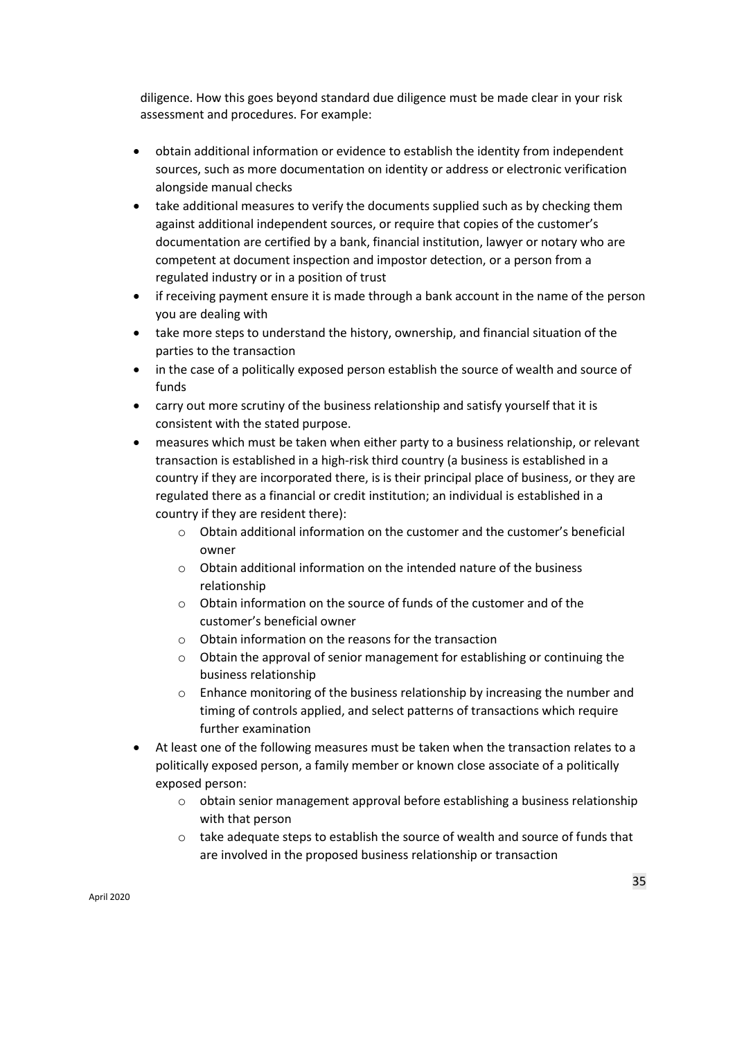diligence. How this goes beyond standard due diligence must be made clear in your risk assessment and procedures. For example:

- obtain additional information or evidence to establish the identity from independent sources, such as more documentation on identity or address or electronic verification alongside manual checks
- take additional measures to verify the documents supplied such as by checking them against additional independent sources, or require that copies of the customer's documentation are certified by a bank, financial institution, lawyer or notary who are competent at document inspection and impostor detection, or a person from a regulated industry or in a position of trust
- if receiving payment ensure it is made through a bank account in the name of the person you are dealing with
- take more steps to understand the history, ownership, and financial situation of the parties to the transaction
- in the case of a politically exposed person establish the source of wealth and source of funds
- carry out more scrutiny of the business relationship and satisfy yourself that it is consistent with the stated purpose.
- measures which must be taken when either party to a business relationship, or relevant transaction is established in a high-risk third country (a business is established in a country if they are incorporated there, is is their principal place of business, or they are regulated there as a financial or credit institution; an individual is established in a country if they are resident there):
    - Obtain additional information on the customer and the customer's beneficial owner
    - Obtain additional information on the intended nature of the business relationship
    - Obtain information on the source of funds of the customer and of the customer's beneficial owner
    - Obtain information on the reasons for the transaction
    - Obtain the approval of senior management for establishing or continuing the business relationship
    - Enhance monitoring of the business relationship by increasing the number and timing of controls applied, and select patterns of transactions which require further examination
- At least one of the following measures must be taken when the transaction relates to a politically exposed person, a family member or known close associate of a politically exposed person:
    - obtain senior management approval before establishing a business relationship with that person
    - take adequate steps to establish the source of wealth and source of funds that are involved in the proposed business relationship or transaction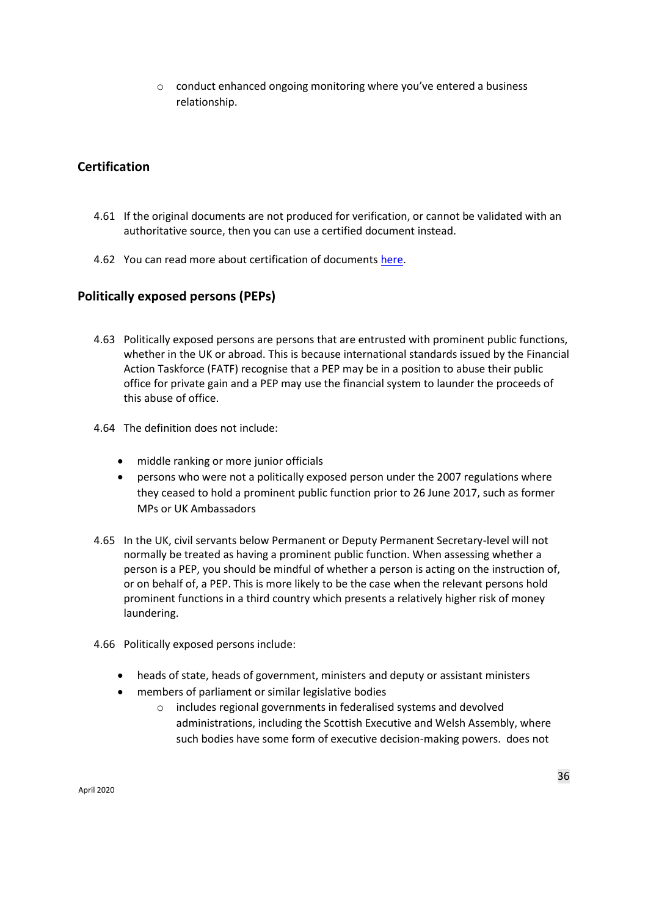- conduct enhanced ongoing monitoring where you've entered a business relationship.

## Certification

4.61 If the original documents are not produced for verification, or cannot be validated with an authoritative source, then you can use a certified document instead.

4.62 You can read more about certification of documents [here](#).

## Politically exposed persons (PEPs)

4.63 Politically exposed persons are persons that are entrusted with prominent public functions, whether in the UK or abroad. This is because international standards issued by the Financial Action Taskforce (FATF) recognise that a PEP may be in a position to abuse their public office for private gain and a PEP may use the financial system to launder the proceeds of this abuse of office.

4.64 The definition does not include:

- middle ranking or more junior officials
- persons who were not a politically exposed person under the 2007 regulations where they ceased to hold a prominent public function prior to 26 June 2017, such as former MPs or UK Ambassadors

4.65 In the UK, civil servants below Permanent or Deputy Permanent Secretary-level will not normally be treated as having a prominent public function. When assessing whether a person is a PEP, you should be mindful of whether a person is acting on the instruction of, or on behalf of, a PEP. This is more likely to be the case when the relevant persons hold prominent functions in a third country which presents a relatively higher risk of money laundering.

4.66 Politically exposed persons include:

- heads of state, heads of government, ministers and deputy or assistant ministers
- members of parliament or similar legislative bodies
    - includes regional governments in federalised systems and devolved administrations, including the Scottish Executive and Welsh Assembly, where such bodies have some form of executive decision-making powers. does not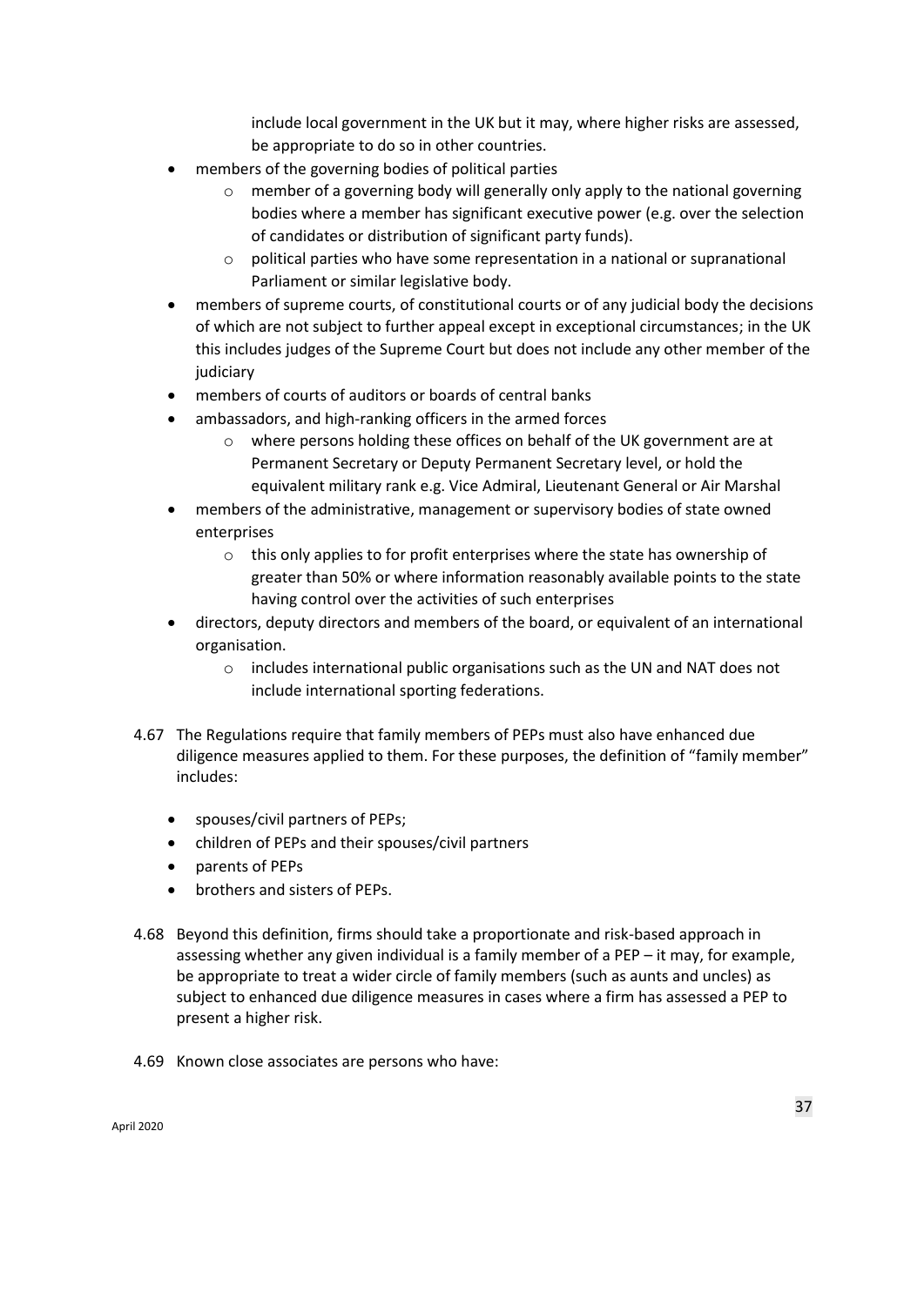include local government in the UK but it may, where higher risks are assessed, be appropriate to do so in other countries.

- members of the governing bodies of political parties
  - member of a governing body will generally only apply to the national governing bodies where a member has significant executive power (e.g. over the selection of candidates or distribution of significant party funds).
  - political parties who have some representation in a national or supranational Parliament or similar legislative body.
- members of supreme courts, of constitutional courts or of any judicial body the decisions of which are not subject to further appeal except in exceptional circumstances; in the UK this includes judges of the Supreme Court but does not include any other member of the judiciary
- members of courts of auditors or boards of central banks
- ambassadors, and high-ranking officers in the armed forces
  - where persons holding these offices on behalf of the UK government are at Permanent Secretary or Deputy Permanent Secretary level, or hold the equivalent military rank e.g. Vice Admiral, Lieutenant General or Air Marshal
- members of the administrative, management or supervisory bodies of state owned enterprises
  - this only applies to for profit enterprises where the state has ownership of greater than 50% or where information reasonably available points to the state having control over the activities of such enterprises
- directors, deputy directors and members of the board, or equivalent of an international organisation.
  - includes international public organisations such as the UN and NAT does not include international sporting federations.

4.67 The Regulations require that family members of PEPs must also have enhanced due diligence measures applied to them. For these purposes, the definition of "family member" includes:

- spouses/civil partners of PEPs;
- children of PEPs and their spouses/civil partners
- parents of PEPs
- brothers and sisters of PEPs.

4.68 Beyond this definition, firms should take a proportionate and risk-based approach in assessing whether any given individual is a family member of a PEP – it may, for example, be appropriate to treat a wider circle of family members (such as aunts and uncles) as subject to enhanced due diligence measures in cases where a firm has assessed a PEP to present a higher risk.

4.69 Known close associates are persons who have: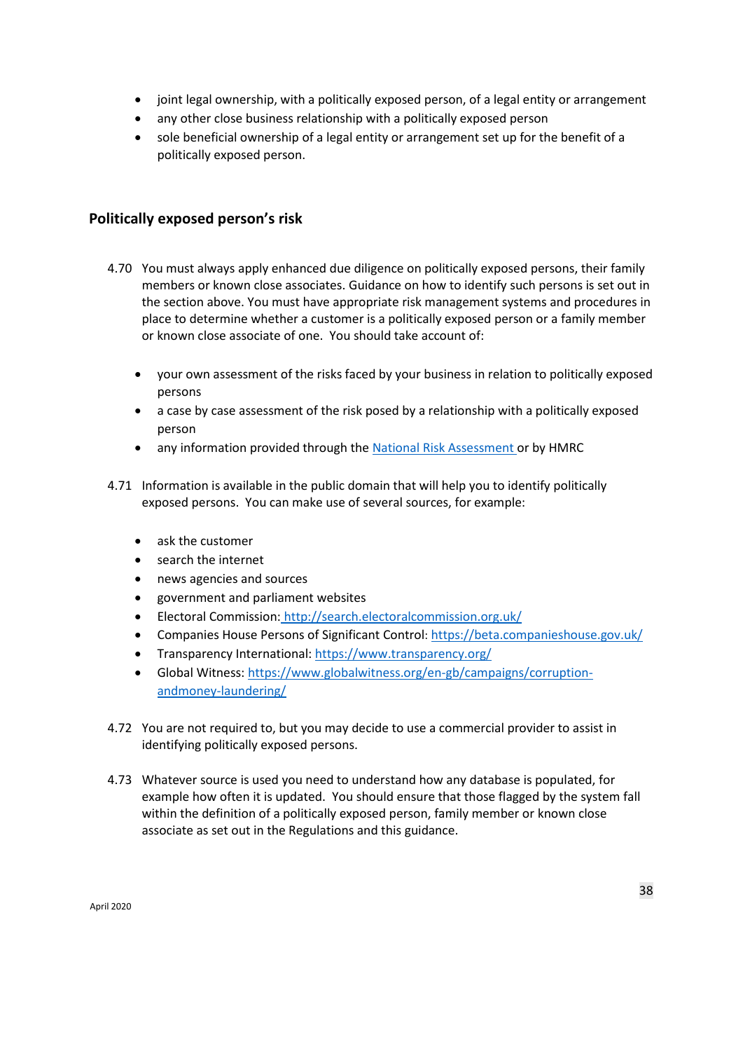- joint legal ownership, with a politically exposed person, of a legal entity or arrangement
- any other close business relationship with a politically exposed person
- sole beneficial ownership of a legal entity or arrangement set up for the benefit of a politically exposed person.

## Politically exposed person's risk

4.70 You must always apply enhanced due diligence on politically exposed persons, their family members or known close associates. Guidance on how to identify such persons is set out in the section above. You must have appropriate risk management systems and procedures in place to determine whether a customer is a politically exposed person or a family member or known close associate of one. You should take account of:

- your own assessment of the risks faced by your business in relation to politically exposed persons
- a case by case assessment of the risk posed by a relationship with a politically exposed person
- any information provided through the National Risk Assessment or by HMRC

4.71 Information is available in the public domain that will help you to identify politically exposed persons. You can make use of several sources, for example:

- ask the customer
- search the internet
- news agencies and sources
- government and parliament websites
- Electoral Commission: http://search.electoralcommission.org.uk/
- Companies House Persons of Significant Control: https://beta.companieshouse.gov.uk/
- Transparency International: https://www.transparency.org/
- Global Witness: https://www.globalwitness.org/en-gb/campaigns/corruption-andmoney-laundering/

4.72 You are not required to, but you may decide to use a commercial provider to assist in identifying politically exposed persons.

4.73 Whatever source is used you need to understand how any database is populated, for example how often it is updated. You should ensure that those flagged by the system fall within the definition of a politically exposed person, family member or known close associate as set out in the Regulations and this guidance.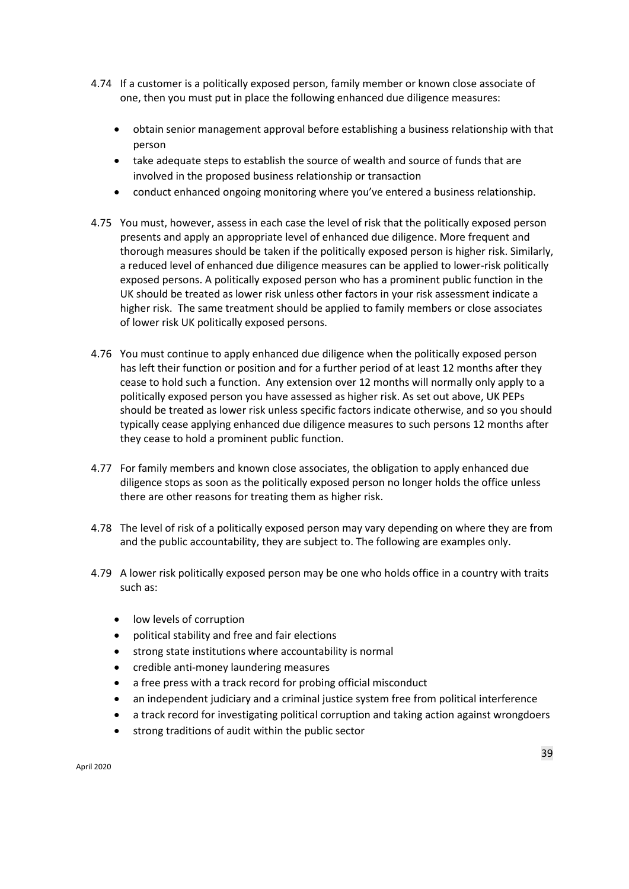4.74 If a customer is a politically exposed person, family member or known close associate of one, then you must put in place the following enhanced due diligence measures:

- obtain senior management approval before establishing a business relationship with that person
- take adequate steps to establish the source of wealth and source of funds that are involved in the proposed business relationship or transaction
- conduct enhanced ongoing monitoring where you've entered a business relationship.

4.75 You must, however, assess in each case the level of risk that the politically exposed person presents and apply an appropriate level of enhanced due diligence. More frequent and thorough measures should be taken if the politically exposed person is higher risk. Similarly, a reduced level of enhanced due diligence measures can be applied to lower-risk politically exposed persons. A politically exposed person who has a prominent public function in the UK should be treated as lower risk unless other factors in your risk assessment indicate a higher risk. The same treatment should be applied to family members or close associates of lower risk UK politically exposed persons.

4.76 You must continue to apply enhanced due diligence when the politically exposed person has left their function or position and for a further period of at least 12 months after they cease to hold such a function. Any extension over 12 months will normally only apply to a politically exposed person you have assessed as higher risk. As set out above, UK PEPs should be treated as lower risk unless specific factors indicate otherwise, and so you should typically cease applying enhanced due diligence measures to such persons 12 months after they cease to hold a prominent public function.

4.77 For family members and known close associates, the obligation to apply enhanced due diligence stops as soon as the politically exposed person no longer holds the office unless there are other reasons for treating them as higher risk.

4.78 The level of risk of a politically exposed person may vary depending on where they are from and the public accountability, they are subject to. The following are examples only.

4.79 A lower risk politically exposed person may be one who holds office in a country with traits such as:

- low levels of corruption
- political stability and free and fair elections
- strong state institutions where accountability is normal
- credible anti-money laundering measures
- a free press with a track record for probing official misconduct
- an independent judiciary and a criminal justice system free from political interference
- a track record for investigating political corruption and taking action against wrongdoers
- strong traditions of audit within the public sector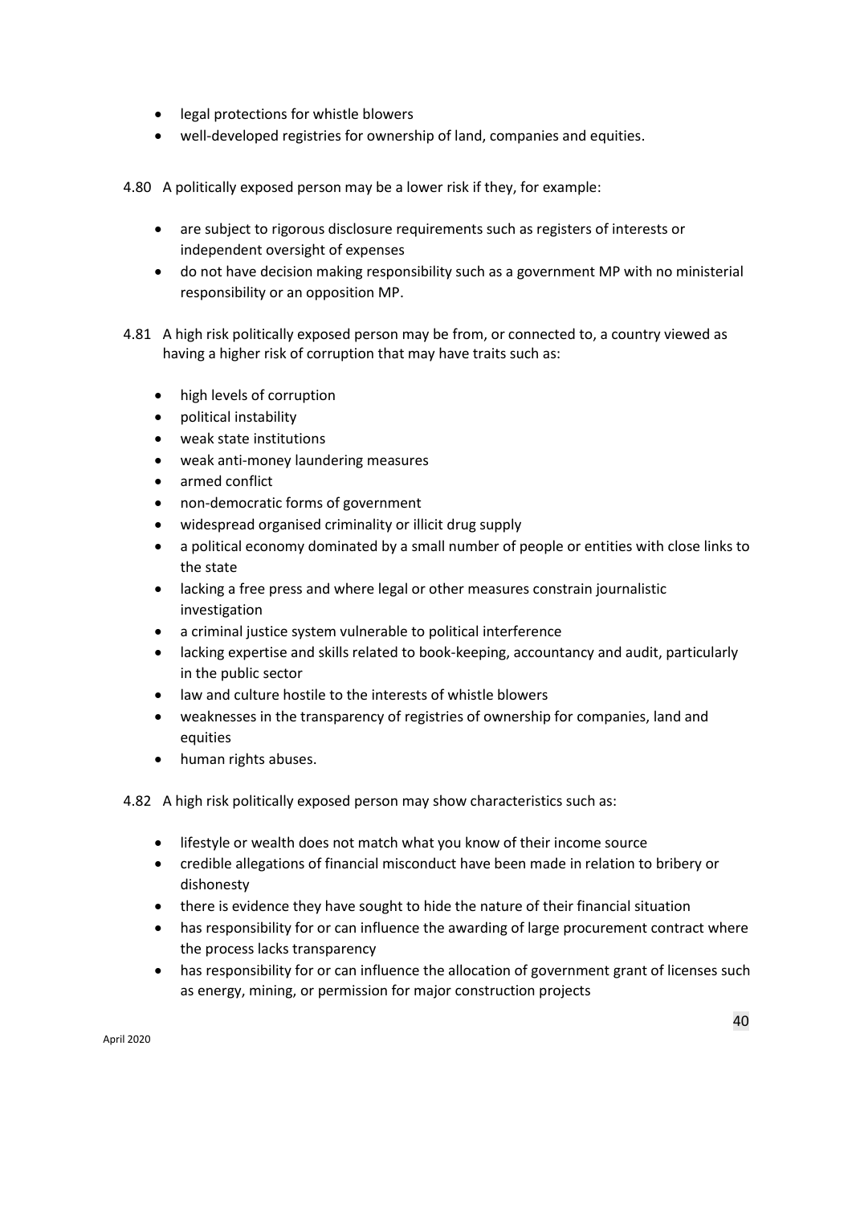- legal protections for whistle blowers
- well-developed registries for ownership of land, companies and equities.

4.80 A politically exposed person may be a lower risk if they, for example:

- are subject to rigorous disclosure requirements such as registers of interests or independent oversight of expenses
- do not have decision making responsibility such as a government MP with no ministerial responsibility or an opposition MP.

4.81 A high risk politically exposed person may be from, or connected to, a country viewed as having a higher risk of corruption that may have traits such as:

- high levels of corruption
- political instability
- weak state institutions
- weak anti-money laundering measures
- armed conflict
- non-democratic forms of government
- widespread organised criminality or illicit drug supply
- a political economy dominated by a small number of people or entities with close links to the state
- lacking a free press and where legal or other measures constrain journalistic investigation
- a criminal justice system vulnerable to political interference
- lacking expertise and skills related to book-keeping, accountancy and audit, particularly in the public sector
- law and culture hostile to the interests of whistle blowers
- weaknesses in the transparency of registries of ownership for companies, land and equities
- human rights abuses.

4.82 A high risk politically exposed person may show characteristics such as:

- lifestyle or wealth does not match what you know of their income source
- credible allegations of financial misconduct have been made in relation to bribery or dishonesty
- there is evidence they have sought to hide the nature of their financial situation
- has responsibility for or can influence the awarding of large procurement contract where the process lacks transparency
- has responsibility for or can influence the allocation of government grant of licenses such as energy, mining, or permission for major construction projects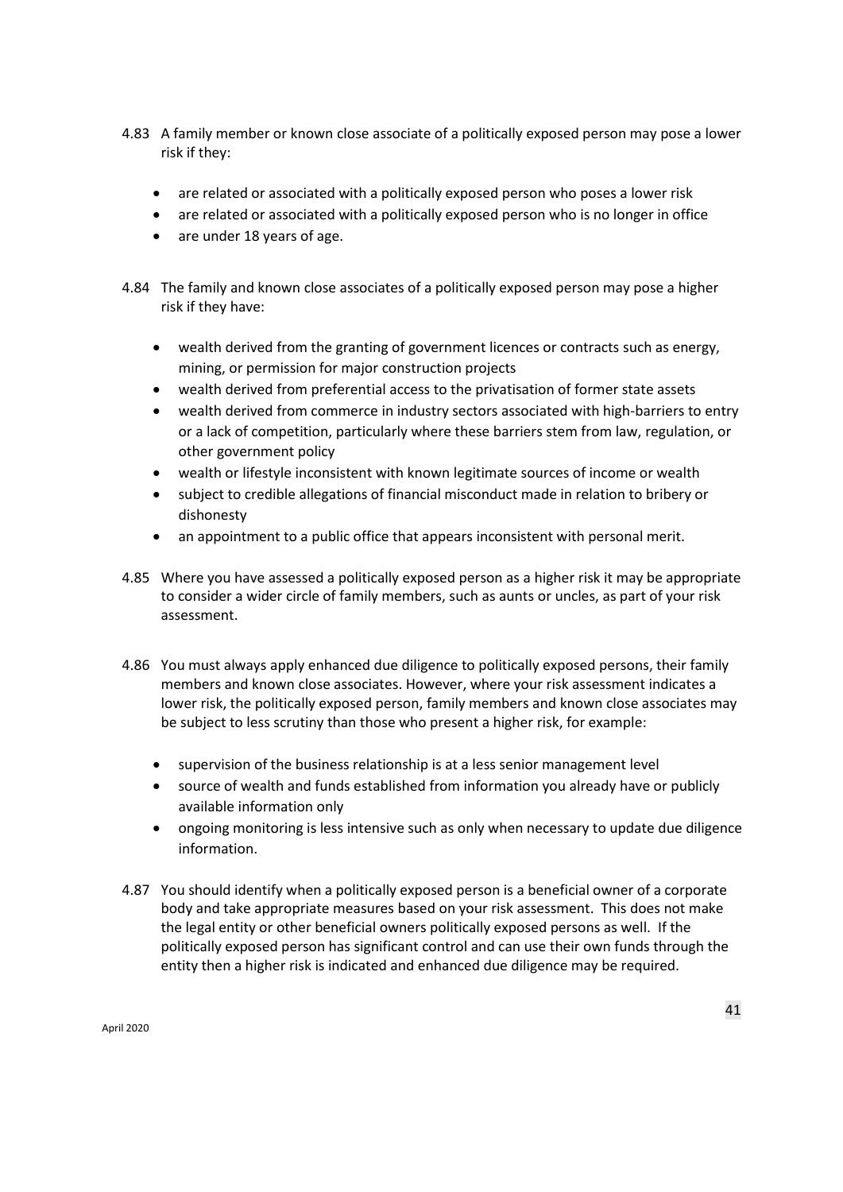4.83 A family member or known close associate of a politically exposed person may pose a lower risk if they:

- are related or associated with a politically exposed person who poses a lower risk
- are related or associated with a politically exposed person who is no longer in office
- are under 18 years of age.

4.84 The family and known close associates of a politically exposed person may pose a higher risk if they have:

- wealth derived from the granting of government licences or contracts such as energy, mining, or permission for major construction projects
- wealth derived from preferential access to the privatisation of former state assets
- wealth derived from commerce in industry sectors associated with high-barriers to entry or a lack of competition, particularly where these barriers stem from law, regulation, or other government policy
- wealth or lifestyle inconsistent with known legitimate sources of income or wealth
- subject to credible allegations of financial misconduct made in relation to bribery or dishonesty
- an appointment to a public office that appears inconsistent with personal merit.

4.85 Where you have assessed a politically exposed person as a higher risk it may be appropriate to consider a wider circle of family members, such as aunts or uncles, as part of your risk assessment.

4.86 You must always apply enhanced due diligence to politically exposed persons, their family members and known close associates. However, where your risk assessment indicates a lower risk, the politically exposed person, family members and known close associates may be subject to less scrutiny than those who present a higher risk, for example:

- supervision of the business relationship is at a less senior management level
- source of wealth and funds established from information you already have or publicly available information only
- ongoing monitoring is less intensive such as only when necessary to update due diligence information.

4.87 You should identify when a politically exposed person is a beneficial owner of a corporate body and take appropriate measures based on your risk assessment. This does not make the legal entity or other beneficial owners politically exposed persons as well. If the politically exposed person has significant control and can use their own funds through the entity then a higher risk is indicated and enhanced due diligence may be required.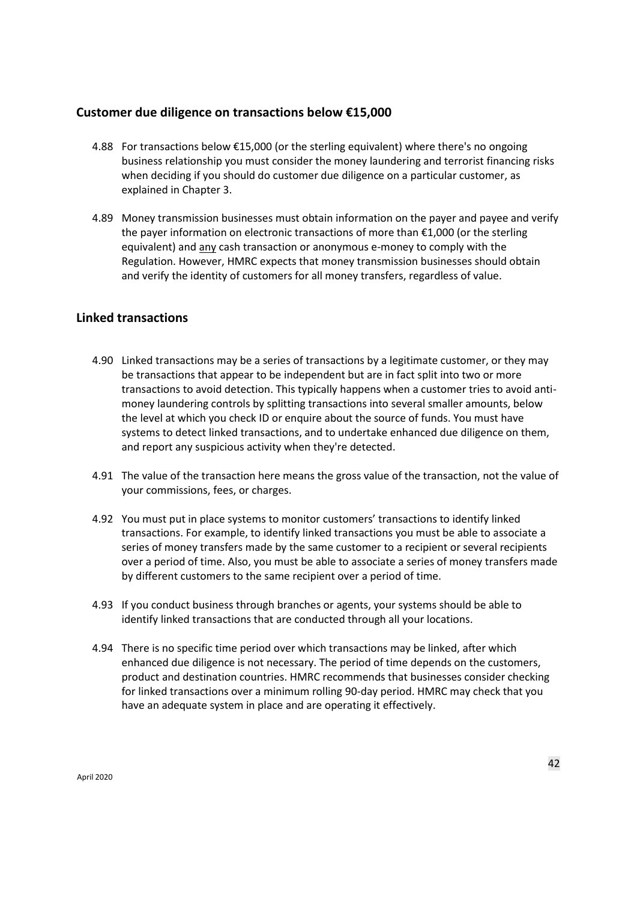## Customer due diligence on transactions below €15,000

4.88 For transactions below €15,000 (or the sterling equivalent) where there's no ongoing business relationship you must consider the money laundering and terrorist financing risks when deciding if you should do customer due diligence on a particular customer, as explained in Chapter 3.

4.89 Money transmission businesses must obtain information on the payer and payee and verify the payer information on electronic transactions of more than €1,000 (or the sterling equivalent) and <u>any</u> cash transaction or anonymous e-money to comply with the Regulation. However, HMRC expects that money transmission businesses should obtain and verify the identity of customers for all money transfers, regardless of value.

## Linked transactions

4.90 Linked transactions may be a series of transactions by a legitimate customer, or they may be transactions that appear to be independent but are in fact split into two or more transactions to avoid detection. This typically happens when a customer tries to avoid anti-money laundering controls by splitting transactions into several smaller amounts, below the level at which you check ID or enquire about the source of funds. You must have systems to detect linked transactions, and to undertake enhanced due diligence on them, and report any suspicious activity when they're detected.

4.91 The value of the transaction here means the gross value of the transaction, not the value of your commissions, fees, or charges.

4.92 You must put in place systems to monitor customers' transactions to identify linked transactions. For example, to identify linked transactions you must be able to associate a series of money transfers made by the same customer to a recipient or several recipients over a period of time. Also, you must be able to associate a series of money transfers made by different customers to the same recipient over a period of time.

4.93 If you conduct business through branches or agents, your systems should be able to identify linked transactions that are conducted through all your locations.

4.94 There is no specific time period over which transactions may be linked, after which enhanced due diligence is not necessary. The period of time depends on the customers, product and destination countries. HMRC recommends that businesses consider checking for linked transactions over a minimum rolling 90-day period. HMRC may check that you have an adequate system in place and are operating it effectively.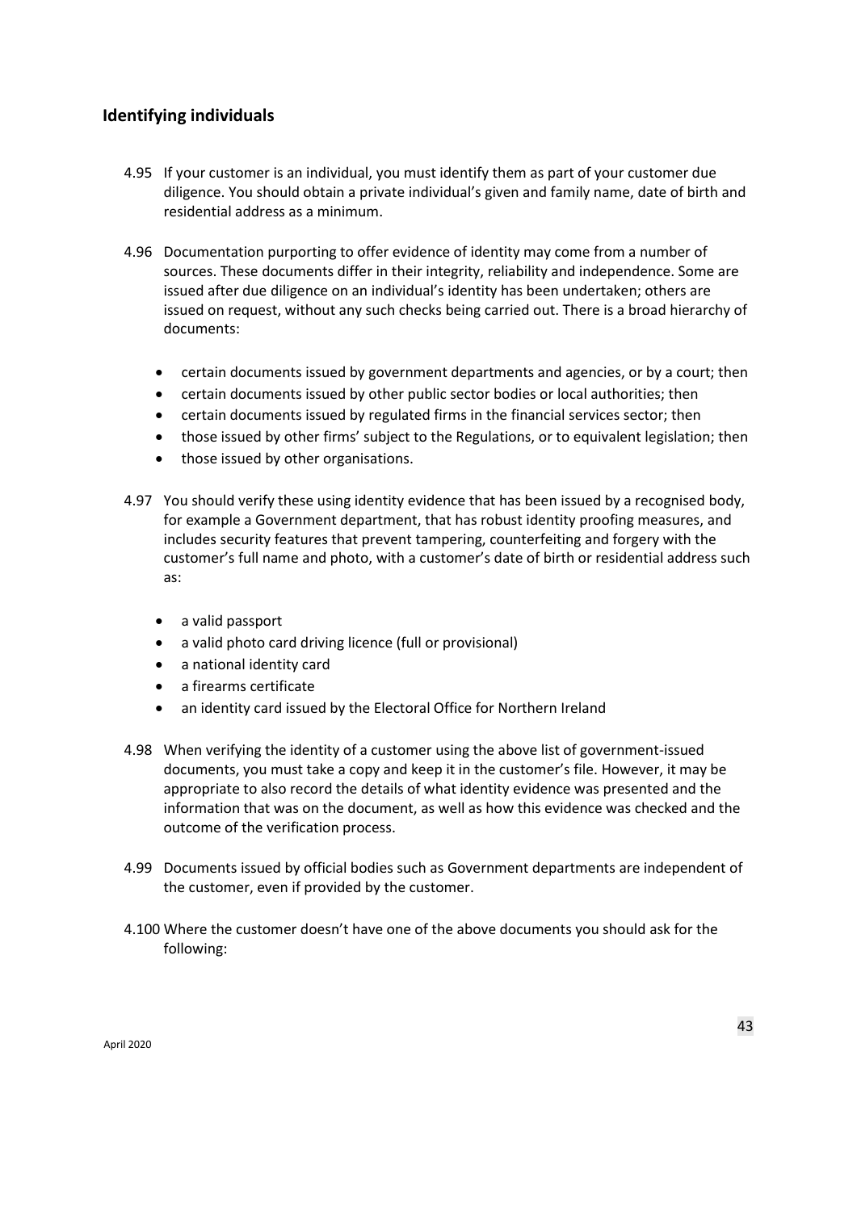## Identifying individuals

4.95 If your customer is an individual, you must identify them as part of your customer due diligence. You should obtain a private individual's given and family name, date of birth and residential address as a minimum.

4.96 Documentation purporting to offer evidence of identity may come from a number of sources. These documents differ in their integrity, reliability and independence. Some are issued after due diligence on an individual's identity has been undertaken; others are issued on request, without any such checks being carried out. There is a broad hierarchy of documents:

- certain documents issued by government departments and agencies, or by a court; then
- certain documents issued by other public sector bodies or local authorities; then
- certain documents issued by regulated firms in the financial services sector; then
- those issued by other firms' subject to the Regulations, or to equivalent legislation; then
- those issued by other organisations.

4.97 You should verify these using identity evidence that has been issued by a recognised body, for example a Government department, that has robust identity proofing measures, and includes security features that prevent tampering, counterfeiting and forgery with the customer's full name and photo, with a customer's date of birth or residential address such as:

- a valid passport
- a valid photo card driving licence (full or provisional)
- a national identity card
- a firearms certificate
- an identity card issued by the Electoral Office for Northern Ireland

4.98 When verifying the identity of a customer using the above list of government-issued documents, you must take a copy and keep it in the customer's file. However, it may be appropriate to also record the details of what identity evidence was presented and the information that was on the document, as well as how this evidence was checked and the outcome of the verification process.

4.99 Documents issued by official bodies such as Government departments are independent of the customer, even if provided by the customer.

4.100 Where the customer doesn't have one of the above documents you should ask for the following: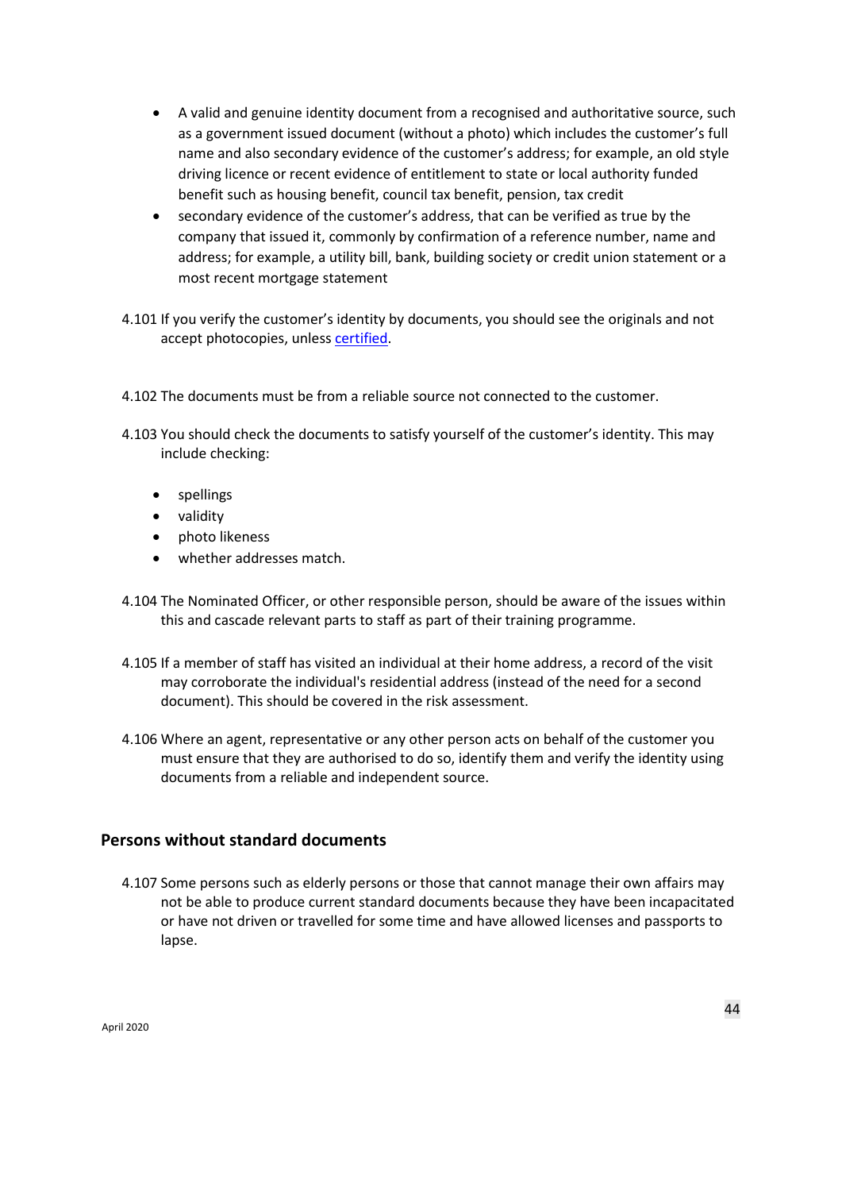- A valid and genuine identity document from a recognised and authoritative source, such as a government issued document (without a photo) which includes the customer's full name and also secondary evidence of the customer's address; for example, an old style driving licence or recent evidence of entitlement to state or local authority funded benefit such as housing benefit, council tax benefit, pension, tax credit
- secondary evidence of the customer's address, that can be verified as true by the company that issued it, commonly by confirmation of a reference number, name and address; for example, a utility bill, bank, building society or credit union statement or a most recent mortgage statement

4.101 If you verify the customer's identity by documents, you should see the originals and not accept photocopies, unless certified.

4.102 The documents must be from a reliable source not connected to the customer.

4.103 You should check the documents to satisfy yourself of the customer's identity. This may include checking:

- spellings
- validity
- photo likeness
- whether addresses match.

4.104 The Nominated Officer, or other responsible person, should be aware of the issues within this and cascade relevant parts to staff as part of their training programme.

4.105 If a member of staff has visited an individual at their home address, a record of the visit may corroborate the individual's residential address (instead of the need for a second document). This should be covered in the risk assessment.

4.106 Where an agent, representative or any other person acts on behalf of the customer you must ensure that they are authorised to do so, identify them and verify the identity using documents from a reliable and independent source.

## Persons without standard documents

4.107 Some persons such as elderly persons or those that cannot manage their own affairs may not be able to produce current standard documents because they have been incapacitated or have not driven or travelled for some time and have allowed licenses and passports to lapse.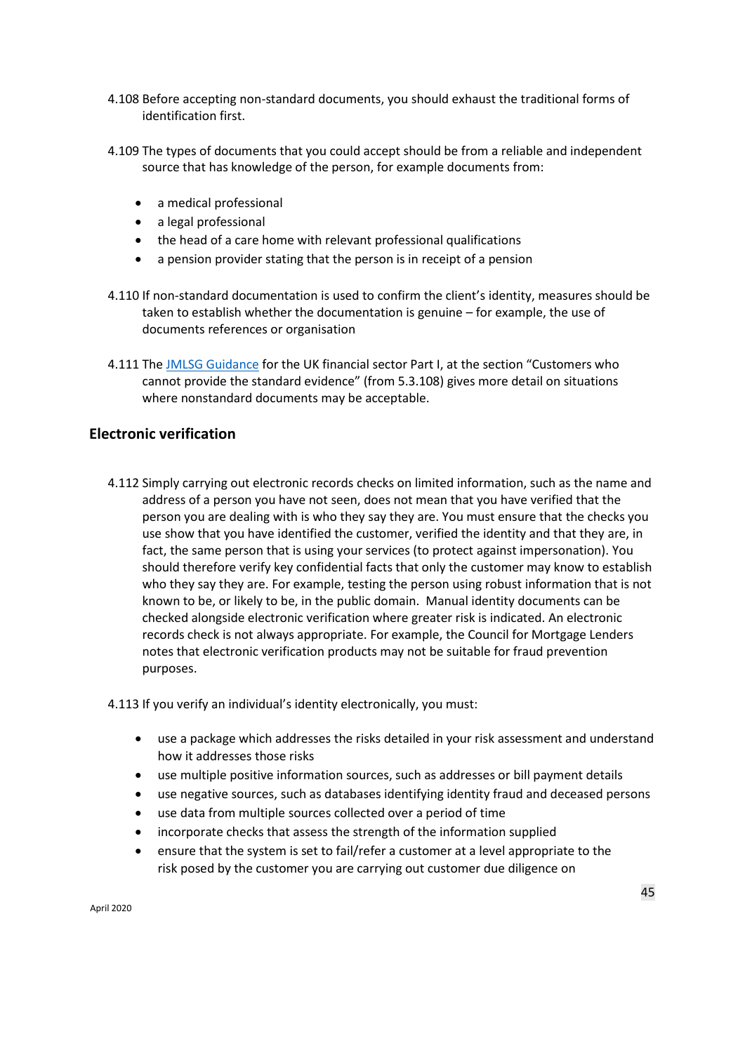4.108 Before accepting non-standard documents, you should exhaust the traditional forms of identification first.

4.109 The types of documents that you could accept should be from a reliable and independent source that has knowledge of the person, for example documents from:

- a medical professional
- a legal professional
- the head of a care home with relevant professional qualifications
- a pension provider stating that the person is in receipt of a pension

4.110 If non-standard documentation is used to confirm the client's identity, measures should be taken to establish whether the documentation is genuine – for example, the use of documents references or organisation

4.111 The [JMLSG Guidance] for the UK financial sector Part I, at the section "Customers who cannot provide the standard evidence" (from 5.3.108) gives more detail on situations where nonstandard documents may be acceptable.

## Electronic verification

4.112 Simply carrying out electronic records checks on limited information, such as the name and address of a person you have not seen, does not mean that you have verified that the person you are dealing with is who they say they are. You must ensure that the checks you use show that you have identified the customer, verified the identity and that they are, in fact, the same person that is using your services (to protect against impersonation). You should therefore verify key confidential facts that only the customer may know to establish who they say they are. For example, testing the person using robust information that is not known to be, or likely to be, in the public domain. Manual identity documents can be checked alongside electronic verification where greater risk is indicated. An electronic records check is not always appropriate. For example, the Council for Mortgage Lenders notes that electronic verification products may not be suitable for fraud prevention purposes.

4.113 If you verify an individual's identity electronically, you must:

- use a package which addresses the risks detailed in your risk assessment and understand how it addresses those risks
- use multiple positive information sources, such as addresses or bill payment details
- use negative sources, such as databases identifying identity fraud and deceased persons
- use data from multiple sources collected over a period of time
- incorporate checks that assess the strength of the information supplied
- ensure that the system is set to fail/refer a customer at a level appropriate to the risk posed by the customer you are carrying out customer due diligence on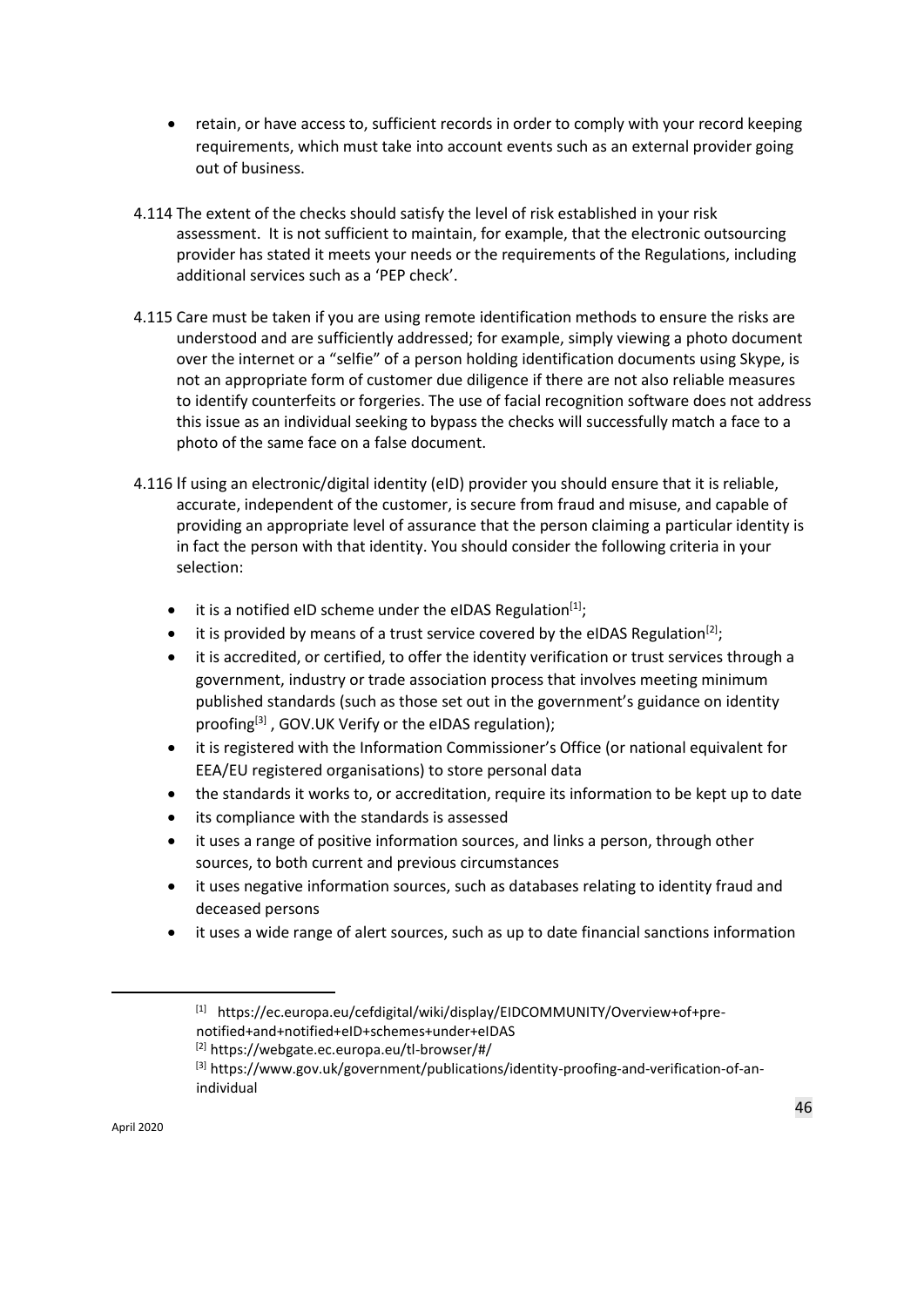- retain, or have access to, sufficient records in order to comply with your record keeping requirements, which must take into account events such as an external provider going out of business.

4.114 The extent of the checks should satisfy the level of risk established in your risk assessment. It is not sufficient to maintain, for example, that the electronic outsourcing provider has stated it meets your needs or the requirements of the Regulations, including additional services such as a 'PEP check'.

4.115 Care must be taken if you are using remote identification methods to ensure the risks are understood and are sufficiently addressed; for example, simply viewing a photo document over the internet or a "selfie" of a person holding identification documents using Skype, is not an appropriate form of customer due diligence if there are not also reliable measures to identify counterfeits or forgeries. The use of facial recognition software does not address this issue as an individual seeking to bypass the checks will successfully match a face to a photo of the same face on a false document.

4.116 If using an electronic/digital identity (eID) provider you should ensure that it is reliable, accurate, independent of the customer, is secure from fraud and misuse, and capable of providing an appropriate level of assurance that the person claiming a particular identity is in fact the person with that identity. You should consider the following criteria in your selection:

- it is a notified eID scheme under the eIDAS Regulation[1];
- it is provided by means of a trust service covered by the eIDAS Regulation[2];
- it is accredited, or certified, to offer the identity verification or trust services through a government, industry or trade association process that involves meeting minimum published standards (such as those set out in the government's guidance on identity proofing[3] , GOV.UK Verify or the eIDAS regulation);
- it is registered with the Information Commissioner's Office (or national equivalent for EEA/EU registered organisations) to store personal data
- the standards it works to, or accreditation, require its information to be kept up to date
- its compliance with the standards is assessed
- it uses a range of positive information sources, and links a person, through other sources, to both current and previous circumstances
- it uses negative information sources, such as databases relating to identity fraud and deceased persons
- it uses a wide range of alert sources, such as up to date financial sanctions information

[1] https://ec.europa.eu/cefdigital/wiki/display/EIDCOMMUNITY/Overview+of+pre-notified+and+notified+eID+schemes+under+eIDAS

[2] https://webgate.ec.europa.eu/tl-browser/#/

[3] https://www.gov.uk/government/publications/identity-proofing-and-verification-of-an-individual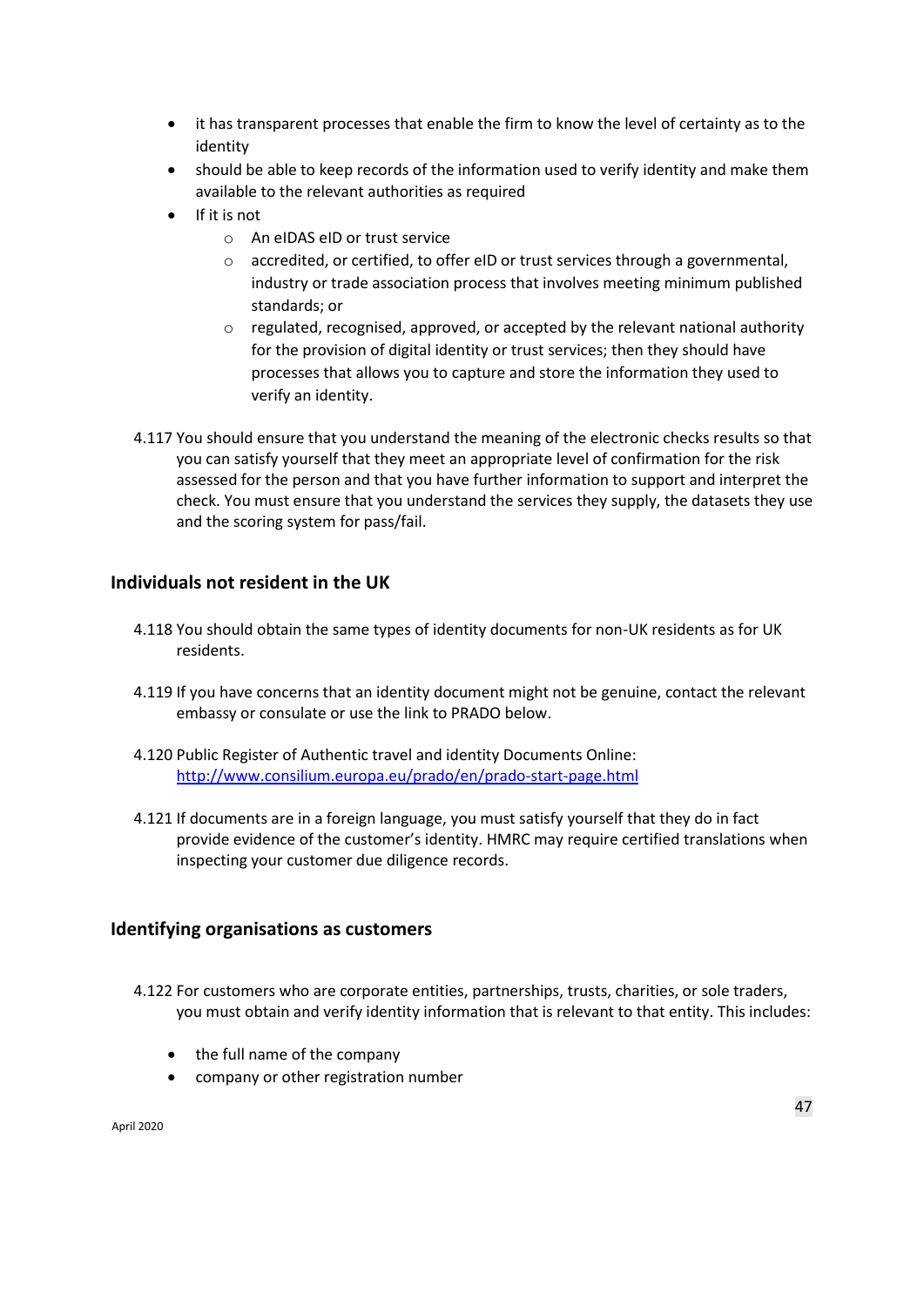- it has transparent processes that enable the firm to know the level of certainty as to the identity
- should be able to keep records of the information used to verify identity and make them available to the relevant authorities as required
- If it is not
    - An eIDAS eID or trust service
    - accredited, or certified, to offer eID or trust services through a governmental, industry or trade association process that involves meeting minimum published standards; or
    - regulated, recognised, approved, or accepted by the relevant national authority for the provision of digital identity or trust services; then they should have processes that allows you to capture and store the information they used to verify an identity.

4.117 You should ensure that you understand the meaning of the electronic checks results so that you can satisfy yourself that they meet an appropriate level of confirmation for the risk assessed for the person and that you have further information to support and interpret the check. You must ensure that you understand the services they supply, the datasets they use and the scoring system for pass/fail.

## Individuals not resident in the UK

4.118 You should obtain the same types of identity documents for non-UK residents as for UK residents.

4.119 If you have concerns that an identity document might not be genuine, contact the relevant embassy or consulate or use the link to PRADO below.

4.120 Public Register of Authentic travel and identity Documents Online: [http://www.consilium.europa.eu/prado/en/prado-start-page.html](http://www.consilium.europa.eu/prado/en/prado-start-page.html)

4.121 If documents are in a foreign language, you must satisfy yourself that they do in fact provide evidence of the customer's identity. HMRC may require certified translations when inspecting your customer due diligence records.

## Identifying organisations as customers

4.122 For customers who are corporate entities, partnerships, trusts, charities, or sole traders, you must obtain and verify identity information that is relevant to that entity. This includes:

- the full name of the company
- company or other registration number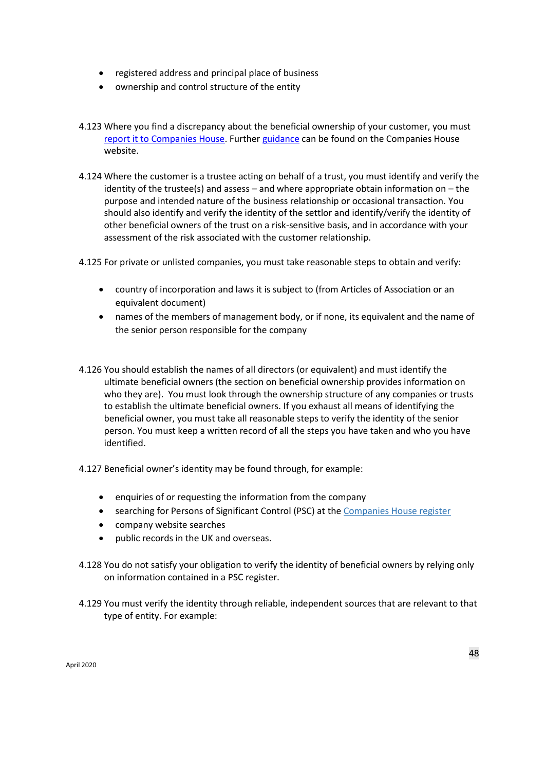- registered address and principal place of business
- ownership and control structure of the entity

4.123 Where you find a discrepancy about the beneficial ownership of your customer, you must [report it to Companies House](). Further [guidance]() can be found on the Companies House website.

4.124 Where the customer is a trustee acting on behalf of a trust, you must identify and verify the identity of the trustee(s) and assess – and where appropriate obtain information on – the purpose and intended nature of the business relationship or occasional transaction. You should also identify and verify the identity of the settlor and identify/verify the identity of other beneficial owners of the trust on a risk-sensitive basis, and in accordance with your assessment of the risk associated with the customer relationship.

4.125 For private or unlisted companies, you must take reasonable steps to obtain and verify:

- country of incorporation and laws it is subject to (from Articles of Association or an equivalent document)
- names of the members of management body, or if none, its equivalent and the name of the senior person responsible for the company

4.126 You should establish the names of all directors (or equivalent) and must identify the ultimate beneficial owners (the section on beneficial ownership provides information on who they are). You must look through the ownership structure of any companies or trusts to establish the ultimate beneficial owners. If you exhaust all means of identifying the beneficial owner, you must take all reasonable steps to verify the identity of the senior person. You must keep a written record of all the steps you have taken and who you have identified.

4.127 Beneficial owner's identity may be found through, for example:

- enquiries of or requesting the information from the company
- searching for Persons of Significant Control (PSC) at the [Companies House register]()
- company website searches
- public records in the UK and overseas.

4.128 You do not satisfy your obligation to verify the identity of beneficial owners by relying only on information contained in a PSC register.

4.129 You must verify the identity through reliable, independent sources that are relevant to that type of entity. For example: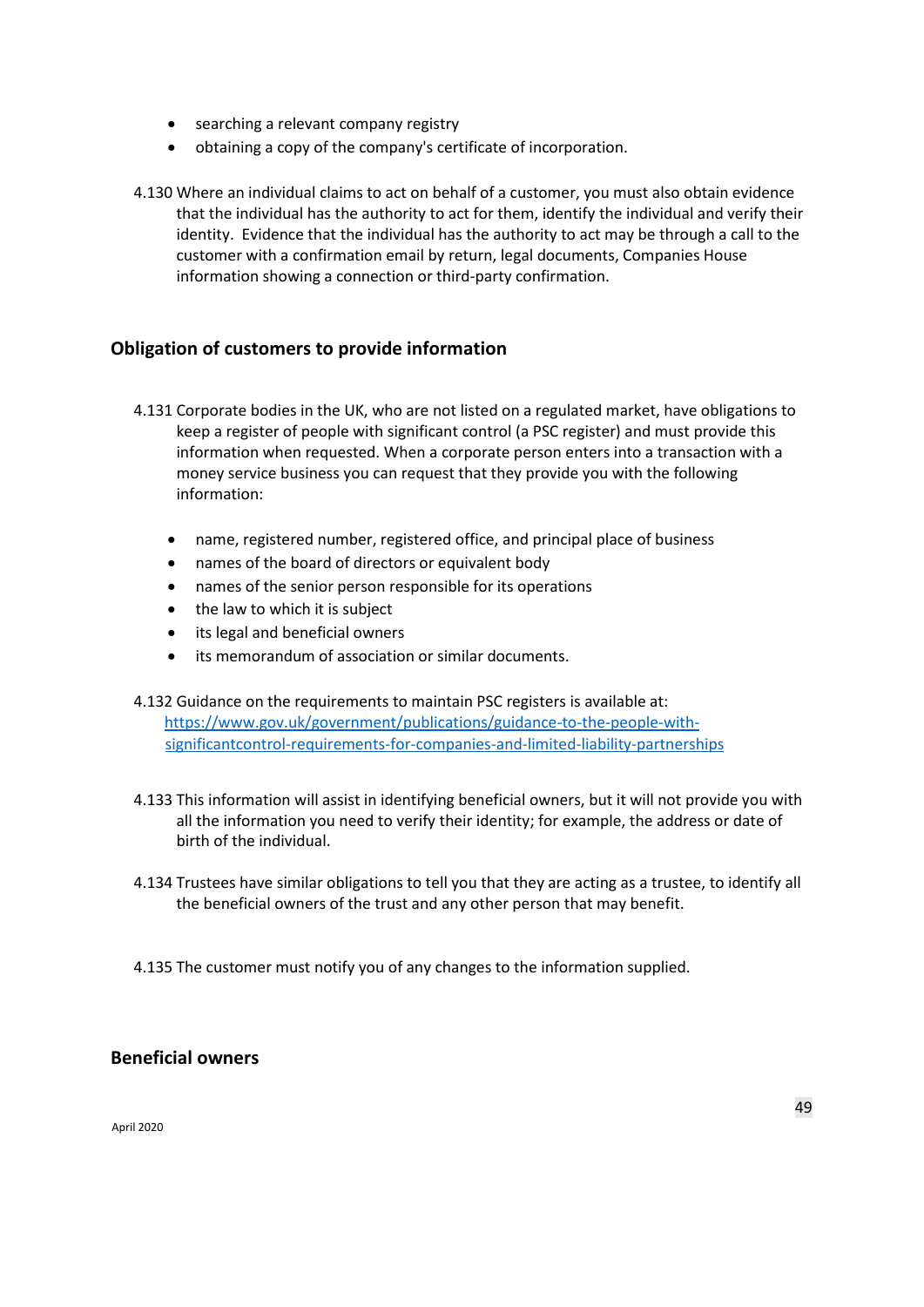- searching a relevant company registry
- obtaining a copy of the company's certificate of incorporation.

4.130 Where an individual claims to act on behalf of a customer, you must also obtain evidence that the individual has the authority to act for them, identify the individual and verify their identity. Evidence that the individual has the authority to act may be through a call to the customer with a confirmation email by return, legal documents, Companies House information showing a connection or third-party confirmation.

## Obligation of customers to provide information

4.131 Corporate bodies in the UK, who are not listed on a regulated market, have obligations to keep a register of people with significant control (a PSC register) and must provide this information when requested. When a corporate person enters into a transaction with a money service business you can request that they provide you with the following information:

- name, registered number, registered office, and principal place of business
- names of the board of directors or equivalent body
- names of the senior person responsible for its operations
- the law to which it is subject
- its legal and beneficial owners
- its memorandum of association or similar documents.

4.132 Guidance on the requirements to maintain PSC registers is available at: [https://www.gov.uk/government/publications/guidance-to-the-people-with-significantcontrol-requirements-for-companies-and-limited-liability-partnerships](https://www.gov.uk/government/publications/guidance-to-the-people-with-significantcontrol-requirements-for-companies-and-limited-liability-partnerships)

4.133 This information will assist in identifying beneficial owners, but it will not provide you with all the information you need to verify their identity; for example, the address or date of birth of the individual.

4.134 Trustees have similar obligations to tell you that they are acting as a trustee, to identify all the beneficial owners of the trust and any other person that may benefit.

4.135 The customer must notify you of any changes to the information supplied.

## Beneficial owners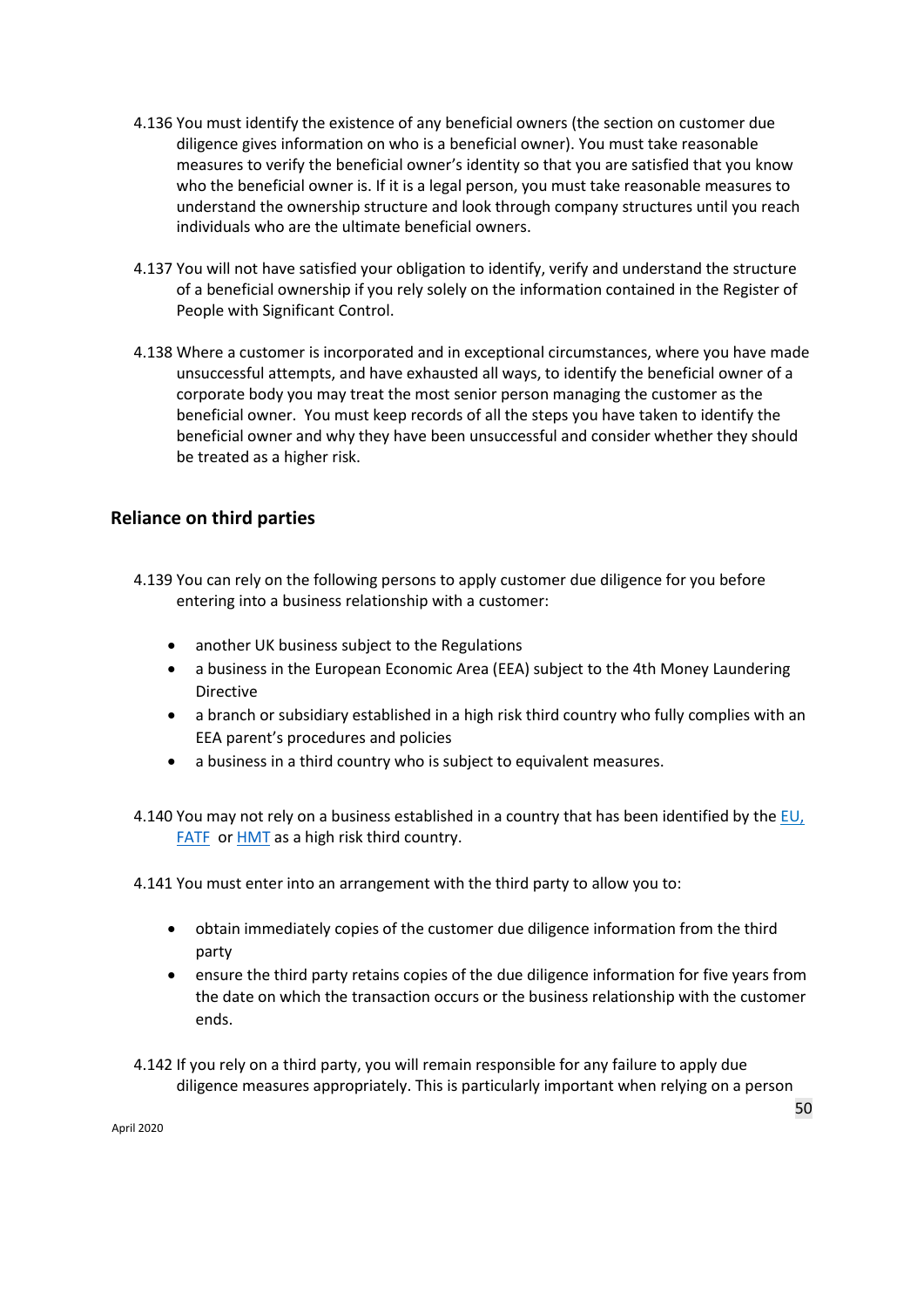4.136 You must identify the existence of any beneficial owners (the section on customer due diligence gives information on who is a beneficial owner). You must take reasonable measures to verify the beneficial owner's identity so that you are satisfied that you know who the beneficial owner is. If it is a legal person, you must take reasonable measures to understand the ownership structure and look through company structures until you reach individuals who are the ultimate beneficial owners.

4.137 You will not have satisfied your obligation to identify, verify and understand the structure of a beneficial ownership if you rely solely on the information contained in the Register of People with Significant Control.

4.138 Where a customer is incorporated and in exceptional circumstances, where you have made unsuccessful attempts, and have exhausted all ways, to identify the beneficial owner of a corporate body you may treat the most senior person managing the customer as the beneficial owner. You must keep records of all the steps you have taken to identify the beneficial owner and why they have been unsuccessful and consider whether they should be treated as a higher risk.

## Reliance on third parties

4.139 You can rely on the following persons to apply customer due diligence for you before entering into a business relationship with a customer:

- another UK business subject to the Regulations
- a business in the European Economic Area (EEA) subject to the 4th Money Laundering Directive
- a branch or subsidiary established in a high risk third country who fully complies with an EEA parent's procedures and policies
- a business in a third country who is subject to equivalent measures.

4.140 You may not rely on a business established in a country that has been identified by the EU, FATF or HMT as a high risk third country.

4.141 You must enter into an arrangement with the third party to allow you to:

- obtain immediately copies of the customer due diligence information from the third party
- ensure the third party retains copies of the due diligence information for five years from the date on which the transaction occurs or the business relationship with the customer ends.

4.142 If you rely on a third party, you will remain responsible for any failure to apply due diligence measures appropriately. This is particularly important when relying on a person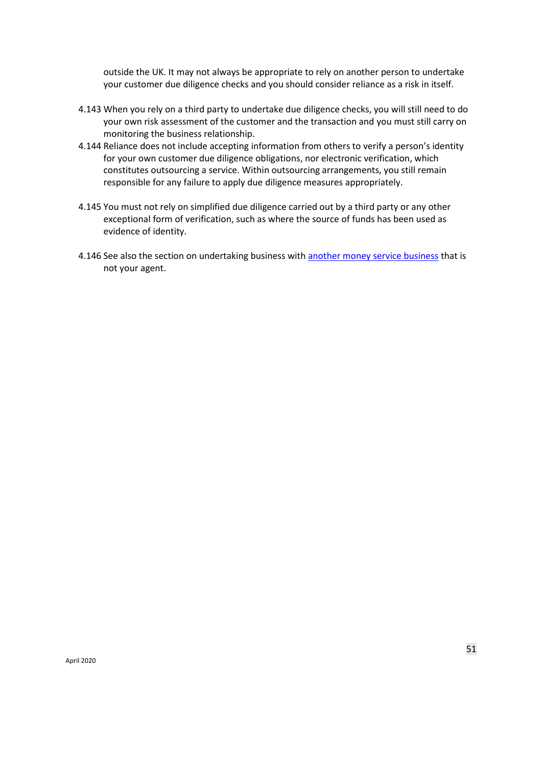outside the UK. It may not always be appropriate to rely on another person to undertake your customer due diligence checks and you should consider reliance as a risk in itself.

4.143 When you rely on a third party to undertake due diligence checks, you will still need to do your own risk assessment of the customer and the transaction and you must still carry on monitoring the business relationship.

4.144 Reliance does not include accepting information from others to verify a person's identity for your own customer due diligence obligations, nor electronic verification, which constitutes outsourcing a service. Within outsourcing arrangements, you still remain responsible for any failure to apply due diligence measures appropriately.

4.145 You must not rely on simplified due diligence carried out by a third party or any other exceptional form of verification, such as where the source of funds has been used as evidence of identity.

4.146 See also the section on undertaking business with another money service business that is not your agent.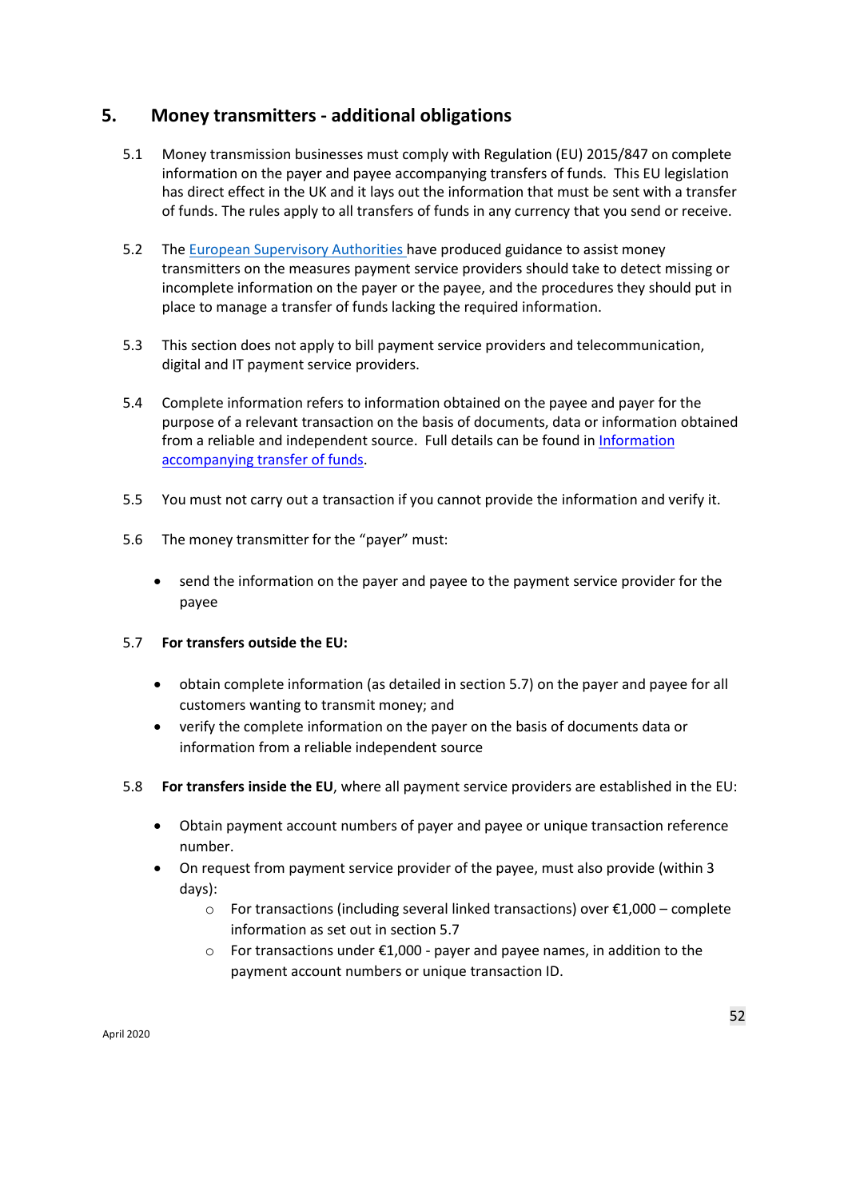## 5. Money transmitters - additional obligations

5.1 Money transmission businesses must comply with Regulation (EU) 2015/847 on complete information on the payer and payee accompanying transfers of funds. This EU legislation has direct effect in the UK and it lays out the information that must be sent with a transfer of funds. The rules apply to all transfers of funds in any currency that you send or receive.

5.2 The European Supervisory Authorities have produced guidance to assist money transmitters on the measures payment service providers should take to detect missing or incomplete information on the payer or the payee, and the procedures they should put in place to manage a transfer of funds lacking the required information.

5.3 This section does not apply to bill payment service providers and telecommunication, digital and IT payment service providers.

5.4 Complete information refers to information obtained on the payee and payer for the purpose of a relevant transaction on the basis of documents, data or information obtained from a reliable and independent source. Full details can be found in Information accompanying transfer of funds.

5.5 You must not carry out a transaction if you cannot provide the information and verify it.

5.6 The money transmitter for the "payer" must:

- send the information on the payer and payee to the payment service provider for the payee

5.7 **For transfers outside the EU:**

- obtain complete information (as detailed in section 5.7) on the payer and payee for all customers wanting to transmit money; and
- verify the complete information on the payer on the basis of documents data or information from a reliable independent source

5.8 **For transfers inside the EU**, where all payment service providers are established in the EU:

- Obtain payment account numbers of payer and payee or unique transaction reference number.
- On request from payment service provider of the payee, must also provide (within 3 days):
  - For transactions (including several linked transactions) over €1,000 – complete information as set out in section 5.7
  - For transactions under €1,000 - payer and payee names, in addition to the payment account numbers or unique transaction ID.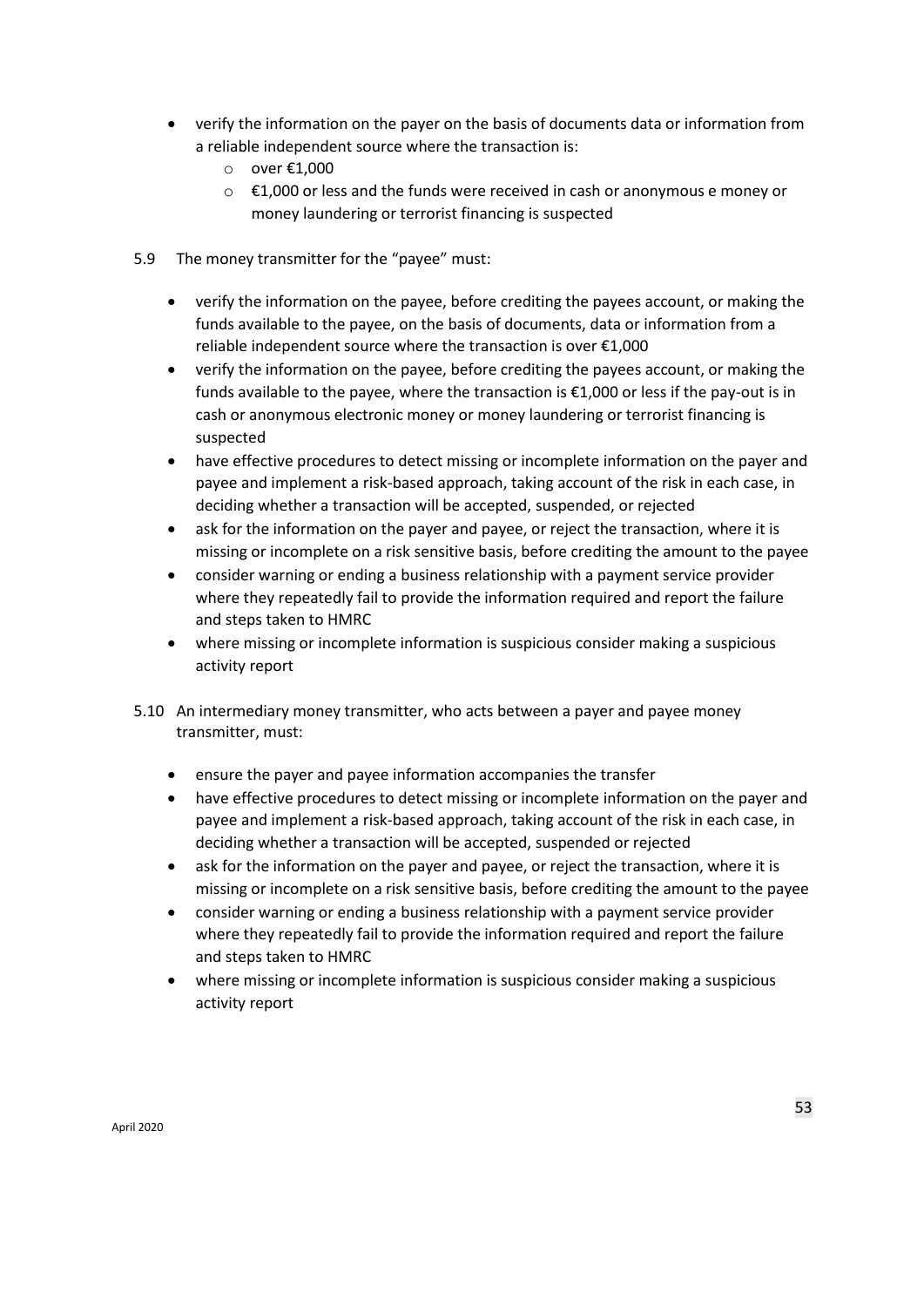- verify the information on the payer on the basis of documents data or information from a reliable independent source where the transaction is:
  - over €1,000
  - €1,000 or less and the funds were received in cash or anonymous e money or money laundering or terrorist financing is suspected

5.9 The money transmitter for the "payee" must:

- verify the information on the payee, before crediting the payees account, or making the funds available to the payee, on the basis of documents, data or information from a reliable independent source where the transaction is over €1,000
- verify the information on the payee, before crediting the payees account, or making the funds available to the payee, where the transaction is €1,000 or less if the pay-out is in cash or anonymous electronic money or money laundering or terrorist financing is suspected
- have effective procedures to detect missing or incomplete information on the payer and payee and implement a risk-based approach, taking account of the risk in each case, in deciding whether a transaction will be accepted, suspended, or rejected
- ask for the information on the payer and payee, or reject the transaction, where it is missing or incomplete on a risk sensitive basis, before crediting the amount to the payee
- consider warning or ending a business relationship with a payment service provider where they repeatedly fail to provide the information required and report the failure and steps taken to HMRC
- where missing or incomplete information is suspicious consider making a suspicious activity report

5.10 An intermediary money transmitter, who acts between a payer and payee money transmitter, must:

- ensure the payer and payee information accompanies the transfer
- have effective procedures to detect missing or incomplete information on the payer and payee and implement a risk-based approach, taking account of the risk in each case, in deciding whether a transaction will be accepted, suspended or rejected
- ask for the information on the payer and payee, or reject the transaction, where it is missing or incomplete on a risk sensitive basis, before crediting the amount to the payee
- consider warning or ending a business relationship with a payment service provider where they repeatedly fail to provide the information required and report the failure and steps taken to HMRC
- where missing or incomplete information is suspicious consider making a suspicious activity report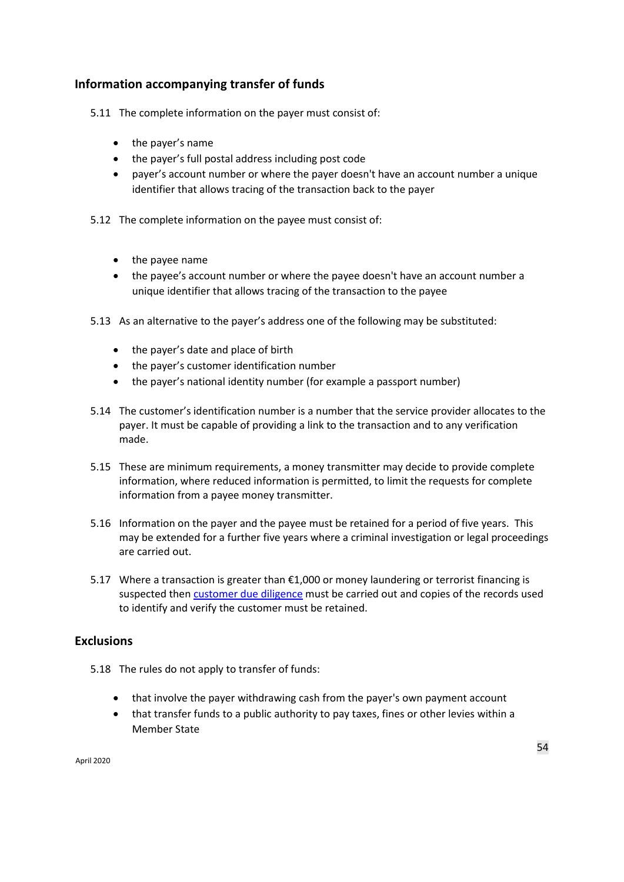## Information accompanying transfer of funds

5.11 The complete information on the payer must consist of:

- the payer's name
- the payer's full postal address including post code
- payer's account number or where the payer doesn't have an account number a unique identifier that allows tracing of the transaction back to the payer

5.12 The complete information on the payee must consist of:

- the payee name
- the payee's account number or where the payee doesn't have an account number a unique identifier that allows tracing of the transaction to the payee

5.13 As an alternative to the payer's address one of the following may be substituted:

- the payer's date and place of birth
- the payer's customer identification number
- the payer's national identity number (for example a passport number)

5.14 The customer's identification number is a number that the service provider allocates to the payer. It must be capable of providing a link to the transaction and to any verification made.

5.15 These are minimum requirements, a money transmitter may decide to provide complete information, where reduced information is permitted, to limit the requests for complete information from a payee money transmitter.

5.16 Information on the payer and the payee must be retained for a period of five years. This may be extended for a further five years where a criminal investigation or legal proceedings are carried out.

5.17 Where a transaction is greater than €1,000 or money laundering or terrorist financing is suspected then customer due diligence must be carried out and copies of the records used to identify and verify the customer must be retained.

## Exclusions

5.18 The rules do not apply to transfer of funds:

- that involve the payer withdrawing cash from the payer's own payment account
- that transfer funds to a public authority to pay taxes, fines or other levies within a Member State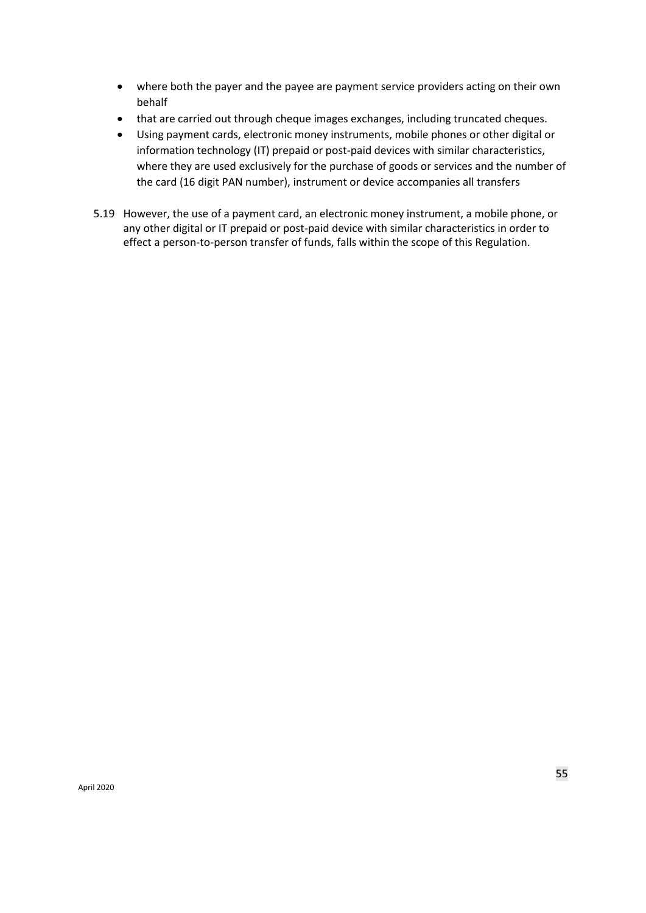- where both the payer and the payee are payment service providers acting on their own behalf
- that are carried out through cheque images exchanges, including truncated cheques.
- Using payment cards, electronic money instruments, mobile phones or other digital or information technology (IT) prepaid or post-paid devices with similar characteristics, where they are used exclusively for the purchase of goods or services and the number of the card (16 digit PAN number), instrument or device accompanies all transfers

5.19 However, the use of a payment card, an electronic money instrument, a mobile phone, or any other digital or IT prepaid or post-paid device with similar characteristics in order to effect a person-to-person transfer of funds, falls within the scope of this Regulation.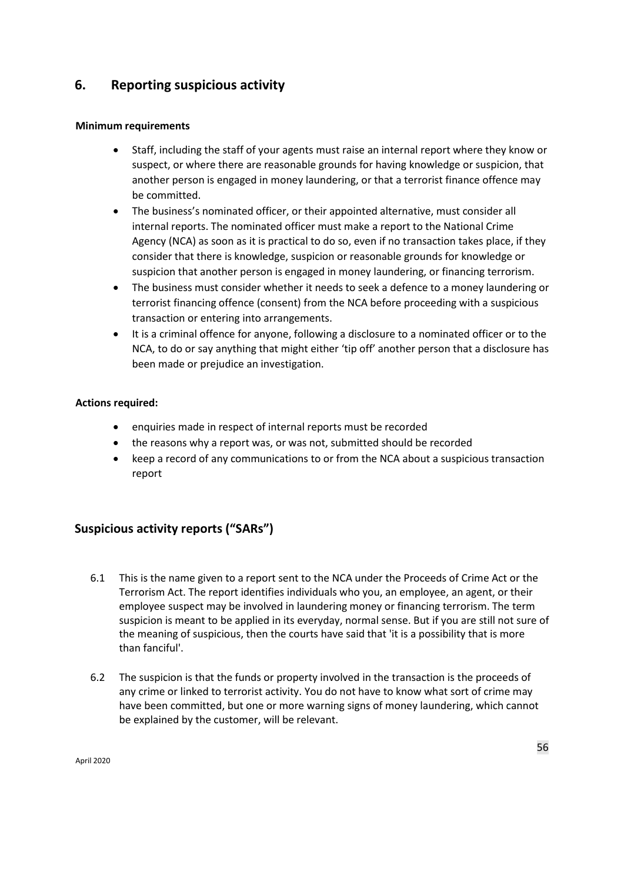## 6. Reporting suspicious activity

**Minimum requirements**

- Staff, including the staff of your agents must raise an internal report where they know or suspect, or where there are reasonable grounds for having knowledge or suspicion, that another person is engaged in money laundering, or that a terrorist finance offence may be committed.
- The business's nominated officer, or their appointed alternative, must consider all internal reports. The nominated officer must make a report to the National Crime Agency (NCA) as soon as it is practical to do so, even if no transaction takes place, if they consider that there is knowledge, suspicion or reasonable grounds for knowledge or suspicion that another person is engaged in money laundering, or financing terrorism.
- The business must consider whether it needs to seek a defence to a money laundering or terrorist financing offence (consent) from the NCA before proceeding with a suspicious transaction or entering into arrangements.
- It is a criminal offence for anyone, following a disclosure to a nominated officer or to the NCA, to do or say anything that might either 'tip off' another person that a disclosure has been made or prejudice an investigation.

**Actions required:**

- enquiries made in respect of internal reports must be recorded
- the reasons why a report was, or was not, submitted should be recorded
- keep a record of any communications to or from the NCA about a suspicious transaction report

## Suspicious activity reports ("SARs")

6.1 This is the name given to a report sent to the NCA under the Proceeds of Crime Act or the Terrorism Act. The report identifies individuals who you, an employee, an agent, or their employee suspect may be involved in laundering money or financing terrorism. The term suspicion is meant to be applied in its everyday, normal sense. But if you are still not sure of the meaning of suspicious, then the courts have said that 'it is a possibility that is more than fanciful'.

6.2 The suspicion is that the funds or property involved in the transaction is the proceeds of any crime or linked to terrorist activity. You do not have to know what sort of crime may have been committed, but one or more warning signs of money laundering, which cannot be explained by the customer, will be relevant.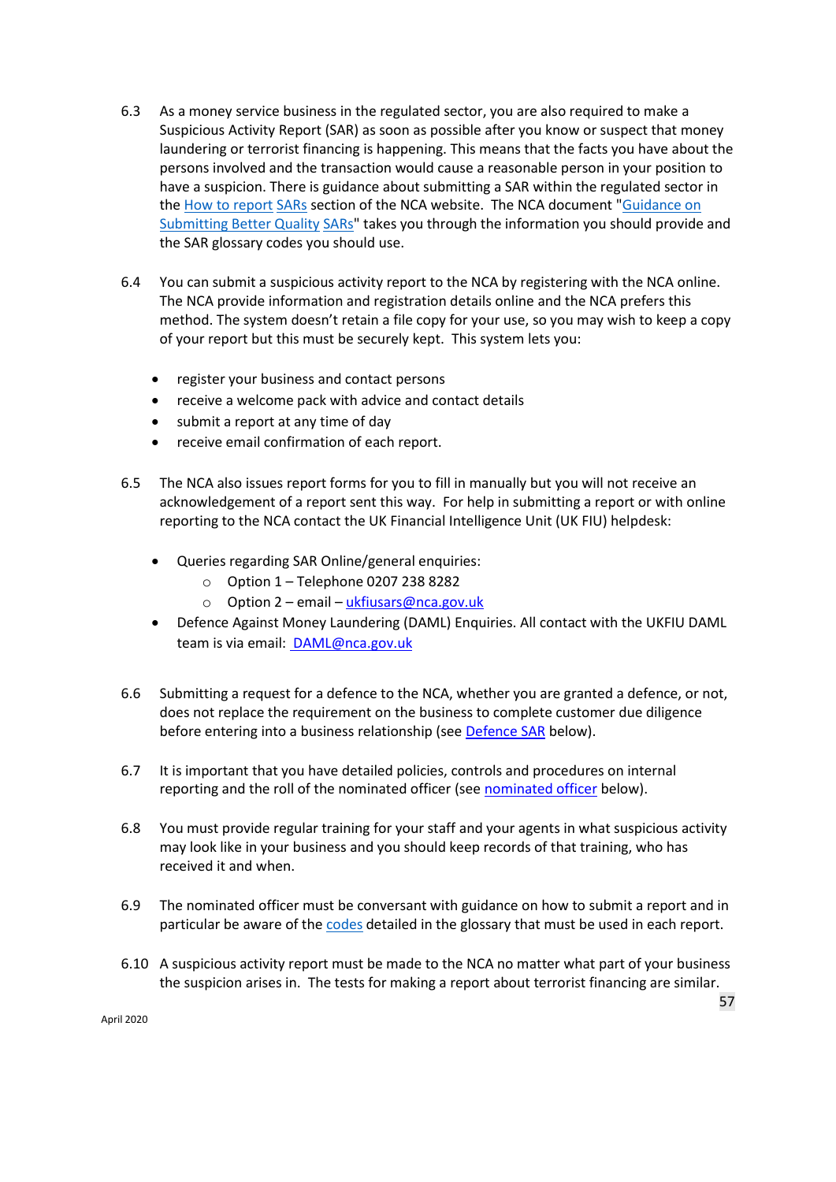6.3 As a money service business in the regulated sector, you are also required to make a Suspicious Activity Report (SAR) as soon as possible after you know or suspect that money laundering or terrorist financing is happening. This means that the facts you have about the persons involved and the transaction would cause a reasonable person in your position to have a suspicion. There is guidance about submitting a SAR within the regulated sector in the How to report SARs section of the NCA website. The NCA document "Guidance on Submitting Better Quality SARs" takes you through the information you should provide and the SAR glossary codes you should use.

6.4 You can submit a suspicious activity report to the NCA by registering with the NCA online. The NCA provide information and registration details online and the NCA prefers this method. The system doesn't retain a file copy for your use, so you may wish to keep a copy of your report but this must be securely kept. This system lets you:

- register your business and contact persons
- receive a welcome pack with advice and contact details
- submit a report at any time of day
- receive email confirmation of each report.

6.5 The NCA also issues report forms for you to fill in manually but you will not receive an acknowledgement of a report sent this way. For help in submitting a report or with online reporting to the NCA contact the UK Financial Intelligence Unit (UK FIU) helpdesk:

- Queries regarding SAR Online/general enquiries:
  - Option 1 – Telephone 0207 238 8282
  - Option 2 – email – ukfiusars@nca.gov.uk
- Defence Against Money Laundering (DAML) Enquiries. All contact with the UKFIU DAML team is via email: DAML@nca.gov.uk

6.6 Submitting a request for a defence to the NCA, whether you are granted a defence, or not, does not replace the requirement on the business to complete customer due diligence before entering into a business relationship (see Defence SAR below).

6.7 It is important that you have detailed policies, controls and procedures on internal reporting and the roll of the nominated officer (see nominated officer below).

6.8 You must provide regular training for your staff and your agents in what suspicious activity may look like in your business and you should keep records of that training, who has received it and when.

6.9 The nominated officer must be conversant with guidance on how to submit a report and in particular be aware of the codes detailed in the glossary that must be used in each report.

6.10 A suspicious activity report must be made to the NCA no matter what part of your business the suspicion arises in. The tests for making a report about terrorist financing are similar.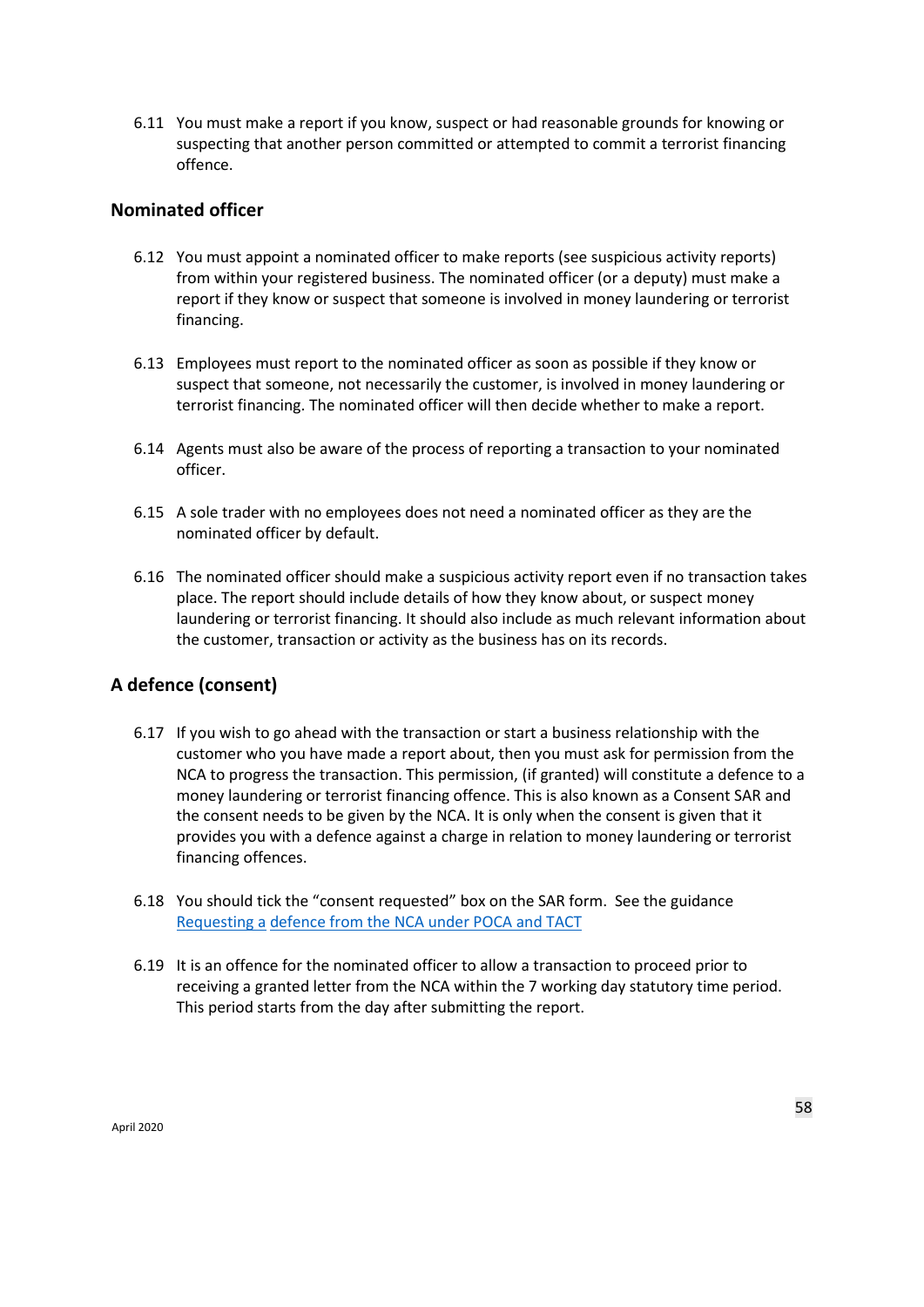6.11 You must make a report if you know, suspect or had reasonable grounds for knowing or suspecting that another person committed or attempted to commit a terrorist financing offence.

## Nominated officer

6.12 You must appoint a nominated officer to make reports (see suspicious activity reports) from within your registered business. The nominated officer (or a deputy) must make a report if they know or suspect that someone is involved in money laundering or terrorist financing.

6.13 Employees must report to the nominated officer as soon as possible if they know or suspect that someone, not necessarily the customer, is involved in money laundering or terrorist financing. The nominated officer will then decide whether to make a report.

6.14 Agents must also be aware of the process of reporting a transaction to your nominated officer.

6.15 A sole trader with no employees does not need a nominated officer as they are the nominated officer by default.

6.16 The nominated officer should make a suspicious activity report even if no transaction takes place. The report should include details of how they know about, or suspect money laundering or terrorist financing. It should also include as much relevant information about the customer, transaction or activity as the business has on its records.

## A defence (consent)

6.17 If you wish to go ahead with the transaction or start a business relationship with the customer who you have made a report about, then you must ask for permission from the NCA to progress the transaction. This permission, (if granted) will constitute a defence to a money laundering or terrorist financing offence. This is also known as a Consent SAR and the consent needs to be given by the NCA. It is only when the consent is given that it provides you with a defence against a charge in relation to money laundering or terrorist financing offences.

6.18 You should tick the "consent requested" box on the SAR form. See the guidance Requesting a defence from the NCA under POCA and TACT

6.19 It is an offence for the nominated officer to allow a transaction to proceed prior to receiving a granted letter from the NCA within the 7 working day statutory time period. This period starts from the day after submitting the report.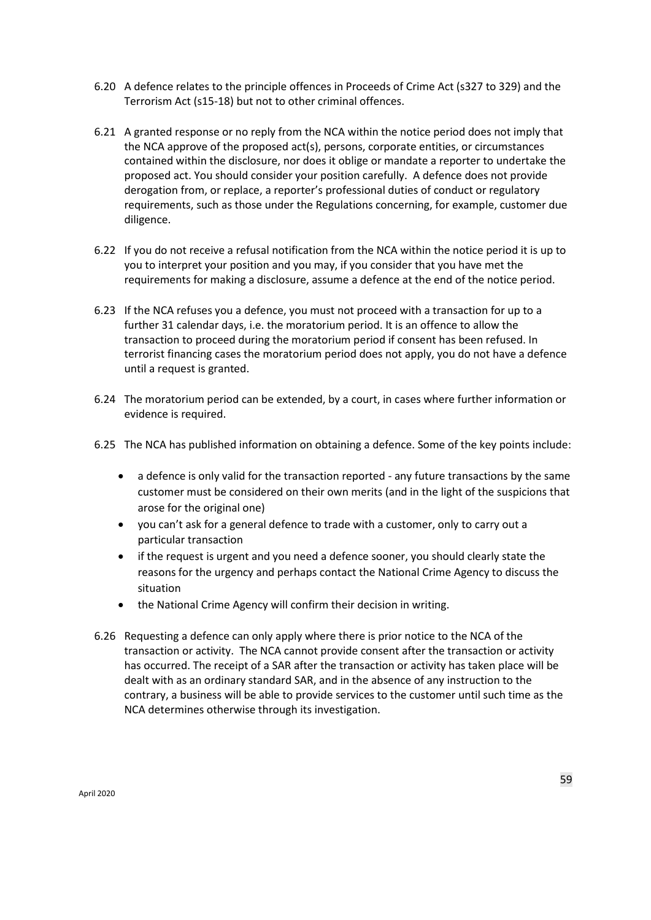6.20 A defence relates to the principle offences in Proceeds of Crime Act (s327 to 329) and the Terrorism Act (s15-18) but not to other criminal offences.

6.21 A granted response or no reply from the NCA within the notice period does not imply that the NCA approve of the proposed act(s), persons, corporate entities, or circumstances contained within the disclosure, nor does it oblige or mandate a reporter to undertake the proposed act. You should consider your position carefully. A defence does not provide derogation from, or replace, a reporter's professional duties of conduct or regulatory requirements, such as those under the Regulations concerning, for example, customer due diligence.

6.22 If you do not receive a refusal notification from the NCA within the notice period it is up to you to interpret your position and you may, if you consider that you have met the requirements for making a disclosure, assume a defence at the end of the notice period.

6.23 If the NCA refuses you a defence, you must not proceed with a transaction for up to a further 31 calendar days, i.e. the moratorium period. It is an offence to allow the transaction to proceed during the moratorium period if consent has been refused. In terrorist financing cases the moratorium period does not apply, you do not have a defence until a request is granted.

6.24 The moratorium period can be extended, by a court, in cases where further information or evidence is required.

6.25 The NCA has published information on obtaining a defence. Some of the key points include:

- a defence is only valid for the transaction reported - any future transactions by the same customer must be considered on their own merits (and in the light of the suspicions that arose for the original one)
- you can't ask for a general defence to trade with a customer, only to carry out a particular transaction
- if the request is urgent and you need a defence sooner, you should clearly state the reasons for the urgency and perhaps contact the National Crime Agency to discuss the situation
- the National Crime Agency will confirm their decision in writing.

6.26 Requesting a defence can only apply where there is prior notice to the NCA of the transaction or activity. The NCA cannot provide consent after the transaction or activity has occurred. The receipt of a SAR after the transaction or activity has taken place will be dealt with as an ordinary standard SAR, and in the absence of any instruction to the contrary, a business will be able to provide services to the customer until such time as the NCA determines otherwise through its investigation.

April 2020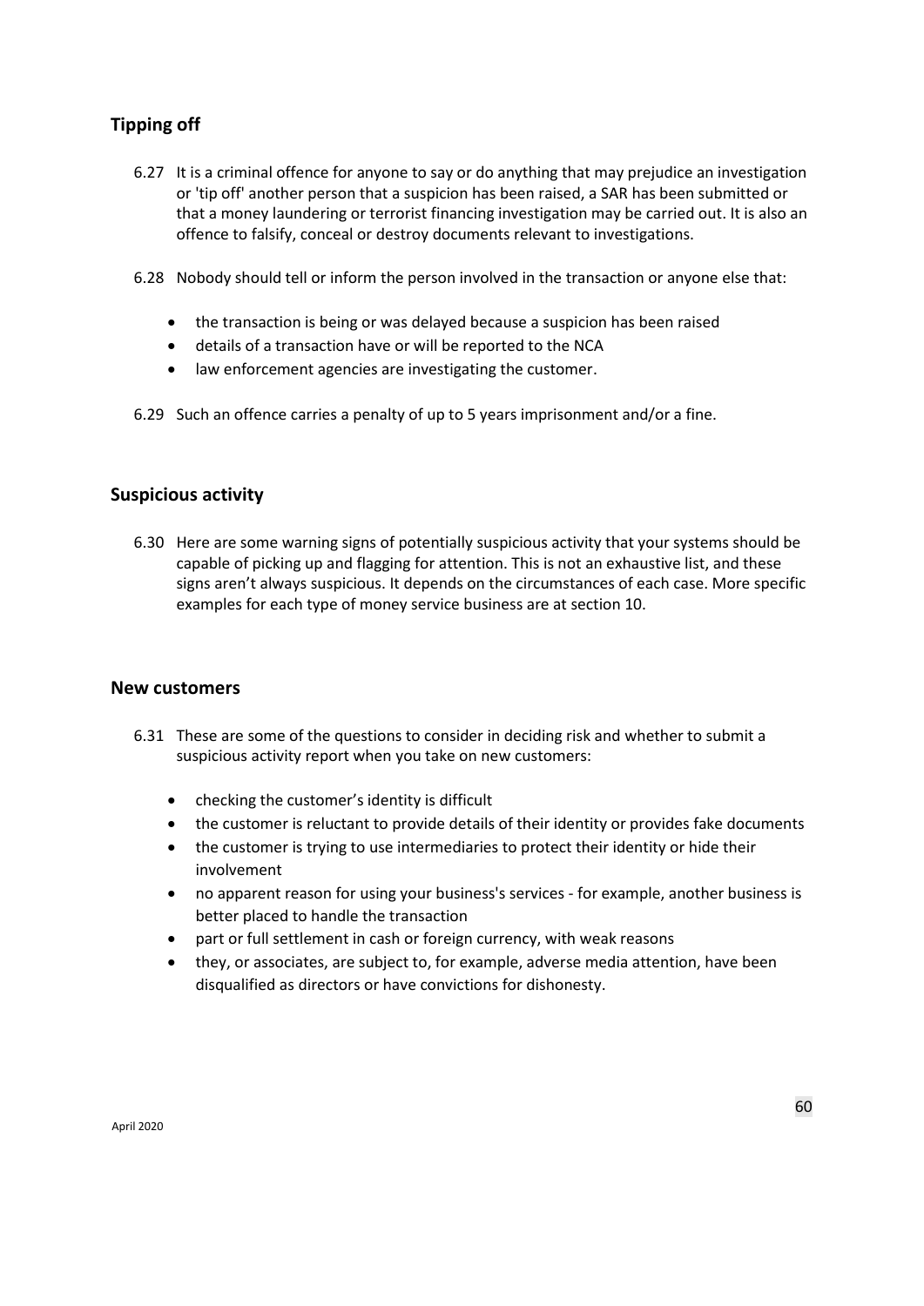## Tipping off

6.27 It is a criminal offence for anyone to say or do anything that may prejudice an investigation or 'tip off' another person that a suspicion has been raised, a SAR has been submitted or that a money laundering or terrorist financing investigation may be carried out. It is also an offence to falsify, conceal or destroy documents relevant to investigations.

6.28 Nobody should tell or inform the person involved in the transaction or anyone else that:

- the transaction is being or was delayed because a suspicion has been raised
- details of a transaction have or will be reported to the NCA
- law enforcement agencies are investigating the customer.

6.29 Such an offence carries a penalty of up to 5 years imprisonment and/or a fine.

## Suspicious activity

6.30 Here are some warning signs of potentially suspicious activity that your systems should be capable of picking up and flagging for attention. This is not an exhaustive list, and these signs aren't always suspicious. It depends on the circumstances of each case. More specific examples for each type of money service business are at section 10.

## New customers

6.31 These are some of the questions to consider in deciding risk and whether to submit a suspicious activity report when you take on new customers:

- checking the customer's identity is difficult
- the customer is reluctant to provide details of their identity or provides fake documents
- the customer is trying to use intermediaries to protect their identity or hide their involvement
- no apparent reason for using your business's services - for example, another business is better placed to handle the transaction
- part or full settlement in cash or foreign currency, with weak reasons
- they, or associates, are subject to, for example, adverse media attention, have been disqualified as directors or have convictions for dishonesty.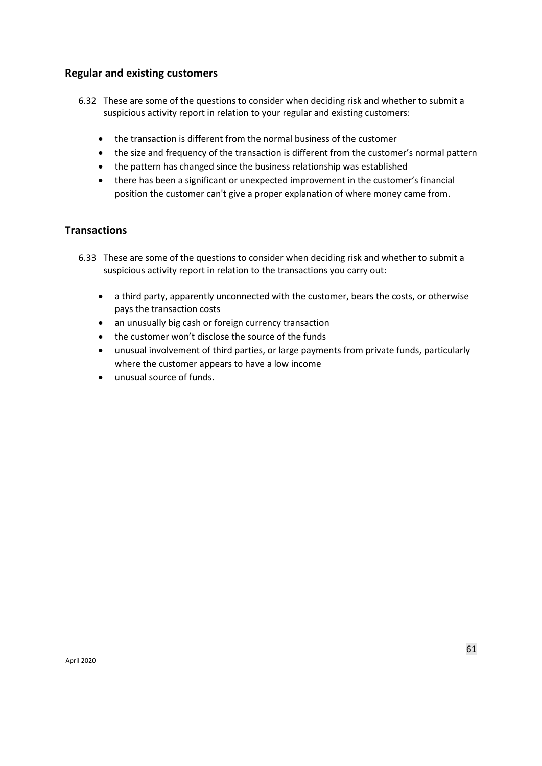## Regular and existing customers

6.32 These are some of the questions to consider when deciding risk and whether to submit a suspicious activity report in relation to your regular and existing customers:

- the transaction is different from the normal business of the customer
- the size and frequency of the transaction is different from the customer's normal pattern
- the pattern has changed since the business relationship was established
- there has been a significant or unexpected improvement in the customer's financial position the customer can't give a proper explanation of where money came from.

## Transactions

6.33 These are some of the questions to consider when deciding risk and whether to submit a suspicious activity report in relation to the transactions you carry out:

- a third party, apparently unconnected with the customer, bears the costs, or otherwise pays the transaction costs
- an unusually big cash or foreign currency transaction
- the customer won't disclose the source of the funds
- unusual involvement of third parties, or large payments from private funds, particularly where the customer appears to have a low income
- unusual source of funds.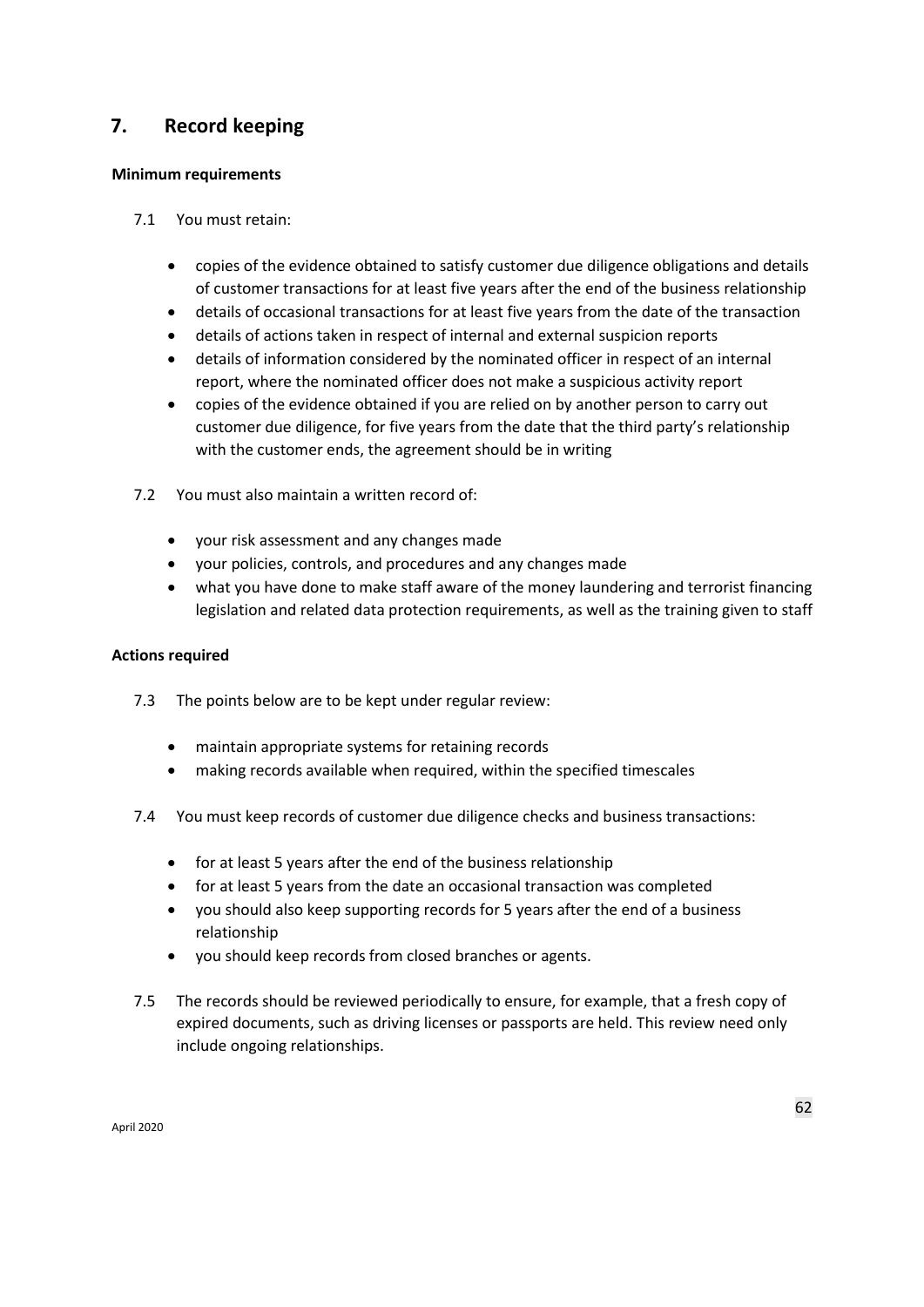## 7. Record keeping

**Minimum requirements**

7.1 You must retain:

- copies of the evidence obtained to satisfy customer due diligence obligations and details of customer transactions for at least five years after the end of the business relationship
- details of occasional transactions for at least five years from the date of the transaction
- details of actions taken in respect of internal and external suspicion reports
- details of information considered by the nominated officer in respect of an internal report, where the nominated officer does not make a suspicious activity report
- copies of the evidence obtained if you are relied on by another person to carry out customer due diligence, for five years from the date that the third party's relationship with the customer ends, the agreement should be in writing

7.2 You must also maintain a written record of:

- your risk assessment and any changes made
- your policies, controls, and procedures and any changes made
- what you have done to make staff aware of the money laundering and terrorist financing legislation and related data protection requirements, as well as the training given to staff

**Actions required**

7.3 The points below are to be kept under regular review:

- maintain appropriate systems for retaining records
- making records available when required, within the specified timescales

7.4 You must keep records of customer due diligence checks and business transactions:

- for at least 5 years after the end of the business relationship
- for at least 5 years from the date an occasional transaction was completed
- you should also keep supporting records for 5 years after the end of a business relationship
- you should keep records from closed branches or agents.

7.5 The records should be reviewed periodically to ensure, for example, that a fresh copy of expired documents, such as driving licenses or passports are held. This review need only include ongoing relationships.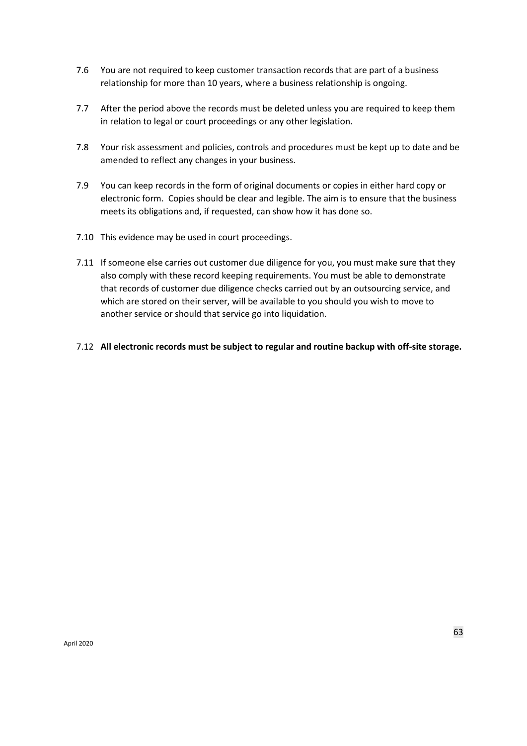7.6 You are not required to keep customer transaction records that are part of a business relationship for more than 10 years, where a business relationship is ongoing.

7.7 After the period above the records must be deleted unless you are required to keep them in relation to legal or court proceedings or any other legislation.

7.8 Your risk assessment and policies, controls and procedures must be kept up to date and be amended to reflect any changes in your business.

7.9 You can keep records in the form of original documents or copies in either hard copy or electronic form. Copies should be clear and legible. The aim is to ensure that the business meets its obligations and, if requested, can show how it has done so.

7.10 This evidence may be used in court proceedings.

7.11 If someone else carries out customer due diligence for you, you must make sure that they also comply with these record keeping requirements. You must be able to demonstrate that records of customer due diligence checks carried out by an outsourcing service, and which are stored on their server, will be available to you should you wish to move to another service or should that service go into liquidation.

7.12 **All electronic records must be subject to regular and routine backup with off-site storage.**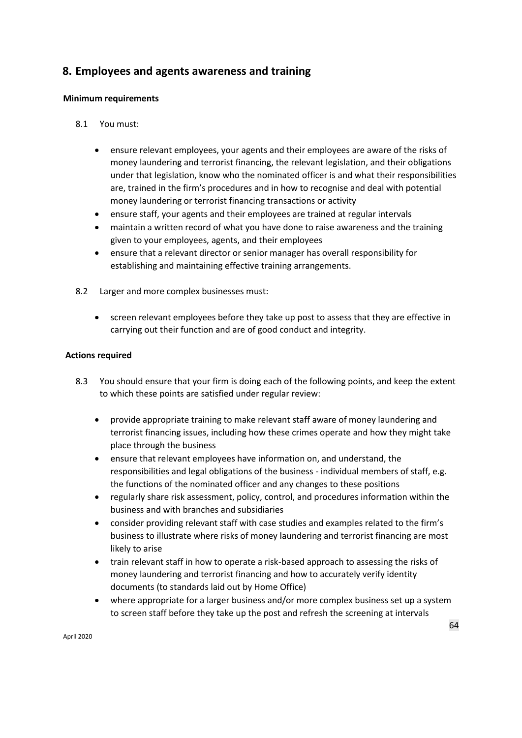## 8. Employees and agents awareness and training

**Minimum requirements**

8.1 You must:

- ensure relevant employees, your agents and their employees are aware of the risks of money laundering and terrorist financing, the relevant legislation, and their obligations under that legislation, know who the nominated officer is and what their responsibilities are, trained in the firm's procedures and in how to recognise and deal with potential money laundering or terrorist financing transactions or activity
- ensure staff, your agents and their employees are trained at regular intervals
- maintain a written record of what you have done to raise awareness and the training given to your employees, agents, and their employees
- ensure that a relevant director or senior manager has overall responsibility for establishing and maintaining effective training arrangements.

8.2 Larger and more complex businesses must:

- screen relevant employees before they take up post to assess that they are effective in carrying out their function and are of good conduct and integrity.

**Actions required**

8.3 You should ensure that your firm is doing each of the following points, and keep the extent to which these points are satisfied under regular review:

- provide appropriate training to make relevant staff aware of money laundering and terrorist financing issues, including how these crimes operate and how they might take place through the business
- ensure that relevant employees have information on, and understand, the responsibilities and legal obligations of the business - individual members of staff, e.g. the functions of the nominated officer and any changes to these positions
- regularly share risk assessment, policy, control, and procedures information within the business and with branches and subsidiaries
- consider providing relevant staff with case studies and examples related to the firm's business to illustrate where risks of money laundering and terrorist financing are most likely to arise
- train relevant staff in how to operate a risk-based approach to assessing the risks of money laundering and terrorist financing and how to accurately verify identity documents (to standards laid out by Home Office)
- where appropriate for a larger business and/or more complex business set up a system to screen staff before they take up the post and refresh the screening at intervals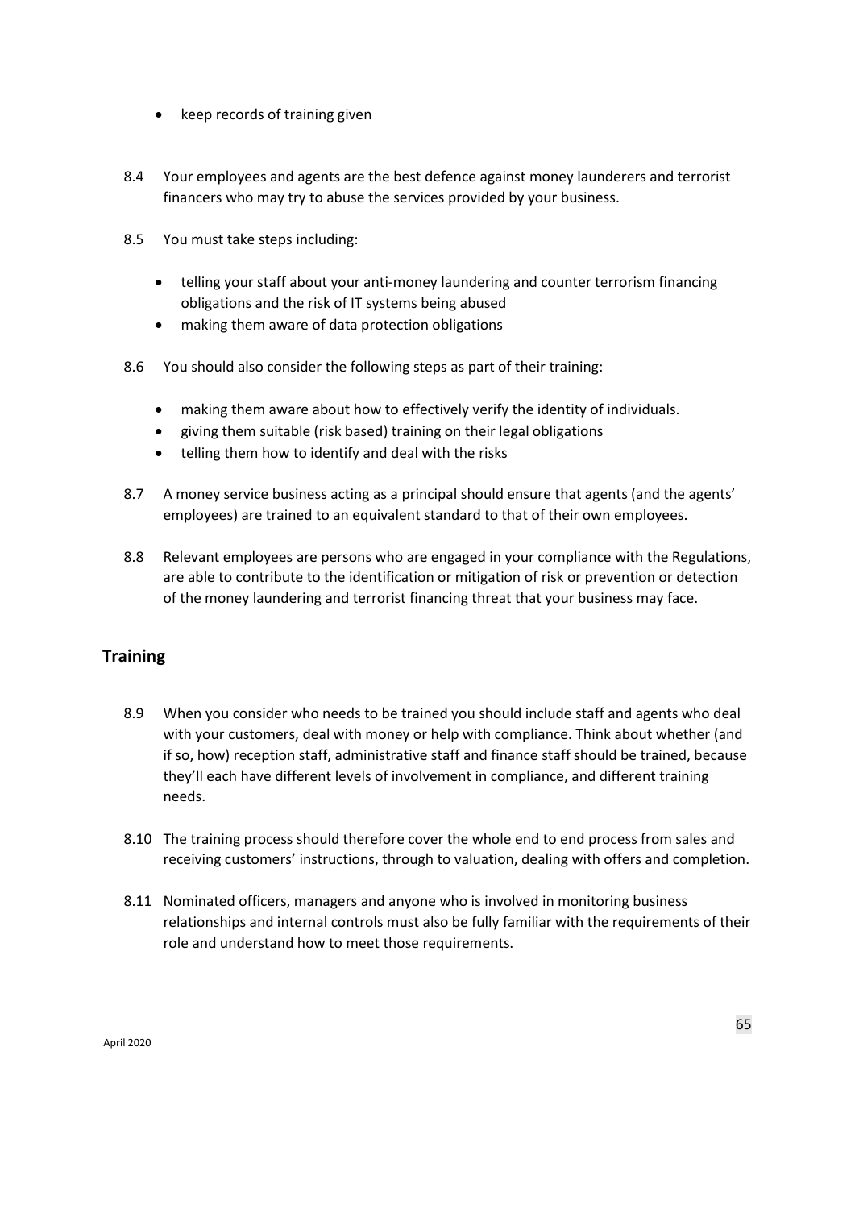- keep records of training given

8.4 Your employees and agents are the best defence against money launderers and terrorist financers who may try to abuse the services provided by your business.

8.5 You must take steps including:

- telling your staff about your anti-money laundering and counter terrorism financing obligations and the risk of IT systems being abused
- making them aware of data protection obligations

8.6 You should also consider the following steps as part of their training:

- making them aware about how to effectively verify the identity of individuals.
- giving them suitable (risk based) training on their legal obligations
- telling them how to identify and deal with the risks

8.7 A money service business acting as a principal should ensure that agents (and the agents' employees) are trained to an equivalent standard to that of their own employees.

8.8 Relevant employees are persons who are engaged in your compliance with the Regulations, are able to contribute to the identification or mitigation of risk or prevention or detection of the money laundering and terrorist financing threat that your business may face.

## Training

8.9 When you consider who needs to be trained you should include staff and agents who deal with your customers, deal with money or help with compliance. Think about whether (and if so, how) reception staff, administrative staff and finance staff should be trained, because they'll each have different levels of involvement in compliance, and different training needs.

8.10 The training process should therefore cover the whole end to end process from sales and receiving customers' instructions, through to valuation, dealing with offers and completion.

8.11 Nominated officers, managers and anyone who is involved in monitoring business relationships and internal controls must also be fully familiar with the requirements of their role and understand how to meet those requirements.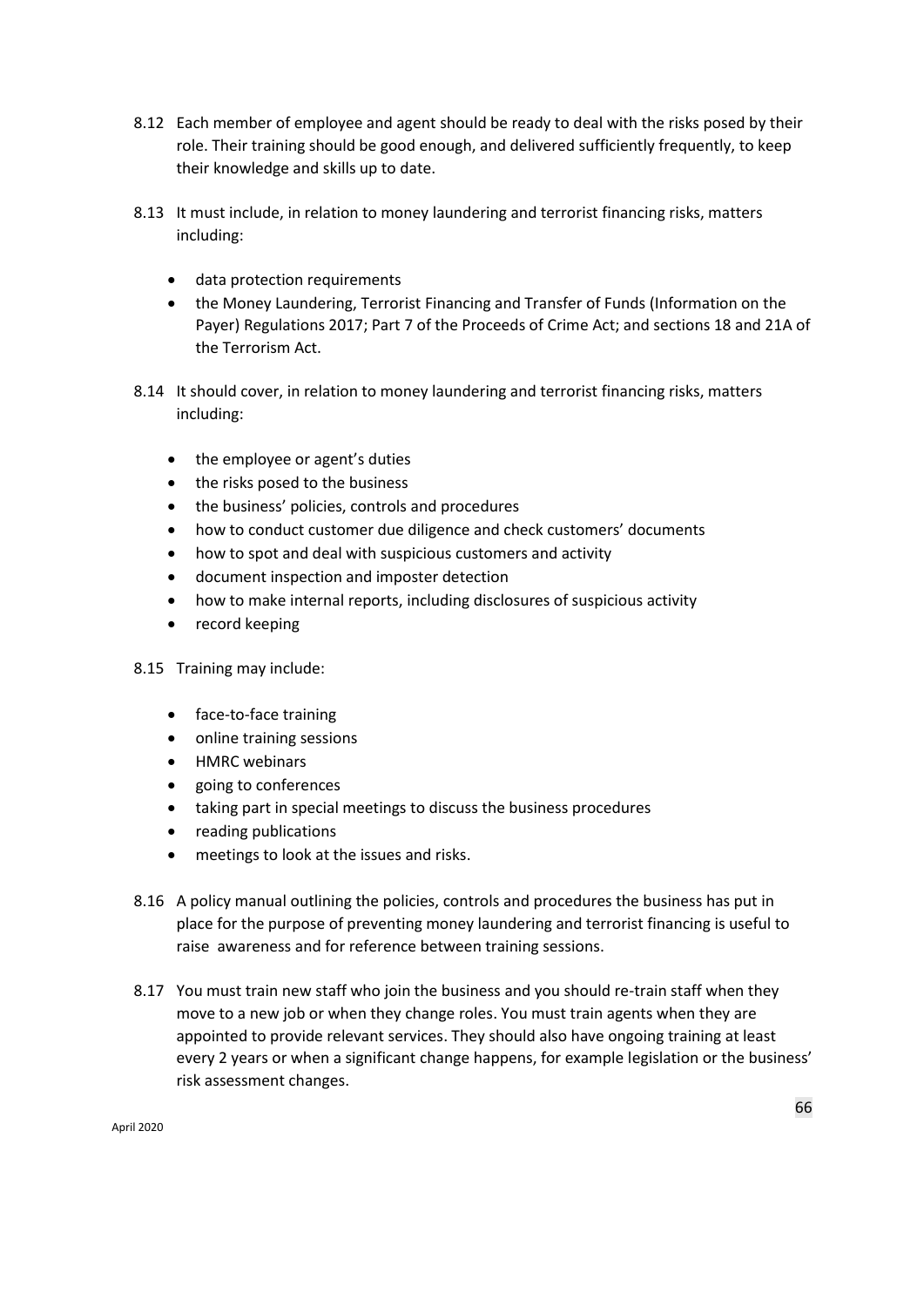8.12 Each member of employee and agent should be ready to deal with the risks posed by their role. Their training should be good enough, and delivered sufficiently frequently, to keep their knowledge and skills up to date.

8.13 It must include, in relation to money laundering and terrorist financing risks, matters including:

- data protection requirements
- the Money Laundering, Terrorist Financing and Transfer of Funds (Information on the Payer) Regulations 2017; Part 7 of the Proceeds of Crime Act; and sections 18 and 21A of the Terrorism Act.

8.14 It should cover, in relation to money laundering and terrorist financing risks, matters including:

- the employee or agent's duties
- the risks posed to the business
- the business' policies, controls and procedures
- how to conduct customer due diligence and check customers' documents
- how to spot and deal with suspicious customers and activity
- document inspection and imposter detection
- how to make internal reports, including disclosures of suspicious activity
- record keeping

8.15 Training may include:

- face-to-face training
- online training sessions
- HMRC webinars
- going to conferences
- taking part in special meetings to discuss the business procedures
- reading publications
- meetings to look at the issues and risks.

8.16 A policy manual outlining the policies, controls and procedures the business has put in place for the purpose of preventing money laundering and terrorist financing is useful to raise awareness and for reference between training sessions.

8.17 You must train new staff who join the business and you should re-train staff when they move to a new job or when they change roles. You must train agents when they are appointed to provide relevant services. They should also have ongoing training at least every 2 years or when a significant change happens, for example legislation or the business' risk assessment changes.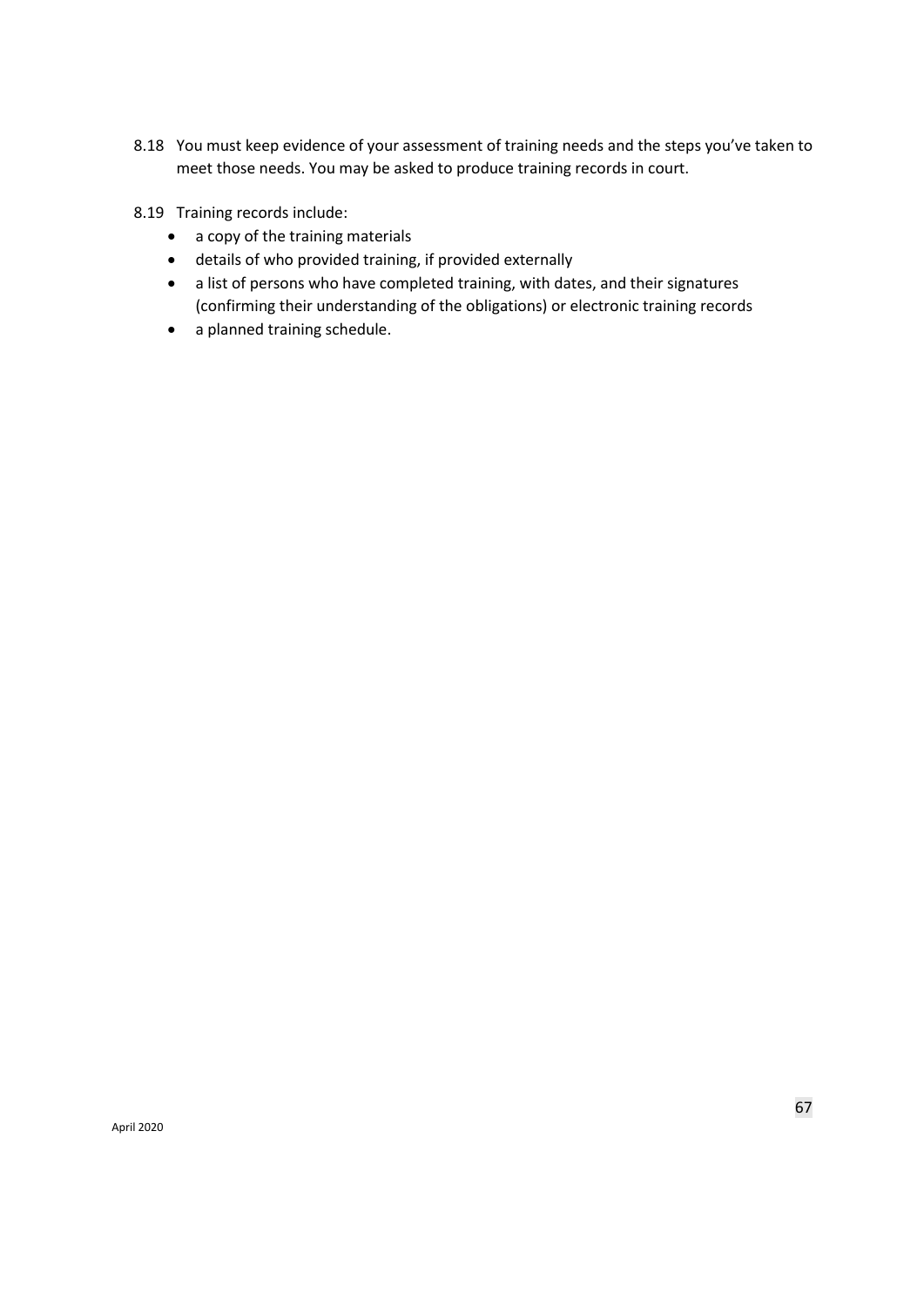8.18 You must keep evidence of your assessment of training needs and the steps you've taken to meet those needs. You may be asked to produce training records in court.

8.19 Training records include:

- a copy of the training materials
- details of who provided training, if provided externally
- a list of persons who have completed training, with dates, and their signatures (confirming their understanding of the obligations) or electronic training records
- a planned training schedule.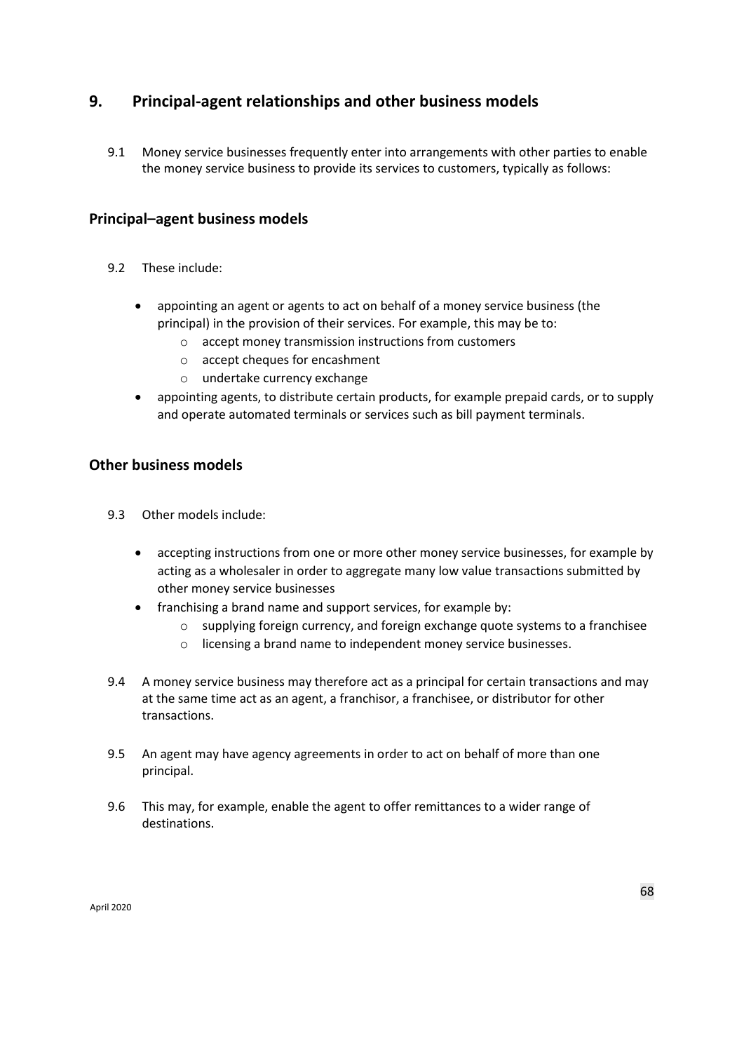# 9. Principal-agent relationships and other business models

9.1 Money service businesses frequently enter into arrangements with other parties to enable the money service business to provide its services to customers, typically as follows:

## Principal–agent business models

9.2 These include:

- appointing an agent or agents to act on behalf of a money service business (the principal) in the provision of their services. For example, this may be to:
  - accept money transmission instructions from customers
  - accept cheques for encashment
  - undertake currency exchange
- appointing agents, to distribute certain products, for example prepaid cards, or to supply and operate automated terminals or services such as bill payment terminals.

## Other business models

9.3 Other models include:

- accepting instructions from one or more other money service businesses, for example by acting as a wholesaler in order to aggregate many low value transactions submitted by other money service businesses
- franchising a brand name and support services, for example by:
  - supplying foreign currency, and foreign exchange quote systems to a franchisee
  - licensing a brand name to independent money service businesses.

9.4 A money service business may therefore act as a principal for certain transactions and may at the same time act as an agent, a franchisor, a franchisee, or distributor for other transactions.

9.5 An agent may have agency agreements in order to act on behalf of more than one principal.

9.6 This may, for example, enable the agent to offer remittances to a wider range of destinations.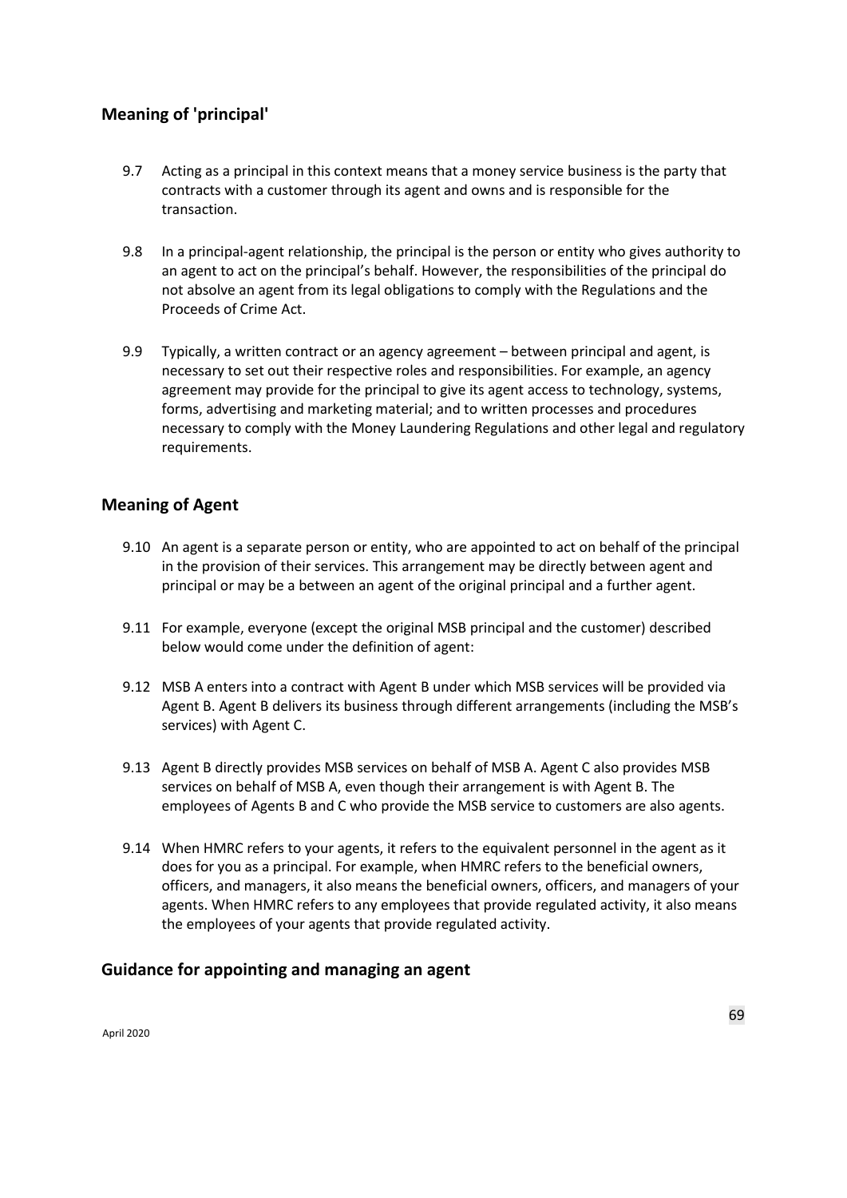## Meaning of 'principal'

9.7 Acting as a principal in this context means that a money service business is the party that contracts with a customer through its agent and owns and is responsible for the transaction.

9.8 In a principal-agent relationship, the principal is the person or entity who gives authority to an agent to act on the principal's behalf. However, the responsibilities of the principal do not absolve an agent from its legal obligations to comply with the Regulations and the Proceeds of Crime Act.

9.9 Typically, a written contract or an agency agreement – between principal and agent, is necessary to set out their respective roles and responsibilities. For example, an agency agreement may provide for the principal to give its agent access to technology, systems, forms, advertising and marketing material; and to written processes and procedures necessary to comply with the Money Laundering Regulations and other legal and regulatory requirements.

## Meaning of Agent

9.10 An agent is a separate person or entity, who are appointed to act on behalf of the principal in the provision of their services. This arrangement may be directly between agent and principal or may be a between an agent of the original principal and a further agent.

9.11 For example, everyone (except the original MSB principal and the customer) described below would come under the definition of agent:

9.12 MSB A enters into a contract with Agent B under which MSB services will be provided via Agent B. Agent B delivers its business through different arrangements (including the MSB's services) with Agent C.

9.13 Agent B directly provides MSB services on behalf of MSB A. Agent C also provides MSB services on behalf of MSB A, even though their arrangement is with Agent B. The employees of Agents B and C who provide the MSB service to customers are also agents.

9.14 When HMRC refers to your agents, it refers to the equivalent personnel in the agent as it does for you as a principal. For example, when HMRC refers to the beneficial owners, officers, and managers, it also means the beneficial owners, officers, and managers of your agents. When HMRC refers to any employees that provide regulated activity, it also means the employees of your agents that provide regulated activity.

## Guidance for appointing and managing an agent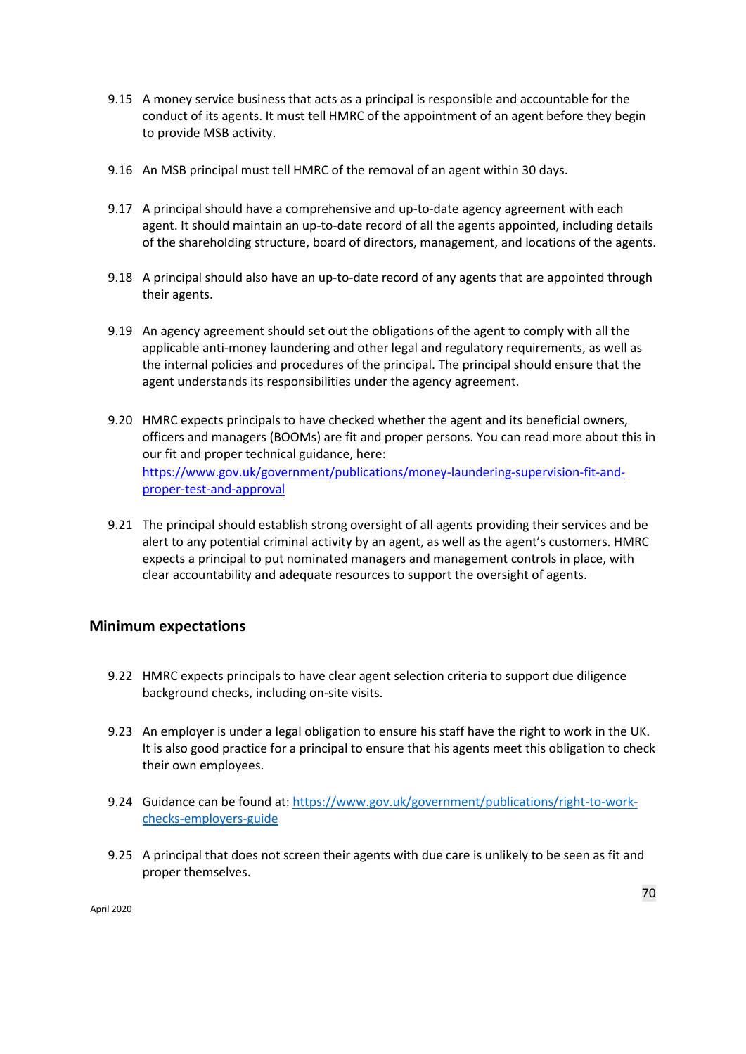9.15 A money service business that acts as a principal is responsible and accountable for the conduct of its agents. It must tell HMRC of the appointment of an agent before they begin to provide MSB activity.

9.16 An MSB principal must tell HMRC of the removal of an agent within 30 days.

9.17 A principal should have a comprehensive and up-to-date agency agreement with each agent. It should maintain an up-to-date record of all the agents appointed, including details of the shareholding structure, board of directors, management, and locations of the agents.

9.18 A principal should also have an up-to-date record of any agents that are appointed through their agents.

9.19 An agency agreement should set out the obligations of the agent to comply with all the applicable anti-money laundering and other legal and regulatory requirements, as well as the internal policies and procedures of the principal. The principal should ensure that the agent understands its responsibilities under the agency agreement.

9.20 HMRC expects principals to have checked whether the agent and its beneficial owners, officers and managers (BOOMs) are fit and proper persons. You can read more about this in our fit and proper technical guidance, here: [https://www.gov.uk/government/publications/money-laundering-supervision-fit-and-proper-test-and-approval](https://www.gov.uk/government/publications/money-laundering-supervision-fit-and-proper-test-and-approval)

9.21 The principal should establish strong oversight of all agents providing their services and be alert to any potential criminal activity by an agent, as well as the agent's customers. HMRC expects a principal to put nominated managers and management controls in place, with clear accountability and adequate resources to support the oversight of agents.

### Minimum expectations

9.22 HMRC expects principals to have clear agent selection criteria to support due diligence background checks, including on-site visits.

9.23 An employer is under a legal obligation to ensure his staff have the right to work in the UK. It is also good practice for a principal to ensure that his agents meet this obligation to check their own employees.

9.24 Guidance can be found at: [https://www.gov.uk/government/publications/right-to-work-checks-employers-guide](https://www.gov.uk/government/publications/right-to-work-checks-employers-guide)

9.25 A principal that does not screen their agents with due care is unlikely to be seen as fit and proper themselves.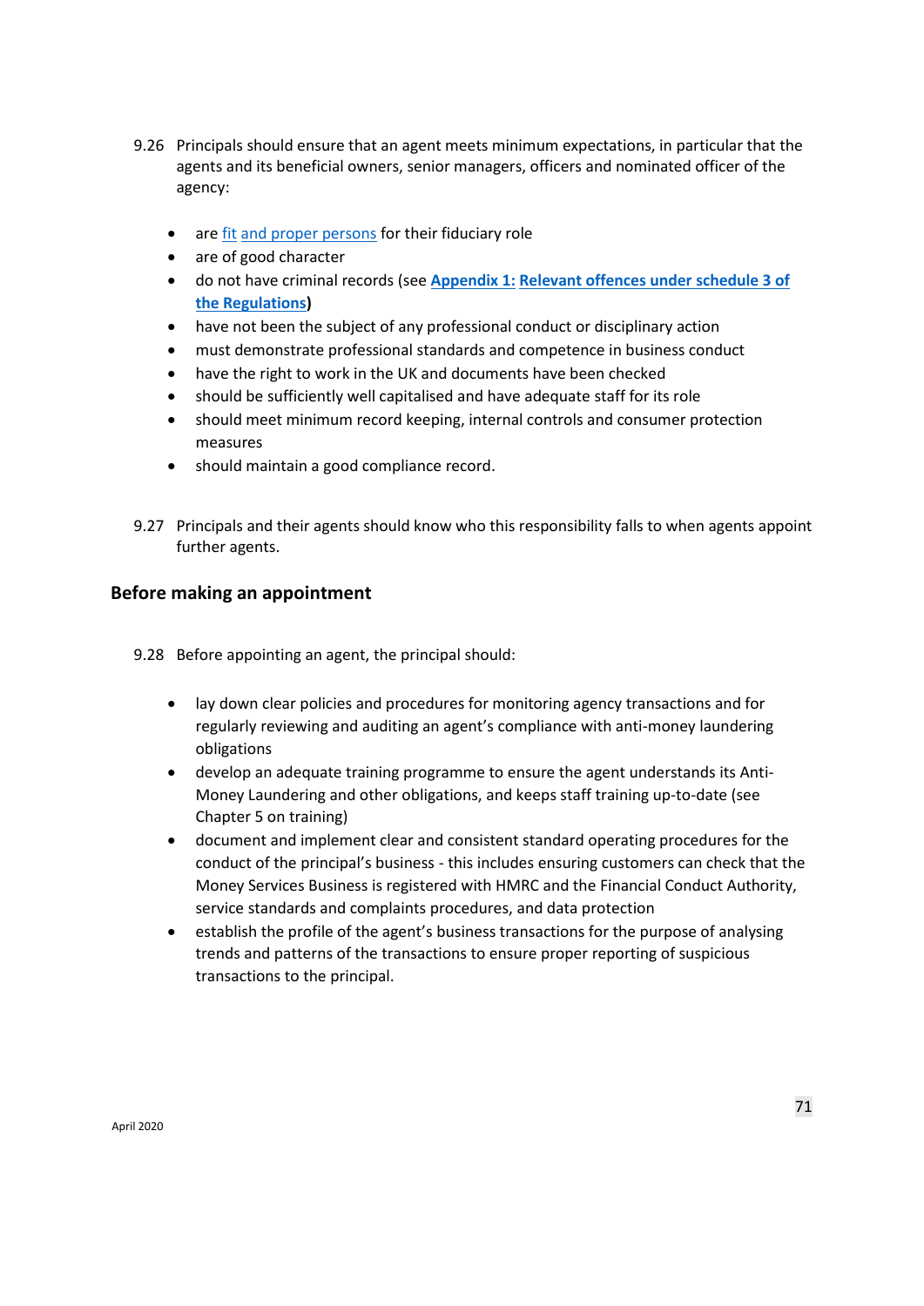9.26 Principals should ensure that an agent meets minimum expectations, in particular that the agents and its beneficial owners, senior managers, officers and nominated officer of the agency:

- are fit and proper persons for their fiduciary role
- are of good character
- do not have criminal records (see **Appendix 1: Relevant offences under schedule 3 of the Regulations**)
- have not been the subject of any professional conduct or disciplinary action
- must demonstrate professional standards and competence in business conduct
- have the right to work in the UK and documents have been checked
- should be sufficiently well capitalised and have adequate staff for its role
- should meet minimum record keeping, internal controls and consumer protection measures
- should maintain a good compliance record.

9.27 Principals and their agents should know who this responsibility falls to when agents appoint further agents.

## Before making an appointment

9.28 Before appointing an agent, the principal should:

- lay down clear policies and procedures for monitoring agency transactions and for regularly reviewing and auditing an agent's compliance with anti-money laundering obligations
- develop an adequate training programme to ensure the agent understands its Anti-Money Laundering and other obligations, and keeps staff training up-to-date (see Chapter 5 on training)
- document and implement clear and consistent standard operating procedures for the conduct of the principal's business - this includes ensuring customers can check that the Money Services Business is registered with HMRC and the Financial Conduct Authority, service standards and complaints procedures, and data protection
- establish the profile of the agent's business transactions for the purpose of analysing trends and patterns of the transactions to ensure proper reporting of suspicious transactions to the principal.

April 2020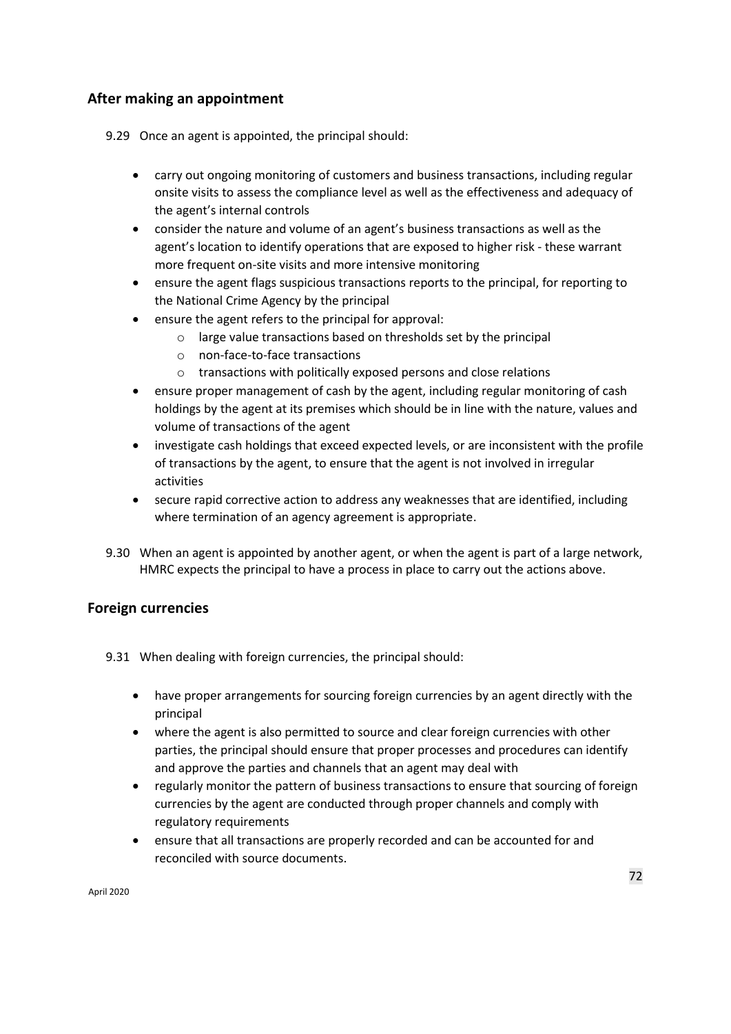## After making an appointment

9.29 Once an agent is appointed, the principal should:

- carry out ongoing monitoring of customers and business transactions, including regular onsite visits to assess the compliance level as well as the effectiveness and adequacy of the agent's internal controls
- consider the nature and volume of an agent's business transactions as well as the agent's location to identify operations that are exposed to higher risk - these warrant more frequent on-site visits and more intensive monitoring
- ensure the agent flags suspicious transactions reports to the principal, for reporting to the National Crime Agency by the principal
- ensure the agent refers to the principal for approval:
  - large value transactions based on thresholds set by the principal
  - non-face-to-face transactions
  - transactions with politically exposed persons and close relations
- ensure proper management of cash by the agent, including regular monitoring of cash holdings by the agent at its premises which should be in line with the nature, values and volume of transactions of the agent
- investigate cash holdings that exceed expected levels, or are inconsistent with the profile of transactions by the agent, to ensure that the agent is not involved in irregular activities
- secure rapid corrective action to address any weaknesses that are identified, including where termination of an agency agreement is appropriate.

9.30 When an agent is appointed by another agent, or when the agent is part of a large network, HMRC expects the principal to have a process in place to carry out the actions above.

## Foreign currencies

9.31 When dealing with foreign currencies, the principal should:

- have proper arrangements for sourcing foreign currencies by an agent directly with the principal
- where the agent is also permitted to source and clear foreign currencies with other parties, the principal should ensure that proper processes and procedures can identify and approve the parties and channels that an agent may deal with
- regularly monitor the pattern of business transactions to ensure that sourcing of foreign currencies by the agent are conducted through proper channels and comply with regulatory requirements
- ensure that all transactions are properly recorded and can be accounted for and reconciled with source documents.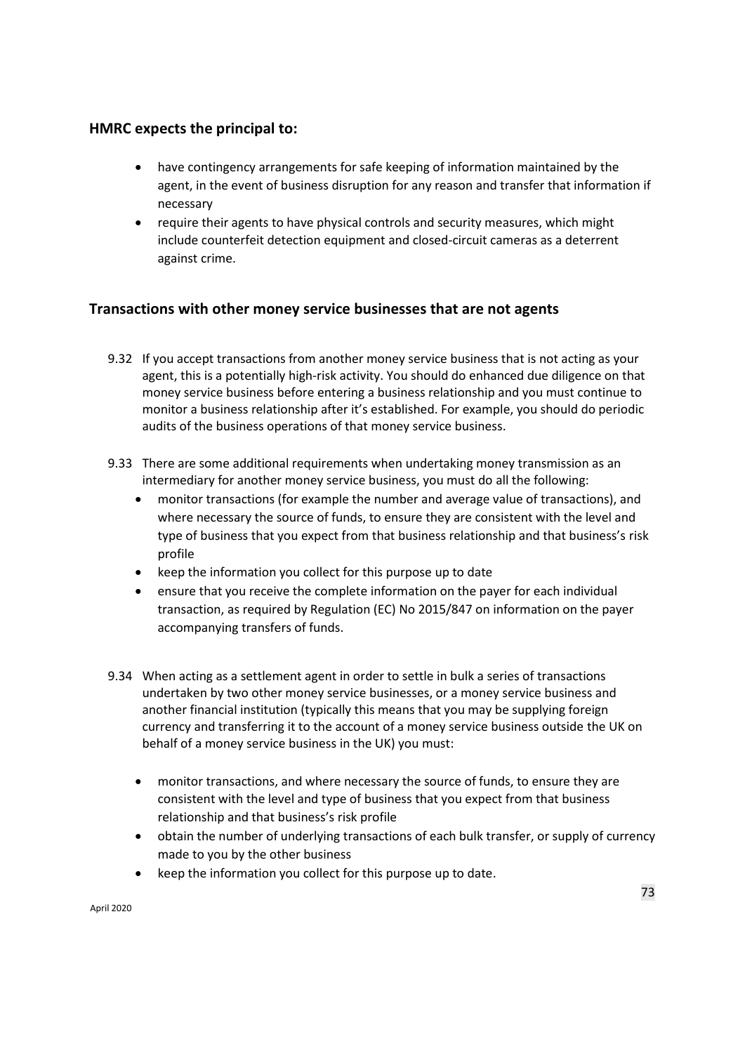## HMRC expects the principal to:

- have contingency arrangements for safe keeping of information maintained by the agent, in the event of business disruption for any reason and transfer that information if necessary
- require their agents to have physical controls and security measures, which might include counterfeit detection equipment and closed-circuit cameras as a deterrent against crime.

## Transactions with other money service businesses that are not agents

9.32 If you accept transactions from another money service business that is not acting as your agent, this is a potentially high-risk activity. You should do enhanced due diligence on that money service business before entering a business relationship and you must continue to monitor a business relationship after it's established. For example, you should do periodic audits of the business operations of that money service business.

9.33 There are some additional requirements when undertaking money transmission as an intermediary for another money service business, you must do all the following:

- monitor transactions (for example the number and average value of transactions), and where necessary the source of funds, to ensure they are consistent with the level and type of business that you expect from that business relationship and that business's risk profile
- keep the information you collect for this purpose up to date
- ensure that you receive the complete information on the payer for each individual transaction, as required by Regulation (EC) No 2015/847 on information on the payer accompanying transfers of funds.

9.34 When acting as a settlement agent in order to settle in bulk a series of transactions undertaken by two other money service businesses, or a money service business and another financial institution (typically this means that you may be supplying foreign currency and transferring it to the account of a money service business outside the UK on behalf of a money service business in the UK) you must:

- monitor transactions, and where necessary the source of funds, to ensure they are consistent with the level and type of business that you expect from that business relationship and that business's risk profile
- obtain the number of underlying transactions of each bulk transfer, or supply of currency made to you by the other business
- keep the information you collect for this purpose up to date.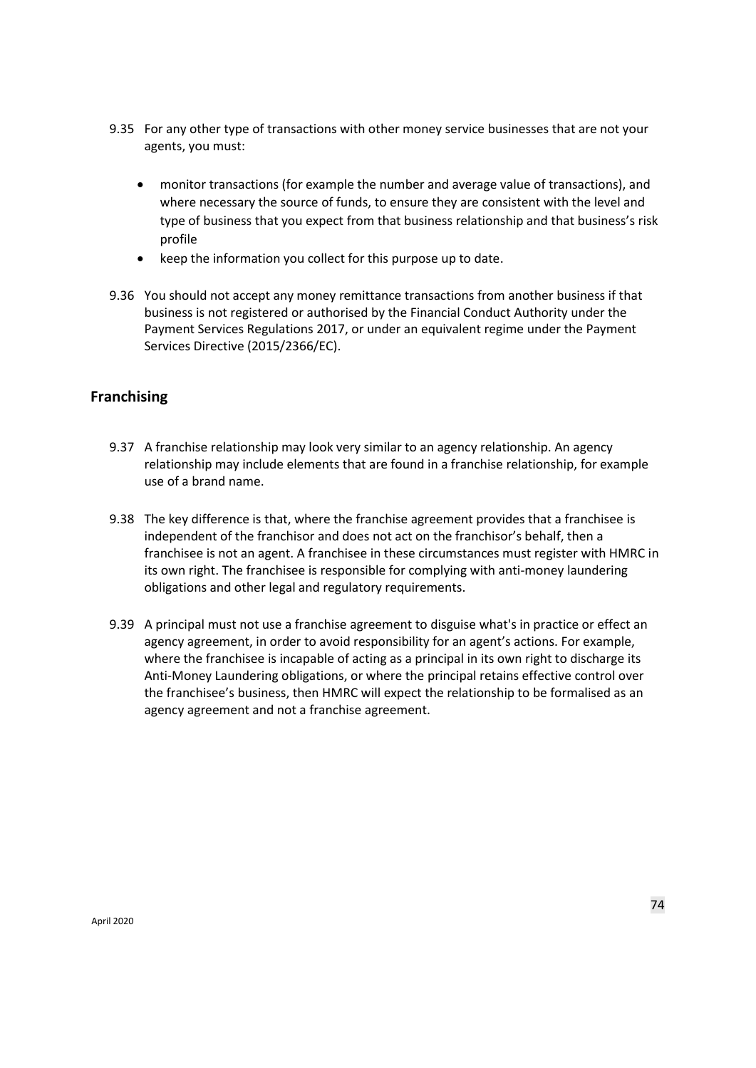9.35 For any other type of transactions with other money service businesses that are not your agents, you must:

- monitor transactions (for example the number and average value of transactions), and where necessary the source of funds, to ensure they are consistent with the level and type of business that you expect from that business relationship and that business's risk profile
- keep the information you collect for this purpose up to date.

9.36 You should not accept any money remittance transactions from another business if that business is not registered or authorised by the Financial Conduct Authority under the Payment Services Regulations 2017, or under an equivalent regime under the Payment Services Directive (2015/2366/EC).

## Franchising

9.37 A franchise relationship may look very similar to an agency relationship. An agency relationship may include elements that are found in a franchise relationship, for example use of a brand name.

9.38 The key difference is that, where the franchise agreement provides that a franchisee is independent of the franchisor and does not act on the franchisor's behalf, then a franchisee is not an agent. A franchisee in these circumstances must register with HMRC in its own right. The franchisee is responsible for complying with anti-money laundering obligations and other legal and regulatory requirements.

9.39 A principal must not use a franchise agreement to disguise what's in practice or effect an agency agreement, in order to avoid responsibility for an agent's actions. For example, where the franchisee is incapable of acting as a principal in its own right to discharge its Anti-Money Laundering obligations, or where the principal retains effective control over the franchisee's business, then HMRC will expect the relationship to be formalised as an agency agreement and not a franchise agreement.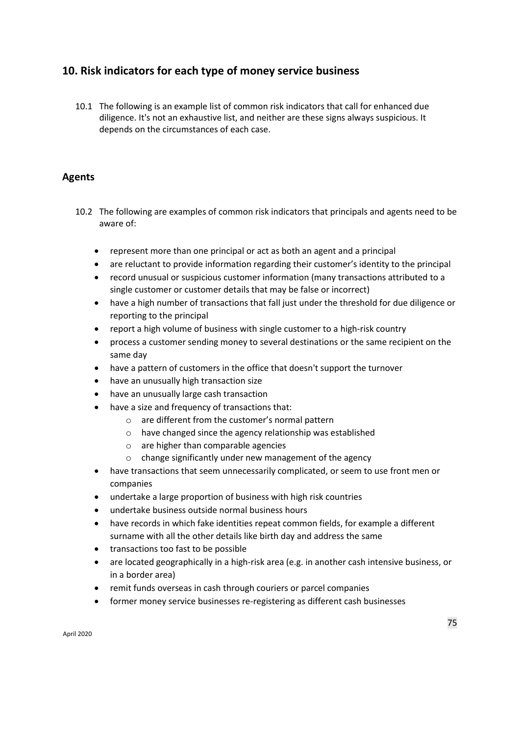## 10. Risk indicators for each type of money service business

10.1 The following is an example list of common risk indicators that call for enhanced due diligence. It's not an exhaustive list, and neither are these signs always suspicious. It depends on the circumstances of each case.

### Agents

10.2 The following are examples of common risk indicators that principals and agents need to be aware of:

- represent more than one principal or act as both an agent and a principal
- are reluctant to provide information regarding their customer's identity to the principal
- record unusual or suspicious customer information (many transactions attributed to a single customer or customer details that may be false or incorrect)
- have a high number of transactions that fall just under the threshold for due diligence or reporting to the principal
- report a high volume of business with single customer to a high-risk country
- process a customer sending money to several destinations or the same recipient on the same day
- have a pattern of customers in the office that doesn't support the turnover
- have an unusually high transaction size
- have an unusually large cash transaction
- have a size and frequency of transactions that:
  - are different from the customer's normal pattern
  - have changed since the agency relationship was established
  - are higher than comparable agencies
  - change significantly under new management of the agency
- have transactions that seem unnecessarily complicated, or seem to use front men or companies
- undertake a large proportion of business with high risk countries
- undertake business outside normal business hours
- have records in which fake identities repeat common fields, for example a different surname with all the other details like birth day and address the same
- transactions too fast to be possible
- are located geographically in a high-risk area (e.g. in another cash intensive business, or in a border area)
- remit funds overseas in cash through couriers or parcel companies
- former money service businesses re-registering as different cash businesses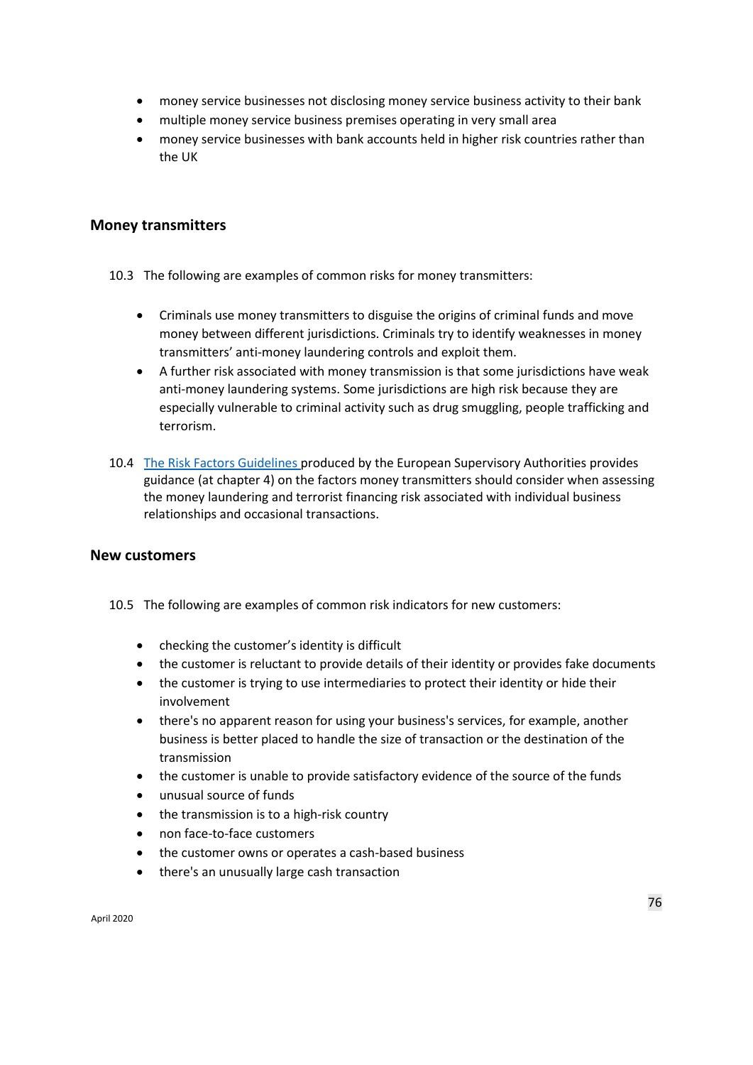- money service businesses not disclosing money service business activity to their bank
- multiple money service business premises operating in very small area
- money service businesses with bank accounts held in higher risk countries rather than the UK

## Money transmitters

10.3 The following are examples of common risks for money transmitters:

- Criminals use money transmitters to disguise the origins of criminal funds and move money between different jurisdictions. Criminals try to identify weaknesses in money transmitters' anti-money laundering controls and exploit them.
- A further risk associated with money transmission is that some jurisdictions have weak anti-money laundering systems. Some jurisdictions are high risk because they are especially vulnerable to criminal activity such as drug smuggling, people trafficking and terrorism.

10.4 The Risk Factors Guidelines produced by the European Supervisory Authorities provides guidance (at chapter 4) on the factors money transmitters should consider when assessing the money laundering and terrorist financing risk associated with individual business relationships and occasional transactions.

## New customers

10.5 The following are examples of common risk indicators for new customers:

- checking the customer's identity is difficult
- the customer is reluctant to provide details of their identity or provides fake documents
- the customer is trying to use intermediaries to protect their identity or hide their involvement
- there's no apparent reason for using your business's services, for example, another business is better placed to handle the size of transaction or the destination of the transmission
- the customer is unable to provide satisfactory evidence of the source of the funds
- unusual source of funds
- the transmission is to a high-risk country
- non face-to-face customers
- the customer owns or operates a cash-based business
- there's an unusually large cash transaction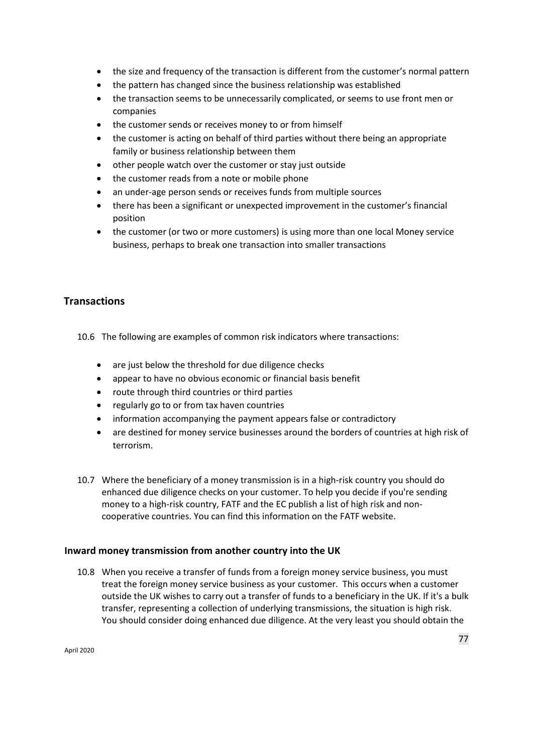- the size and frequency of the transaction is different from the customer's normal pattern
- the pattern has changed since the business relationship was established
- the transaction seems to be unnecessarily complicated, or seems to use front men or companies
- the customer sends or receives money to or from himself
- the customer is acting on behalf of third parties without there being an appropriate family or business relationship between them
- other people watch over the customer or stay just outside
- the customer reads from a note or mobile phone
- an under-age person sends or receives funds from multiple sources
- there has been a significant or unexpected improvement in the customer's financial position
- the customer (or two or more customers) is using more than one local Money service business, perhaps to break one transaction into smaller transactions

## Transactions

10.6 The following are examples of common risk indicators where transactions:

- are just below the threshold for due diligence checks
- appear to have no obvious economic or financial basis benefit
- route through third countries or third parties
- regularly go to or from tax haven countries
- information accompanying the payment appears false or contradictory
- are destined for money service businesses around the borders of countries at high risk of terrorism.

10.7 Where the beneficiary of a money transmission is in a high-risk country you should do enhanced due diligence checks on your customer. To help you decide if you're sending money to a high-risk country, FATF and the EC publish a list of high risk and non-cooperative countries. You can find this information on the FATF website.

### Inward money transmission from another country into the UK

10.8 When you receive a transfer of funds from a foreign money service business, you must treat the foreign money service business as your customer. This occurs when a customer outside the UK wishes to carry out a transfer of funds to a beneficiary in the UK. If it's a bulk transfer, representing a collection of underlying transmissions, the situation is high risk. You should consider doing enhanced due diligence. At the very least you should obtain the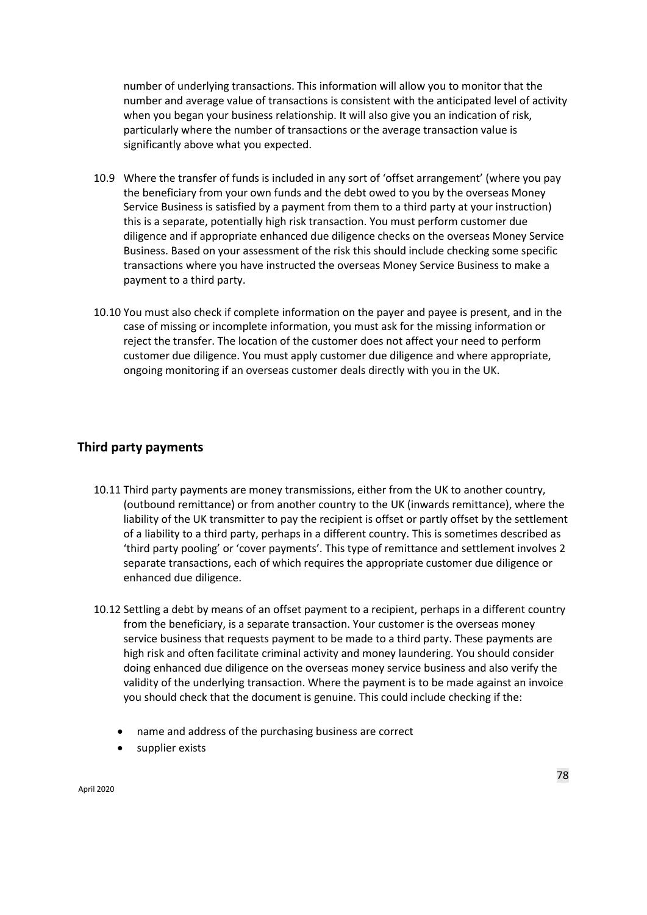number of underlying transactions. This information will allow you to monitor that the number and average value of transactions is consistent with the anticipated level of activity when you began your business relationship. It will also give you an indication of risk, particularly where the number of transactions or the average transaction value is significantly above what you expected.

10.9 Where the transfer of funds is included in any sort of 'offset arrangement' (where you pay the beneficiary from your own funds and the debt owed to you by the overseas Money Service Business is satisfied by a payment from them to a third party at your instruction) this is a separate, potentially high risk transaction. You must perform customer due diligence and if appropriate enhanced due diligence checks on the overseas Money Service Business. Based on your assessment of the risk this should include checking some specific transactions where you have instructed the overseas Money Service Business to make a payment to a third party.

10.10 You must also check if complete information on the payer and payee is present, and in the case of missing or incomplete information, you must ask for the missing information or reject the transfer. The location of the customer does not affect your need to perform customer due diligence. You must apply customer due diligence and where appropriate, ongoing monitoring if an overseas customer deals directly with you in the UK.

## Third party payments

10.11 Third party payments are money transmissions, either from the UK to another country, (outbound remittance) or from another country to the UK (inwards remittance), where the liability of the UK transmitter to pay the recipient is offset or partly offset by the settlement of a liability to a third party, perhaps in a different country. This is sometimes described as 'third party pooling' or 'cover payments'. This type of remittance and settlement involves 2 separate transactions, each of which requires the appropriate customer due diligence or enhanced due diligence.

10.12 Settling a debt by means of an offset payment to a recipient, perhaps in a different country from the beneficiary, is a separate transaction. Your customer is the overseas money service business that requests payment to be made to a third party. These payments are high risk and often facilitate criminal activity and money laundering. You should consider doing enhanced due diligence on the overseas money service business and also verify the validity of the underlying transaction. Where the payment is to be made against an invoice you should check that the document is genuine. This could include checking if the:

- name and address of the purchasing business are correct
- supplier exists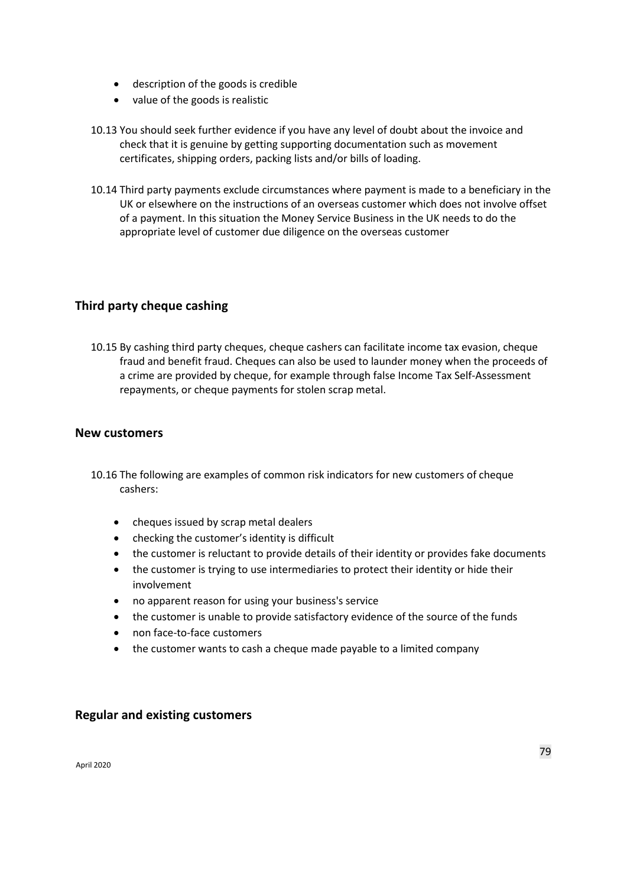- description of the goods is credible
- value of the goods is realistic

10.13 You should seek further evidence if you have any level of doubt about the invoice and check that it is genuine by getting supporting documentation such as movement certificates, shipping orders, packing lists and/or bills of loading.

10.14 Third party payments exclude circumstances where payment is made to a beneficiary in the UK or elsewhere on the instructions of an overseas customer which does not involve offset of a payment. In this situation the Money Service Business in the UK needs to do the appropriate level of customer due diligence on the overseas customer

## Third party cheque cashing

10.15 By cashing third party cheques, cheque cashers can facilitate income tax evasion, cheque fraud and benefit fraud. Cheques can also be used to launder money when the proceeds of a crime are provided by cheque, for example through false Income Tax Self-Assessment repayments, or cheque payments for stolen scrap metal.

## New customers

10.16 The following are examples of common risk indicators for new customers of cheque cashers:

- cheques issued by scrap metal dealers
- checking the customer's identity is difficult
- the customer is reluctant to provide details of their identity or provides fake documents
- the customer is trying to use intermediaries to protect their identity or hide their involvement
- no apparent reason for using your business's service
- the customer is unable to provide satisfactory evidence of the source of the funds
- non face-to-face customers
- the customer wants to cash a cheque made payable to a limited company

## Regular and existing customers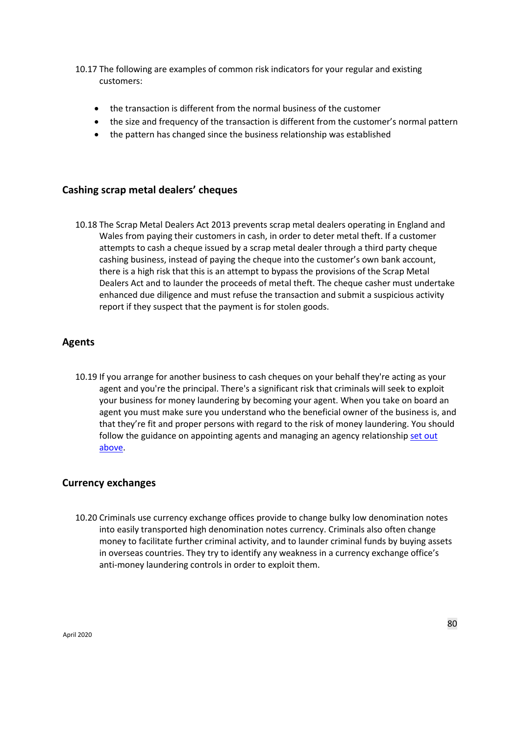10.17 The following are examples of common risk indicators for your regular and existing customers:

- the transaction is different from the normal business of the customer
- the size and frequency of the transaction is different from the customer's normal pattern
- the pattern has changed since the business relationship was established

## Cashing scrap metal dealers' cheques

10.18 The Scrap Metal Dealers Act 2013 prevents scrap metal dealers operating in England and Wales from paying their customers in cash, in order to deter metal theft. If a customer attempts to cash a cheque issued by a scrap metal dealer through a third party cheque cashing business, instead of paying the cheque into the customer's own bank account, there is a high risk that this is an attempt to bypass the provisions of the Scrap Metal Dealers Act and to launder the proceeds of metal theft. The cheque casher must undertake enhanced due diligence and must refuse the transaction and submit a suspicious activity report if they suspect that the payment is for stolen goods.

## Agents

10.19 If you arrange for another business to cash cheques on your behalf they're acting as your agent and you're the principal. There's a significant risk that criminals will seek to exploit your business for money laundering by becoming your agent. When you take on board an agent you must make sure you understand who the beneficial owner of the business is, and that they're fit and proper persons with regard to the risk of money laundering. You should follow the guidance on appointing agents and managing an agency relationship [set out above](#).

## Currency exchanges

10.20 Criminals use currency exchange offices provide to change bulky low denomination notes into easily transported high denomination notes currency. Criminals also often change money to facilitate further criminal activity, and to launder criminal funds by buying assets in overseas countries. They try to identify any weakness in a currency exchange office's anti-money laundering controls in order to exploit them.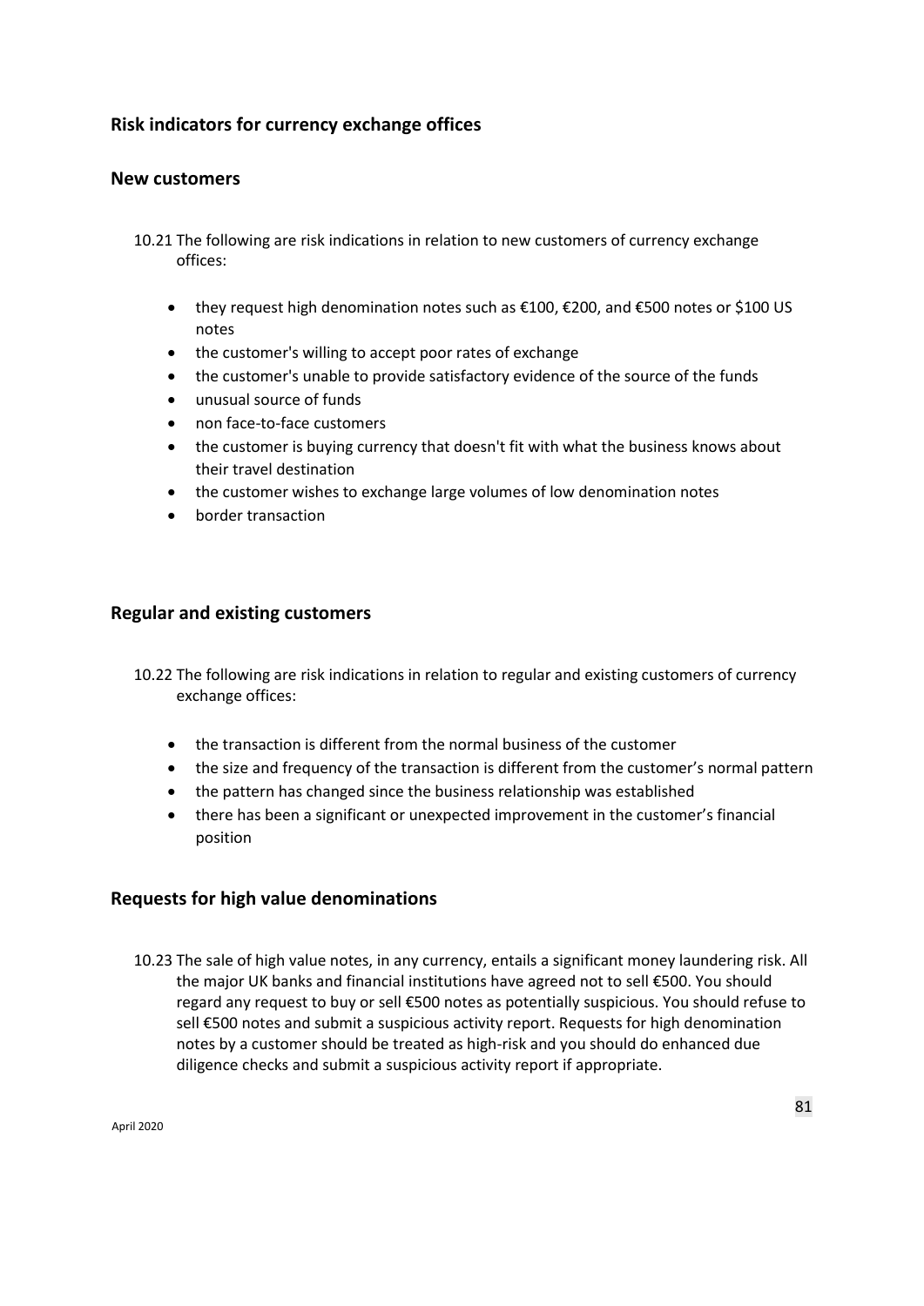## Risk indicators for currency exchange offices

### New customers

10.21 The following are risk indications in relation to new customers of currency exchange offices:

- they request high denomination notes such as €100, €200, and €500 notes or $100 US notes
- the customer's willing to accept poor rates of exchange
- the customer's unable to provide satisfactory evidence of the source of the funds
- unusual source of funds
- non face-to-face customers
- the customer is buying currency that doesn't fit with what the business knows about their travel destination
- the customer wishes to exchange large volumes of low denomination notes
- border transaction

### Regular and existing customers

10.22 The following are risk indications in relation to regular and existing customers of currency exchange offices:

- the transaction is different from the normal business of the customer
- the size and frequency of the transaction is different from the customer's normal pattern
- the pattern has changed since the business relationship was established
- there has been a significant or unexpected improvement in the customer's financial position

### Requests for high value denominations

10.23 The sale of high value notes, in any currency, entails a significant money laundering risk. All the major UK banks and financial institutions have agreed not to sell €500. You should regard any request to buy or sell €500 notes as potentially suspicious. You should refuse to sell €500 notes and submit a suspicious activity report. Requests for high denomination notes by a customer should be treated as high-risk and you should do enhanced due diligence checks and submit a suspicious activity report if appropriate.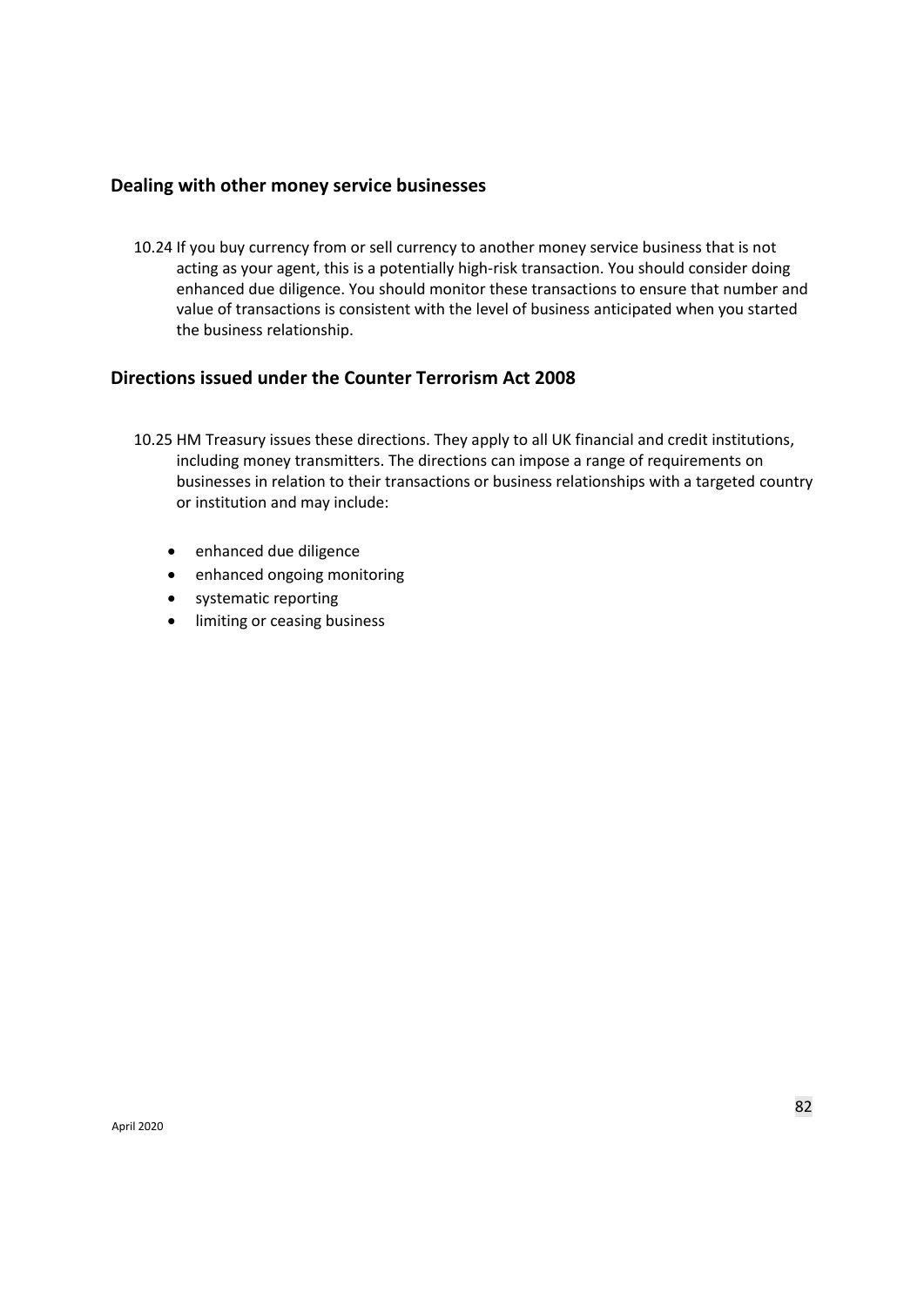## Dealing with other money service businesses

10.24 If you buy currency from or sell currency to another money service business that is not acting as your agent, this is a potentially high-risk transaction. You should consider doing enhanced due diligence. You should monitor these transactions to ensure that number and value of transactions is consistent with the level of business anticipated when you started the business relationship.

## Directions issued under the Counter Terrorism Act 2008

10.25 HM Treasury issues these directions. They apply to all UK financial and credit institutions, including money transmitters. The directions can impose a range of requirements on businesses in relation to their transactions or business relationships with a targeted country or institution and may include:

- enhanced due diligence
- enhanced ongoing monitoring
- systematic reporting
- limiting or ceasing business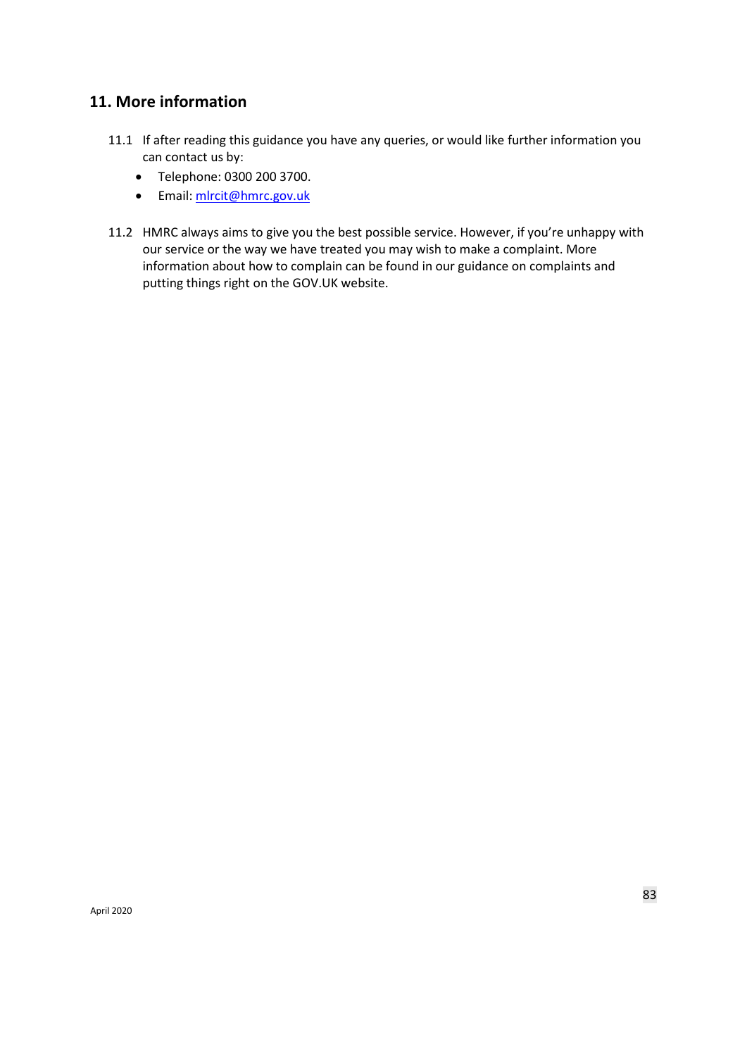## 11. More information

11.1 If after reading this guidance you have any queries, or would like further information you can contact us by:

- Telephone: 0300 200 3700.
- Email: mlrcit@hmrc.gov.uk

11.2 HMRC always aims to give you the best possible service. However, if you're unhappy with our service or the way we have treated you may wish to make a complaint. More information about how to complain can be found in our guidance on complaints and putting things right on the GOV.UK website.